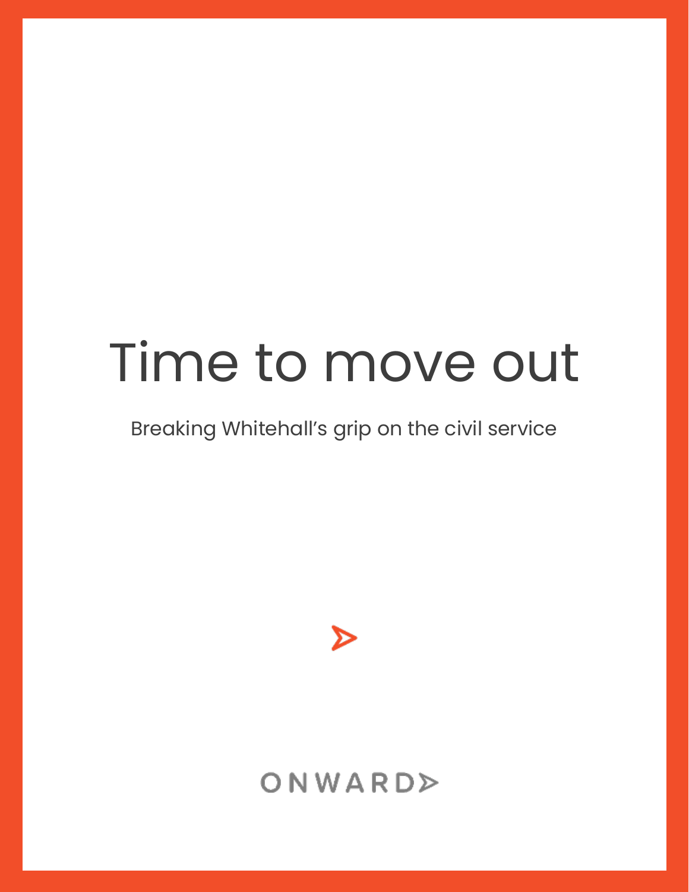# Time to move out

Breaking Whitehall's grip on the civil service

ONWARD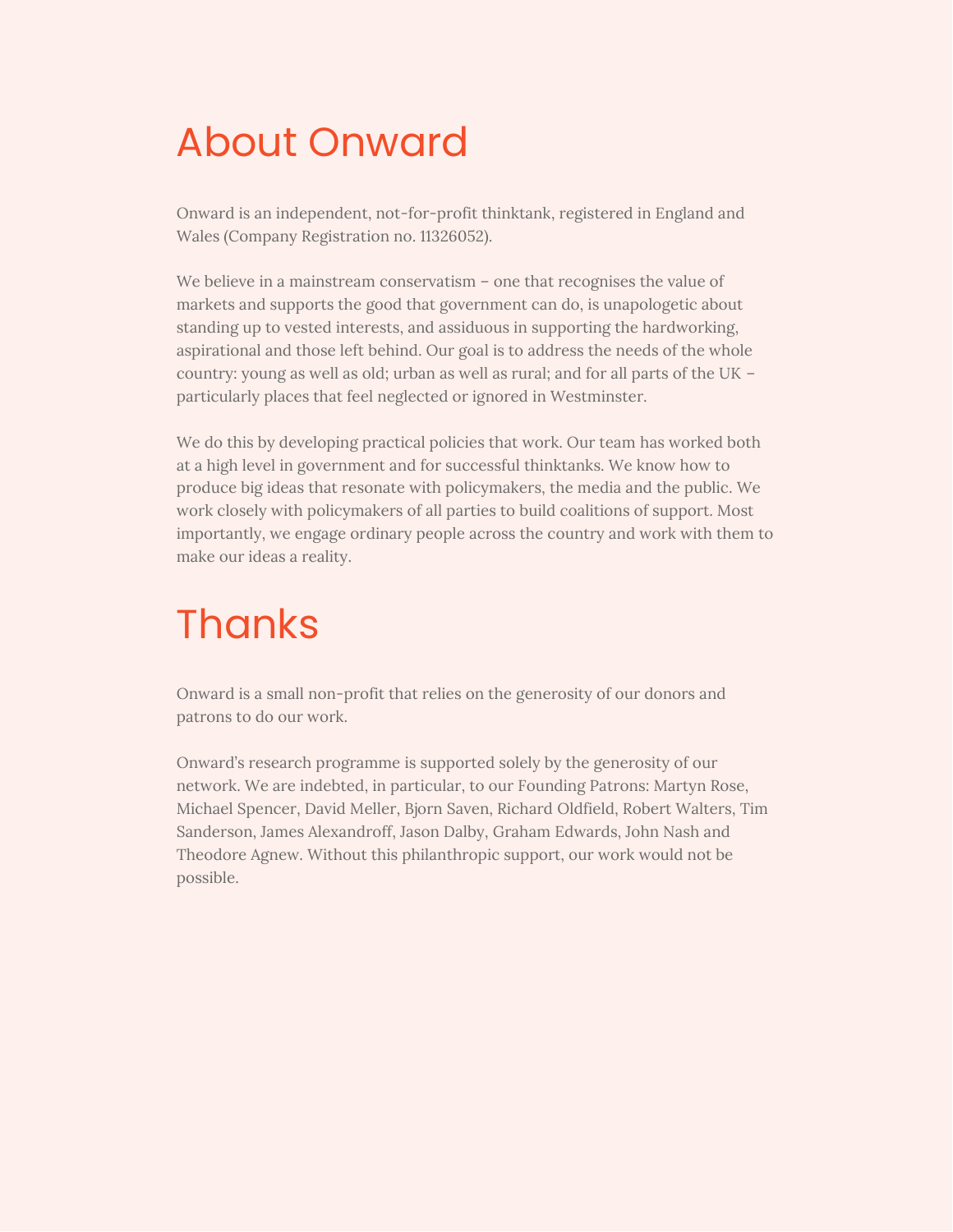# About Onward

Onward is an independent, not-for-profit thinktank, registered in England and Wales (Company Registration no. 11326052).

We believe in a mainstream conservatism – one that recognises the value of markets and supports the good that government can do, is unapologetic about standing up to vested interests, and assiduous in supporting the hardworking, aspirational and those left behind. Our goal is to address the needs of the whole country: young as well as old; urban as well as rural; and for all parts of the UK – particularly places that feel neglected or ignored in Westminster.

We do this by developing practical policies that work. Our team has worked both at a high level in government and for successful thinktanks. We know how to produce big ideas that resonate with policymakers, the media and the public. We work closely with policymakers of all parties to build coalitions of support. Most importantly, we engage ordinary people across the country and work with them to make our ideas a reality.

# Thanks

Onward is a small non-profit that relies on the generosity of our donors and patrons to do our work.

Onward's research programme is supported solely by the generosity of our network. We are indebted, in particular, to our Founding Patrons: Martyn Rose, Michael Spencer, David Meller, Bjorn Saven, Richard Oldfield, Robert Walters, Tim Sanderson, James Alexandroff, Jason Dalby, Graham Edwards, John Nash and Theodore Agnew. Without this philanthropic support, our work would not be possible.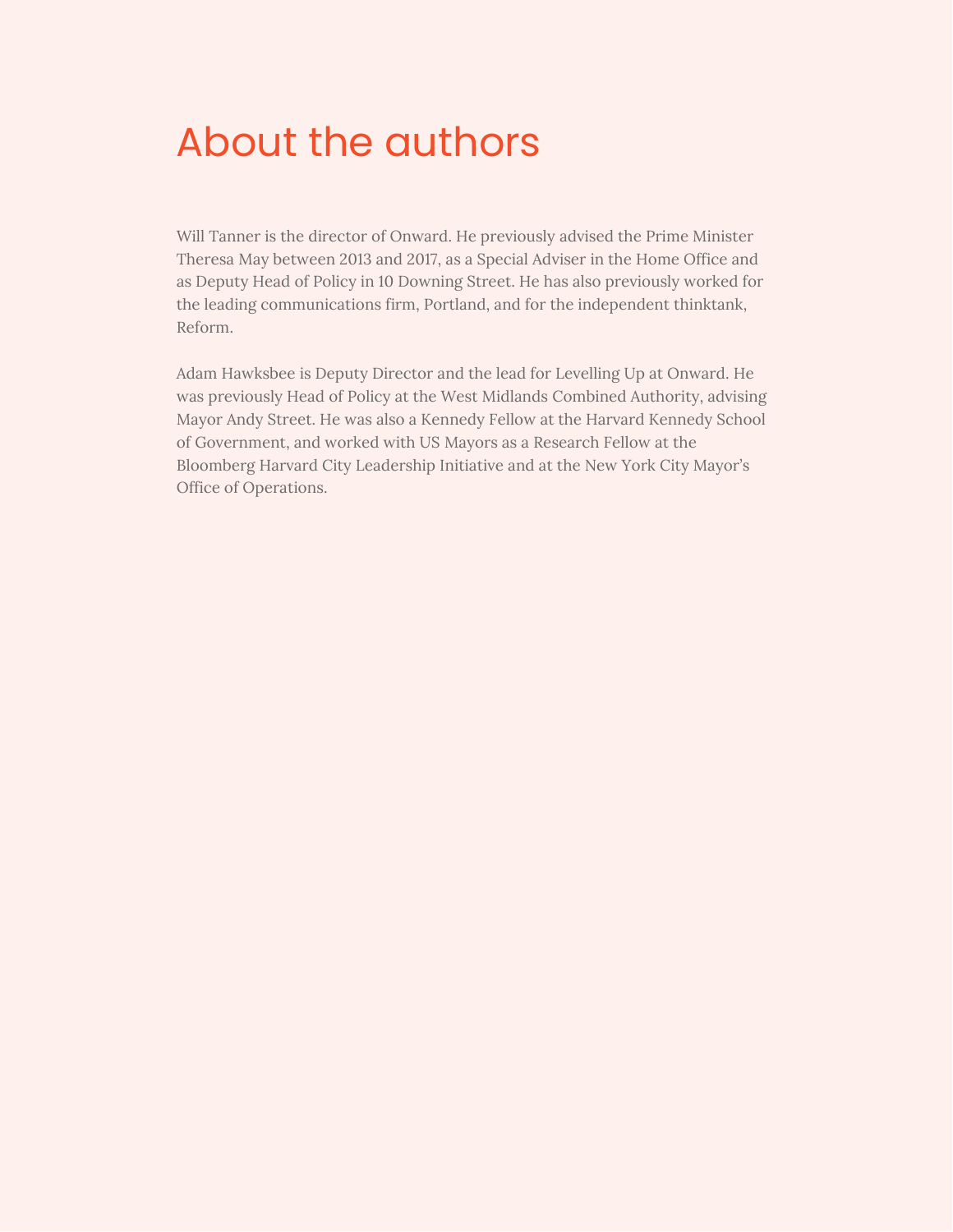# About the authors

Will Tanner is the director of Onward. He previously advised the Prime Minister Theresa May between 2013 and 2017, as a Special Adviser in the Home Office and as Deputy Head of Policy in 10 Downing Street. He has also previously worked for the leading communications firm, Portland, and for the independent thinktank, Reform.

Adam Hawksbee is Deputy Director and the lead for Levelling Up at Onward. He was previously Head of Policy at the West Midlands Combined Authority, advising Mayor Andy Street. He was also a Kennedy Fellow at the Harvard Kennedy School of Government, and worked with US Mayors as a Research Fellow at the Bloomberg Harvard City Leadership Initiative and at the New York City Mayor's Office of Operations.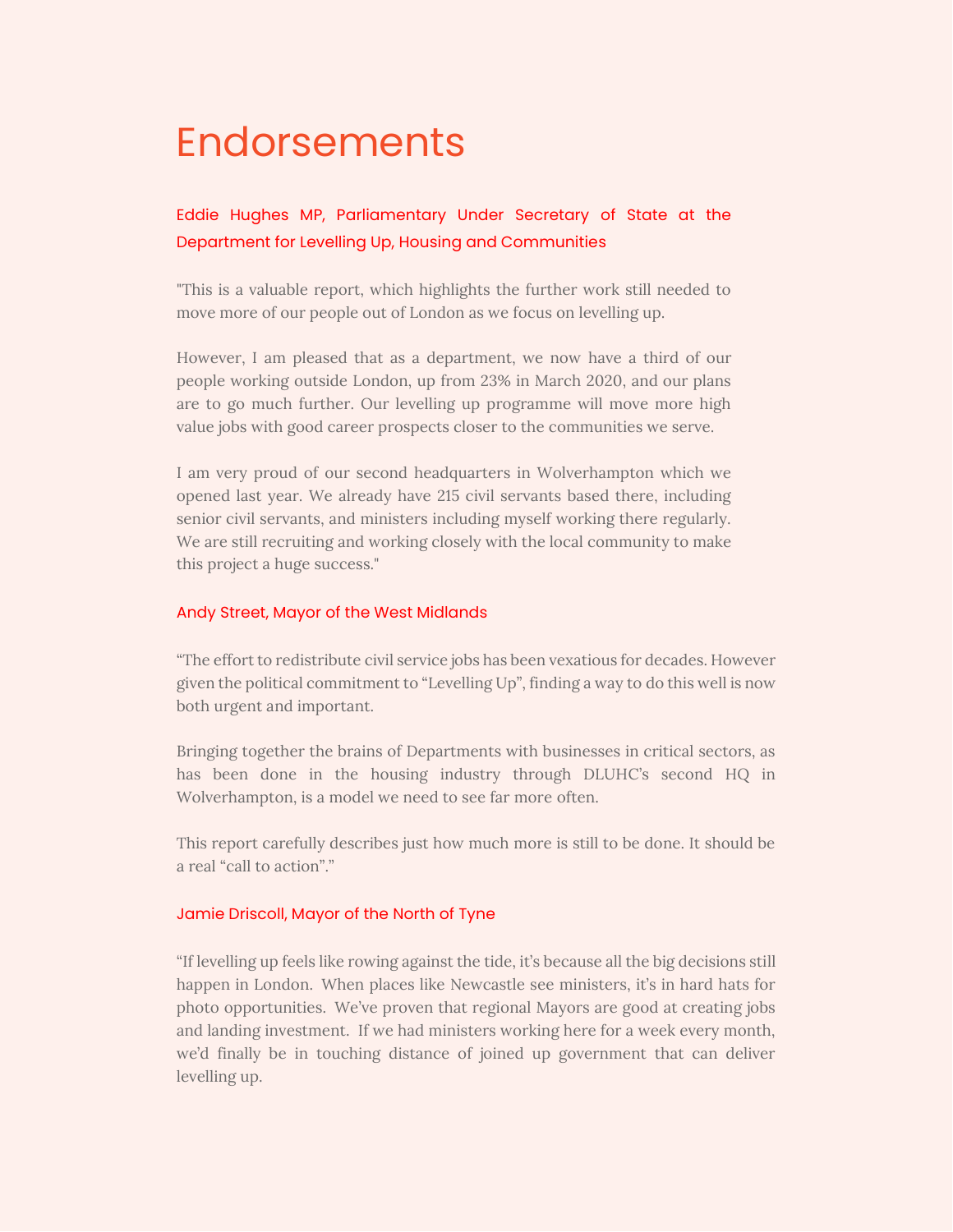# Endorsements

### Eddie Hughes MP, Parliamentary Under Secretary of State at the Department for Levelling Up, Housing and Communities

"This is a valuable report, which highlights the further work still needed to move more of our people out of London as we focus on levelling up.

However, I am pleased that as a department, we now have a third of our people working outside London, up from 23% in March 2020, and our plans are to go much further. Our levelling up programme will move more high value jobs with good career prospects closer to the communities we serve.

I am very proud of our second headquarters in Wolverhampton which we opened last year. We already have 215 civil servants based there, including senior civil servants, and ministers including myself working there regularly. We are still recruiting and working closely with the local community to make this project a huge success."

### Andy Street, Mayor of the West Midlands

"The effort to redistribute civil service jobs has been vexatious for decades. However given the political commitment to "Levelling Up", finding a way to do this well is now both urgent and important.

Bringing together the brains of Departments with businesses in critical sectors, as has been done in the housing industry through DLUHC's second HQ in Wolverhampton, is a model we need to see far more often.

This report carefully describes just how much more is still to be done. It should be a real "call to action"."

### Jamie Driscoll, Mayor of the North of Tyne

"If levelling up feels like rowing against the tide, it's because all the big decisions still happen in London. When places like Newcastle see ministers, it's in hard hats for photo opportunities. We've proven that regional Mayors are good at creating jobs and landing investment. If we had ministers working here for a week every month, we'd finally be in touching distance of joined up government that can deliver levelling up.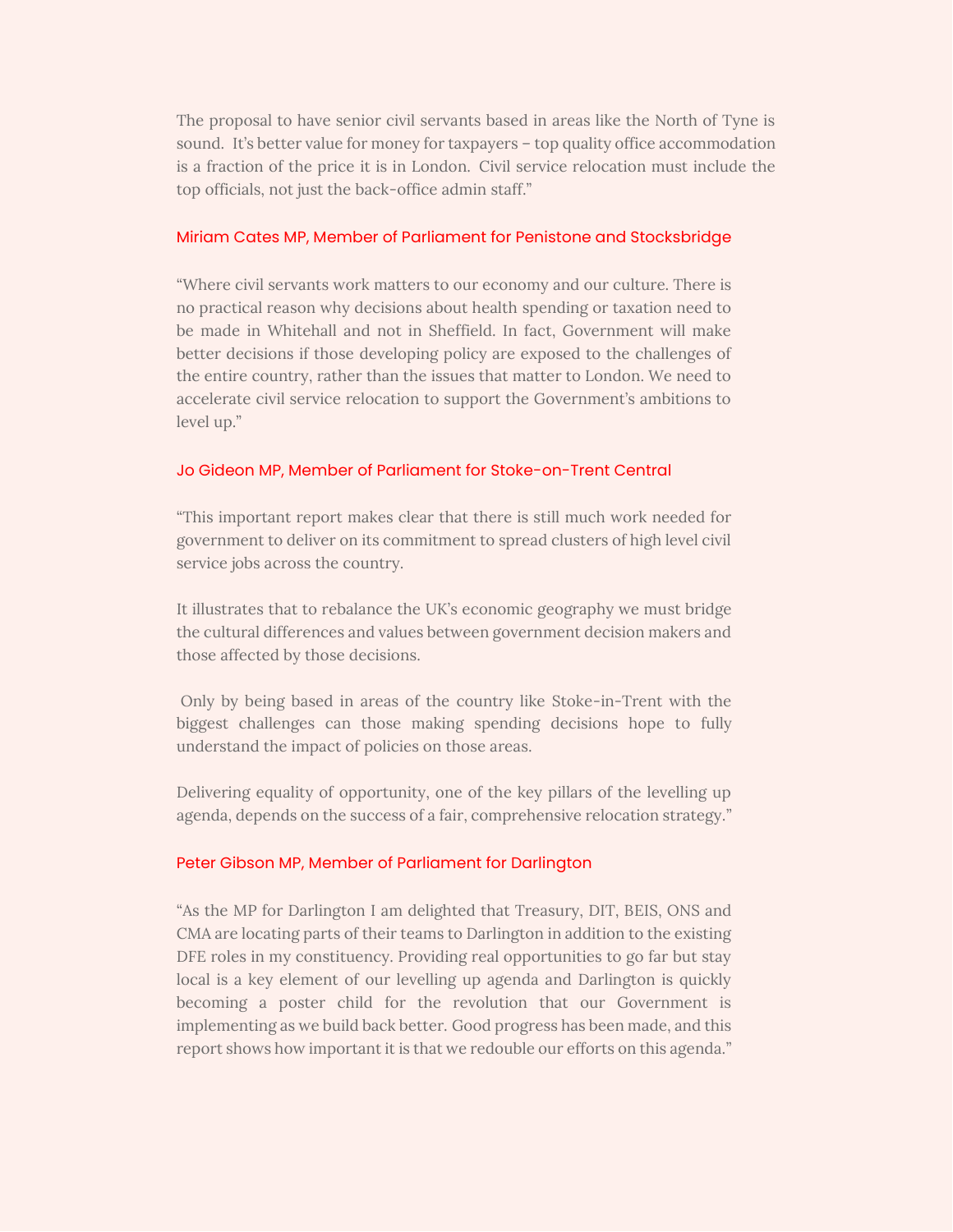The proposal to have senior civil servants based in areas like the North of Tyne is sound. It's better value for money for taxpayers – top quality office accommodation is a fraction of the price it is in London. Civil service relocation must include the top officials, not just the back-office admin staff."

Miriam Cates MP, Member of Parliament for Penistone and Stocksbridge

"Where civil servants work matters to our economy and our culture. There is no practical reason why decisions about health spending or taxation need to be made in Whitehall and not in Sheffield. In fact, Government will make better decisions if those developing policy are exposed to the challenges of the entire country, rather than the issues that matter to London. We need to accelerate civil service relocation to support the Government's ambitions to level up."

Jo Gideon MP, Member of Parliament for Stoke-on-Trent Central

"This important report makes clear that there is still much work needed for government to deliver on its commitment to spread clusters of high level civil service jobs across the country.

It illustrates that to rebalance the UK's economic geography we must bridge the cultural differences and values between government decision makers and those affected by those decisions.

Only by being based in areas of the country like Stoke-in-Trent with the biggest challenges can those making spending decisions hope to fully understand the impact of policies on those areas.

Delivering equality of opportunity, one of the key pillars of the levelling up agenda, depends on the success of a fair, comprehensive relocation strategy."

Peter Gibson MP, Member of Parliament for Darlington

"As the MP for Darlington I am delighted that Treasury, DIT, BEIS, ONS and CMA are locating parts of their teams to Darlington in addition to the existing DFE roles in my constituency. Providing real opportunities to go far but stay local is a key element of our levelling up agenda and Darlington is quickly becoming a poster child for the revolution that our Government is implementing as we build back better. Good progress has been made, and this report shows how important it is that we redouble our efforts on this agenda."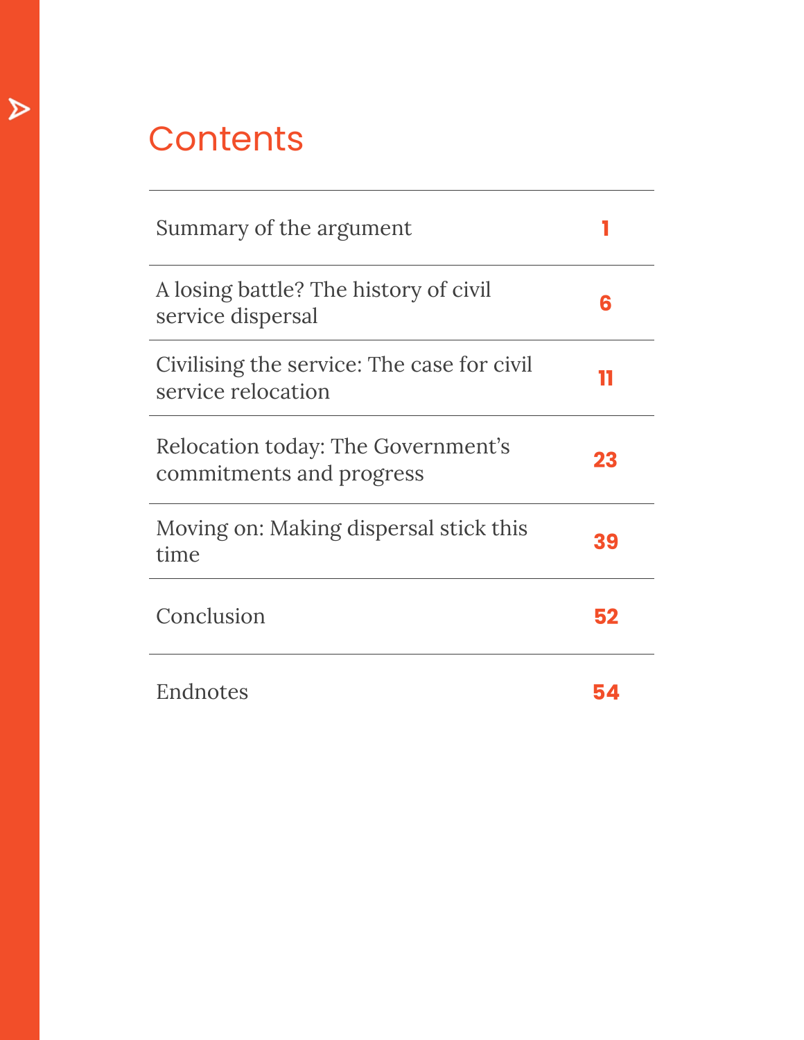# Contents

| | |
|---|---|
| Summary of the argument | 1 |
| A losing battle? The history of civil service dispersal | 6 |
| Civilising the service: The case for civil service relocation | 11 |
| Relocation today: The Government's commitments and progress | 23 |
| Moving on: Making dispersal stick this time | 39 |
| Conclusion | 52 |
| Endnotes | 54 |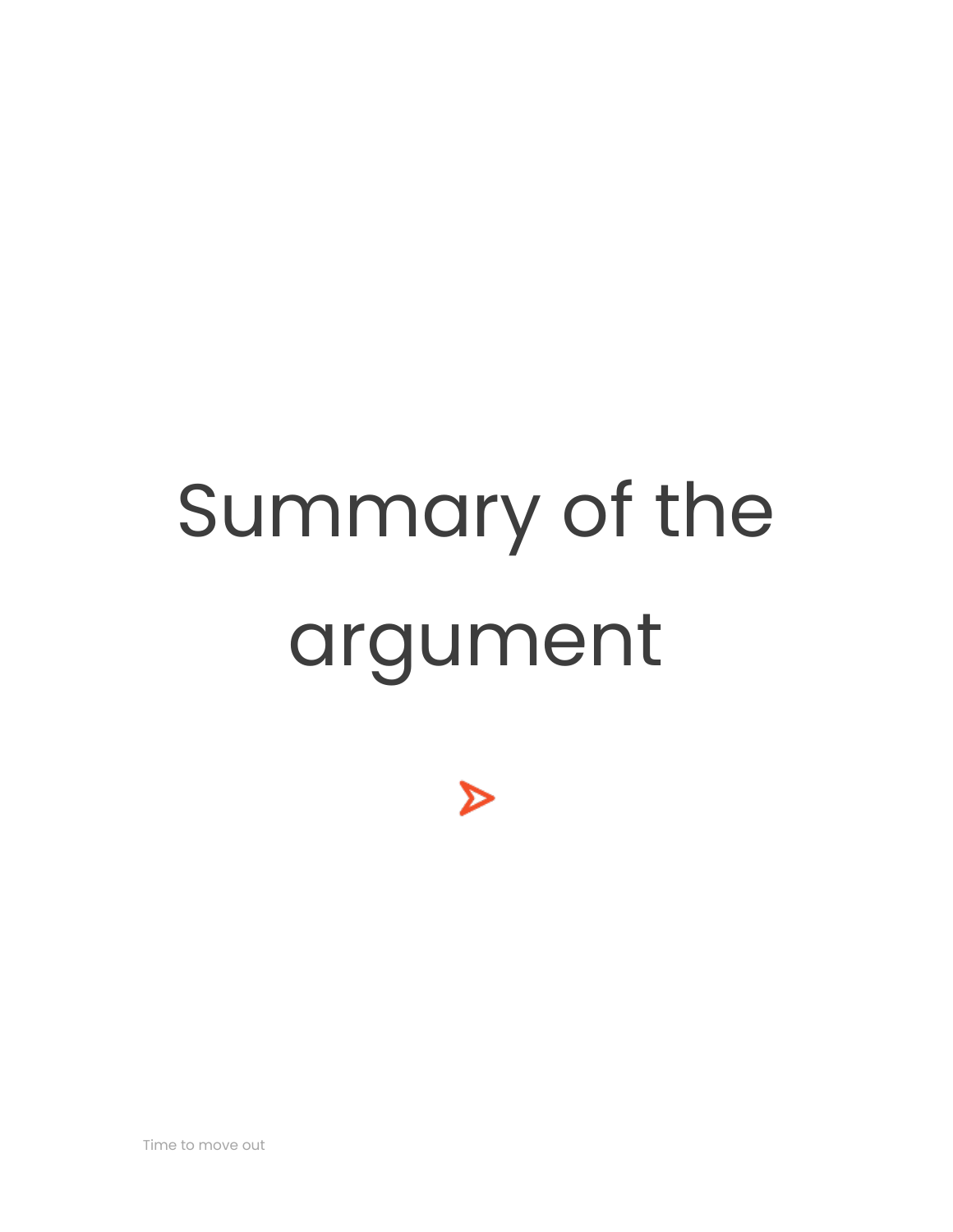# Summary of the argument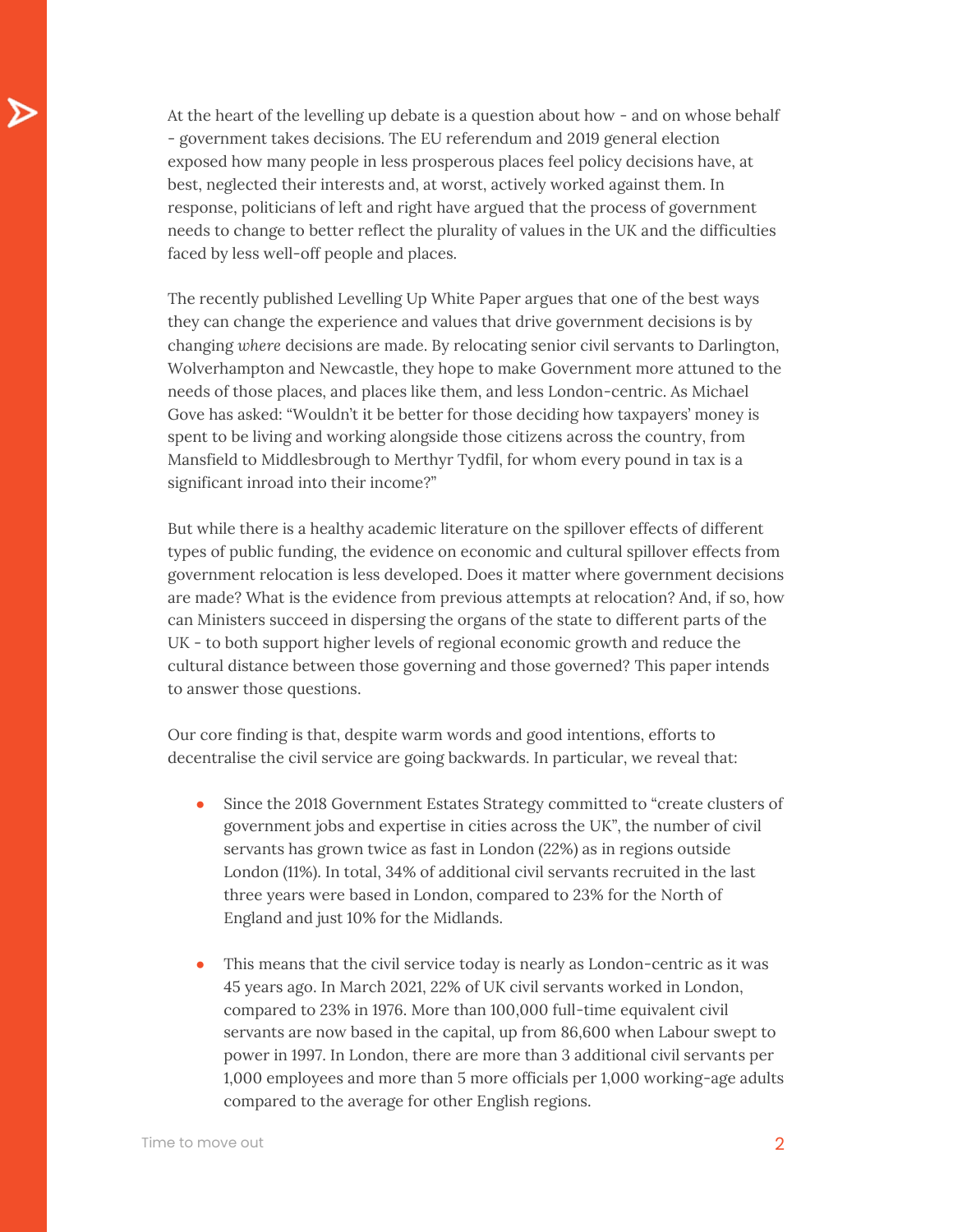At the heart of the levelling up debate is a question about how - and on whose behalf - government takes decisions. The EU referendum and 2019 general election exposed how many people in less prosperous places feel policy decisions have, at best, neglected their interests and, at worst, actively worked against them. In response, politicians of left and right have argued that the process of government needs to change to better reflect the plurality of values in the UK and the difficulties faced by less well-off people and places.

The recently published Levelling Up White Paper argues that one of the best ways they can change the experience and values that drive government decisions is by changing *where* decisions are made. By relocating senior civil servants to Darlington, Wolverhampton and Newcastle, they hope to make Government more attuned to the needs of those places, and places like them, and less London-centric. As Michael Gove has asked: "Wouldn't it be better for those deciding how taxpayers' money is spent to be living and working alongside those citizens across the country, from Mansfield to Middlesbrough to Merthyr Tydfil, for whom every pound in tax is a significant inroad into their income?"

But while there is a healthy academic literature on the spillover effects of different types of public funding, the evidence on economic and cultural spillover effects from government relocation is less developed. Does it matter where government decisions are made? What is the evidence from previous attempts at relocation? And, if so, how can Ministers succeed in dispersing the organs of the state to different parts of the UK - to both support higher levels of regional economic growth and reduce the cultural distance between those governing and those governed? This paper intends to answer those questions.

Our core finding is that, despite warm words and good intentions, efforts to decentralise the civil service are going backwards. In particular, we reveal that:

- Since the 2018 Government Estates Strategy committed to "create clusters of government jobs and expertise in cities across the UK", the number of civil servants has grown twice as fast in London (22%) as in regions outside London (11%). In total, 34% of additional civil servants recruited in the last three years were based in London, compared to 23% for the North of England and just 10% for the Midlands.

- This means that the civil service today is nearly as London-centric as it was 45 years ago. In March 2021, 22% of UK civil servants worked in London, compared to 23% in 1976. More than 100,000 full-time equivalent civil servants are now based in the capital, up from 86,600 when Labour swept to power in 1997. In London, there are more than 3 additional civil servants per 1,000 employees and more than 5 more officials per 1,000 working-age adults compared to the average for other English regions.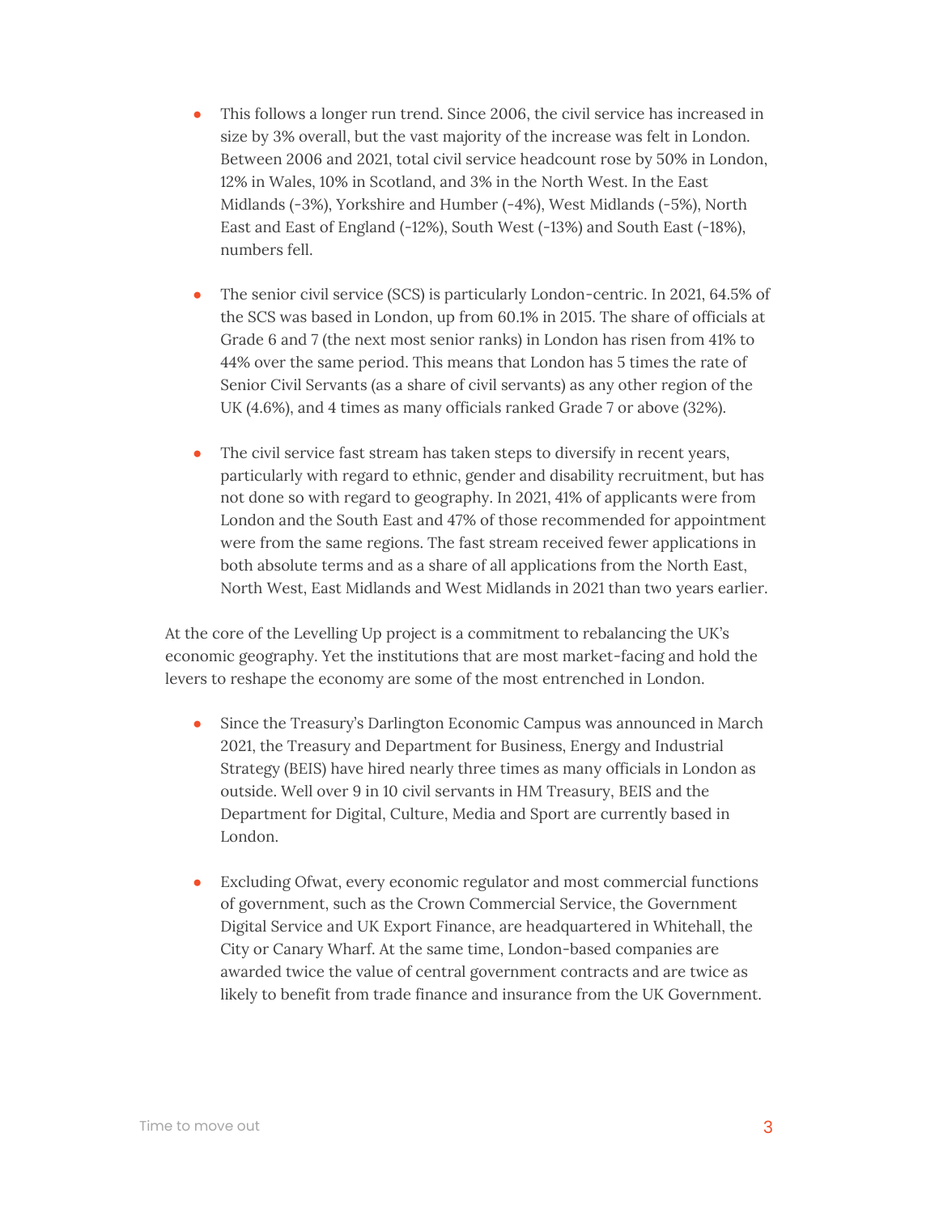- This follows a longer run trend. Since 2006, the civil service has increased in size by 3% overall, but the vast majority of the increase was felt in London. Between 2006 and 2021, total civil service headcount rose by 50% in London, 12% in Wales, 10% in Scotland, and 3% in the North West. In the East Midlands (-3%), Yorkshire and Humber (-4%), West Midlands (-5%), North East and East of England (-12%), South West (-13%) and South East (-18%), numbers fell.

- The senior civil service (SCS) is particularly London-centric. In 2021, 64.5% of the SCS was based in London, up from 60.1% in 2015. The share of officials at Grade 6 and 7 (the next most senior ranks) in London has risen from 41% to 44% over the same period. This means that London has 5 times the rate of Senior Civil Servants (as a share of civil servants) as any other region of the UK (4.6%), and 4 times as many officials ranked Grade 7 or above (32%).

- The civil service fast stream has taken steps to diversify in recent years, particularly with regard to ethnic, gender and disability recruitment, but has not done so with regard to geography. In 2021, 41% of applicants were from London and the South East and 47% of those recommended for appointment were from the same regions. The fast stream received fewer applications in both absolute terms and as a share of all applications from the North East, North West, East Midlands and West Midlands in 2021 than two years earlier.

At the core of the Levelling Up project is a commitment to rebalancing the UK's economic geography. Yet the institutions that are most market-facing and hold the levers to reshape the economy are some of the most entrenched in London.

- Since the Treasury's Darlington Economic Campus was announced in March 2021, the Treasury and Department for Business, Energy and Industrial Strategy (BEIS) have hired nearly three times as many officials in London as outside. Well over 9 in 10 civil servants in HM Treasury, BEIS and the Department for Digital, Culture, Media and Sport are currently based in London.

- Excluding Ofwat, every economic regulator and most commercial functions of government, such as the Crown Commercial Service, the Government Digital Service and UK Export Finance, are headquartered in Whitehall, the City or Canary Wharf. At the same time, London-based companies are awarded twice the value of central government contracts and are twice as likely to benefit from trade finance and insurance from the UK Government.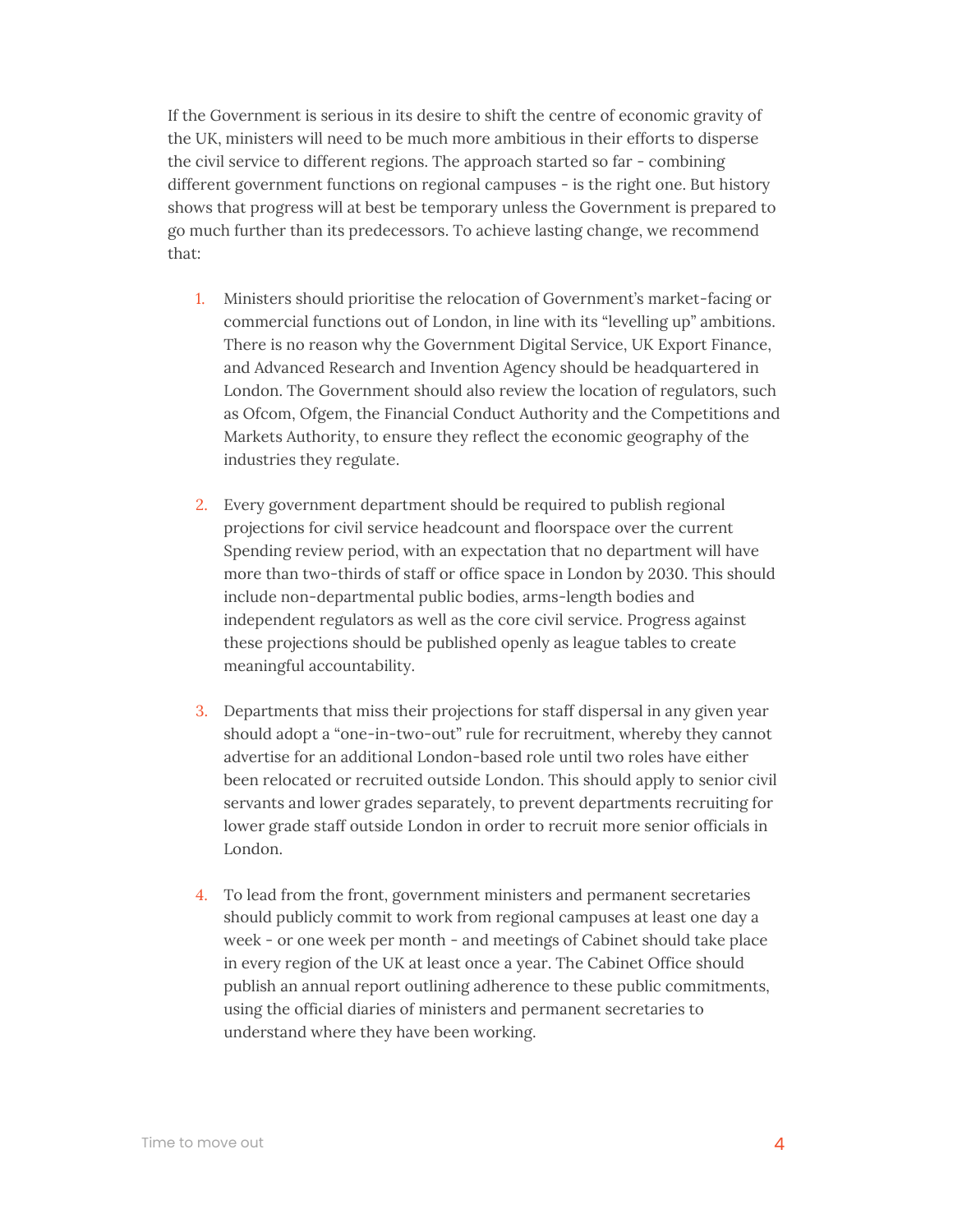If the Government is serious in its desire to shift the centre of economic gravity of the UK, ministers will need to be much more ambitious in their efforts to disperse the civil service to different regions. The approach started so far - combining different government functions on regional campuses - is the right one. But history shows that progress will at best be temporary unless the Government is prepared to go much further than its predecessors. To achieve lasting change, we recommend that:

1. Ministers should prioritise the relocation of Government's market-facing or commercial functions out of London, in line with its "levelling up" ambitions. There is no reason why the Government Digital Service, UK Export Finance, and Advanced Research and Invention Agency should be headquartered in London. The Government should also review the location of regulators, such as Ofcom, Ofgem, the Financial Conduct Authority and the Competitions and Markets Authority, to ensure they reflect the economic geography of the industries they regulate.

2. Every government department should be required to publish regional projections for civil service headcount and floorspace over the current Spending review period, with an expectation that no department will have more than two-thirds of staff or office space in London by 2030. This should include non-departmental public bodies, arms-length bodies and independent regulators as well as the core civil service. Progress against these projections should be published openly as league tables to create meaningful accountability.

3. Departments that miss their projections for staff dispersal in any given year should adopt a "one-in-two-out" rule for recruitment, whereby they cannot advertise for an additional London-based role until two roles have either been relocated or recruited outside London. This should apply to senior civil servants and lower grades separately, to prevent departments recruiting for lower grade staff outside London in order to recruit more senior officials in London.

4. To lead from the front, government ministers and permanent secretaries should publicly commit to work from regional campuses at least one day a week - or one week per month - and meetings of Cabinet should take place in every region of the UK at least once a year. The Cabinet Office should publish an annual report outlining adherence to these public commitments, using the official diaries of ministers and permanent secretaries to understand where they have been working.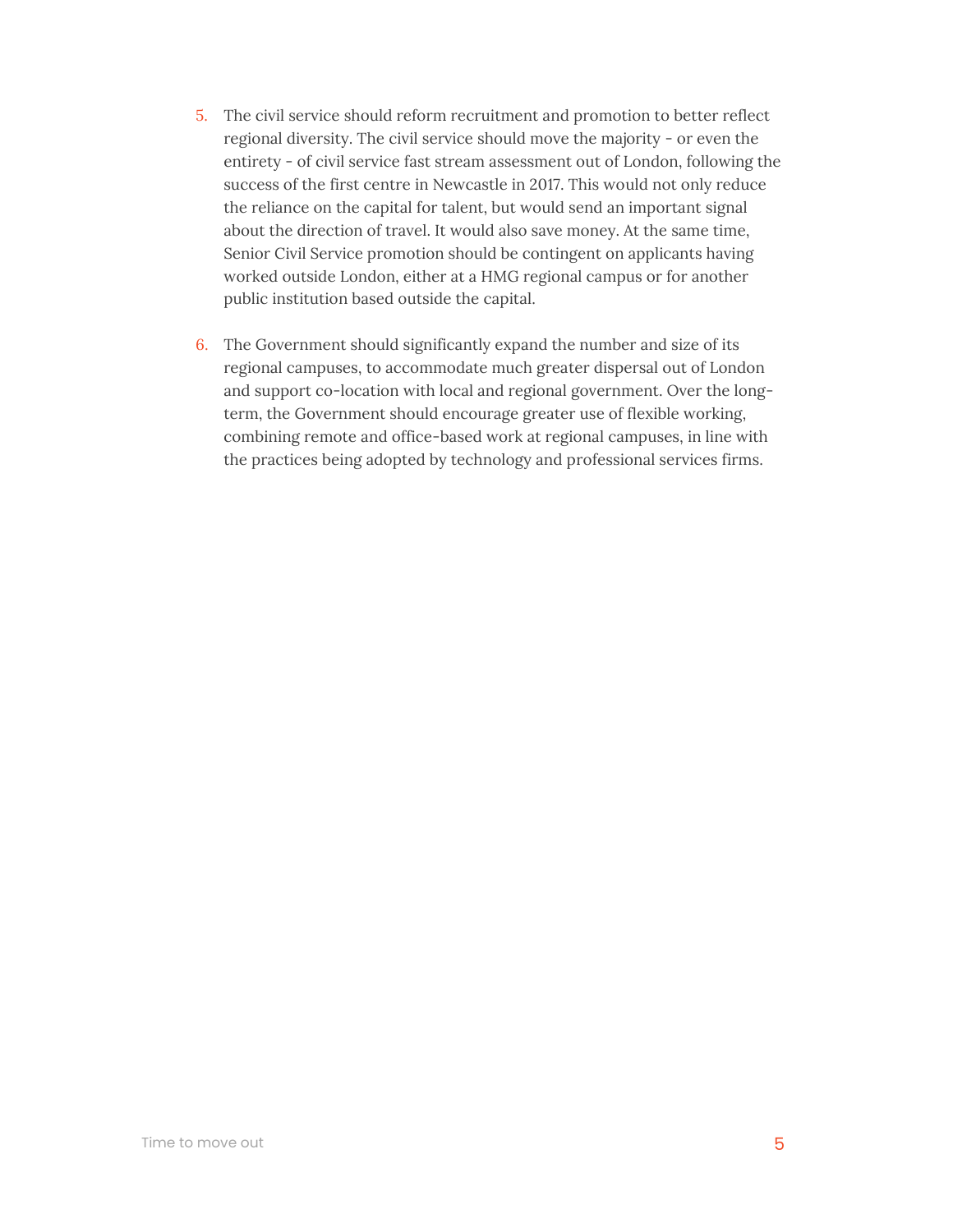5. The civil service should reform recruitment and promotion to better reflect regional diversity. The civil service should move the majority - or even the entirety - of civil service fast stream assessment out of London, following the success of the first centre in Newcastle in 2017. This would not only reduce the reliance on the capital for talent, but would send an important signal about the direction of travel. It would also save money. At the same time, Senior Civil Service promotion should be contingent on applicants having worked outside London, either at a HMG regional campus or for another public institution based outside the capital.

6. The Government should significantly expand the number and size of its regional campuses, to accommodate much greater dispersal out of London and support co-location with local and regional government. Over the long-term, the Government should encourage greater use of flexible working, combining remote and office-based work at regional campuses, in line with the practices being adopted by technology and professional services firms.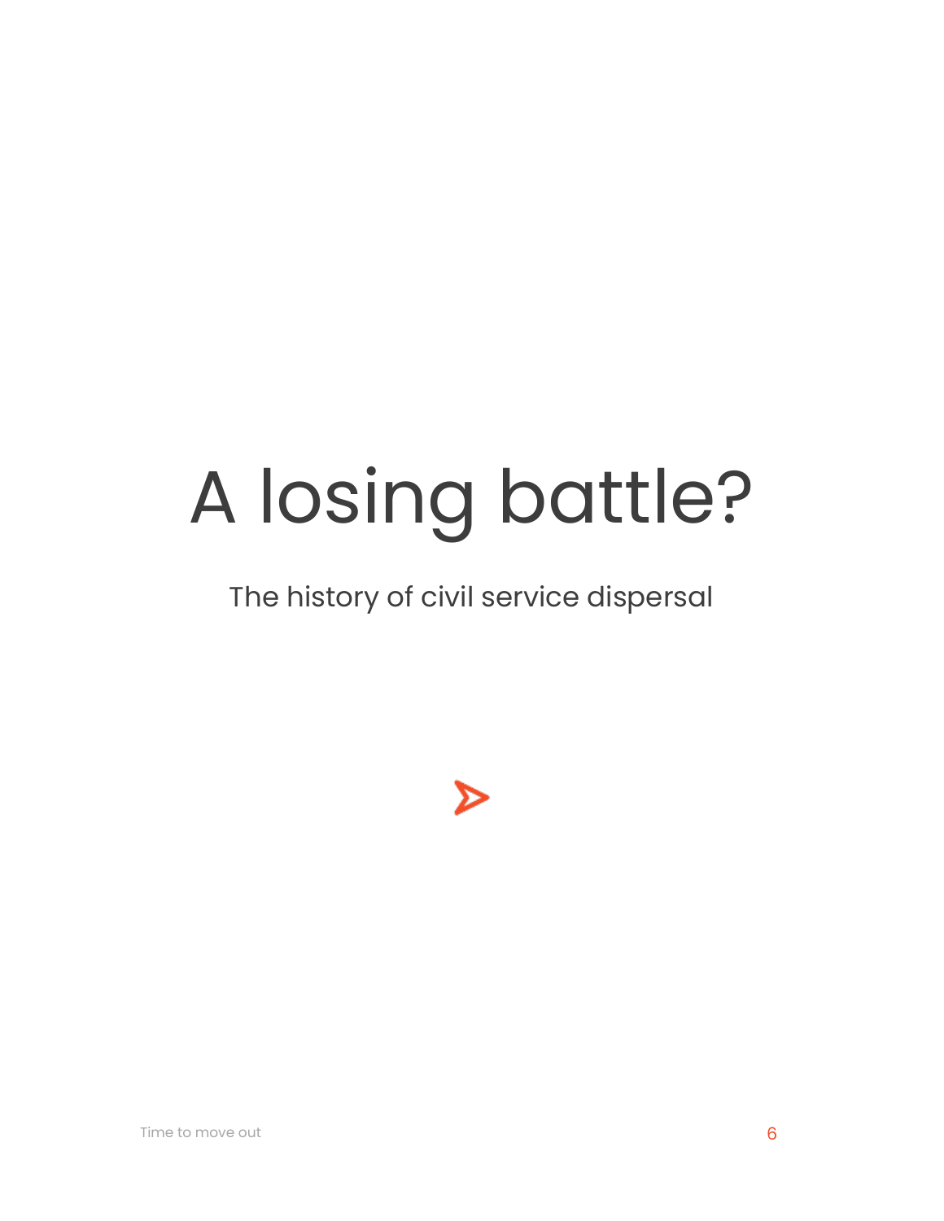# A losing battle?

## The history of civil service dispersal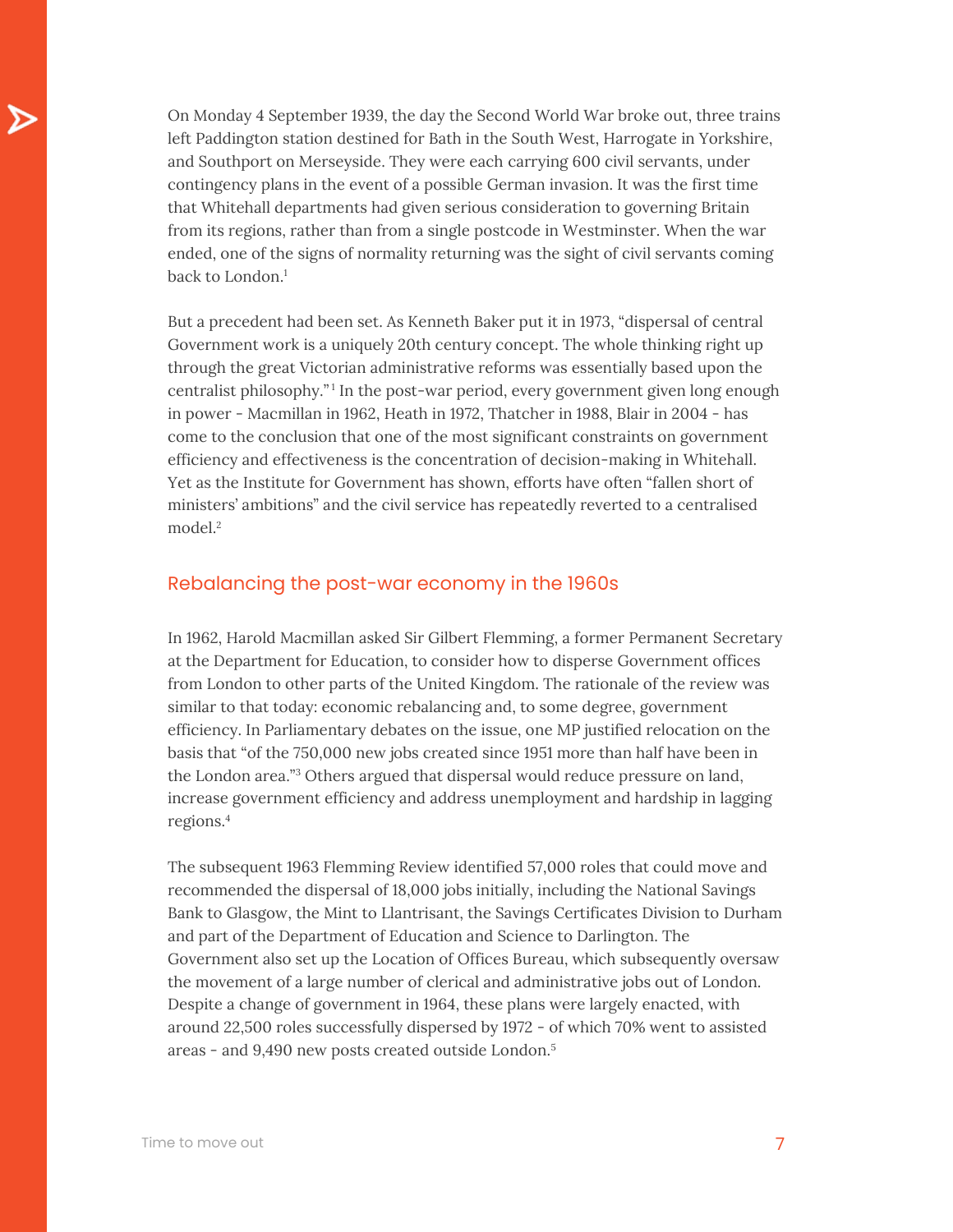On Monday 4 September 1939, the day the Second World War broke out, three trains left Paddington station destined for Bath in the South West, Harrogate in Yorkshire, and Southport on Merseyside. They were each carrying 600 civil servants, under contingency plans in the event of a possible German invasion. It was the first time that Whitehall departments had given serious consideration to governing Britain from its regions, rather than from a single postcode in Westminster. When the war ended, one of the signs of normality returning was the sight of civil servants coming back to London.[1]

But a precedent had been set. As Kenneth Baker put it in 1973, "dispersal of central Government work is a uniquely 20th century concept. The whole thinking right up through the great Victorian administrative reforms was essentially based upon the centralist philosophy."[1] In the post-war period, every government given long enough in power - Macmillan in 1962, Heath in 1972, Thatcher in 1988, Blair in 2004 - has come to the conclusion that one of the most significant constraints on government efficiency and effectiveness is the concentration of decision-making in Whitehall. Yet as the Institute for Government has shown, efforts have often "fallen short of ministers' ambitions" and the civil service has repeatedly reverted to a centralised model.[2]

## Rebalancing the post-war economy in the 1960s

In 1962, Harold Macmillan asked Sir Gilbert Flemming, a former Permanent Secretary at the Department for Education, to consider how to disperse Government offices from London to other parts of the United Kingdom. The rationale of the review was similar to that today: economic rebalancing and, to some degree, government efficiency. In Parliamentary debates on the issue, one MP justified relocation on the basis that "of the 750,000 new jobs created since 1951 more than half have been in the London area."[3] Others argued that dispersal would reduce pressure on land, increase government efficiency and address unemployment and hardship in lagging regions.[4]

The subsequent 1963 Flemming Review identified 57,000 roles that could move and recommended the dispersal of 18,000 jobs initially, including the National Savings Bank to Glasgow, the Mint to Llantrisant, the Savings Certificates Division to Durham and part of the Department of Education and Science to Darlington. The Government also set up the Location of Offices Bureau, which subsequently oversaw the movement of a large number of clerical and administrative jobs out of London. Despite a change of government in 1964, these plans were largely enacted, with around 22,500 roles successfully dispersed by 1972 - of which 70% went to assisted areas - and 9,490 new posts created outside London.[5]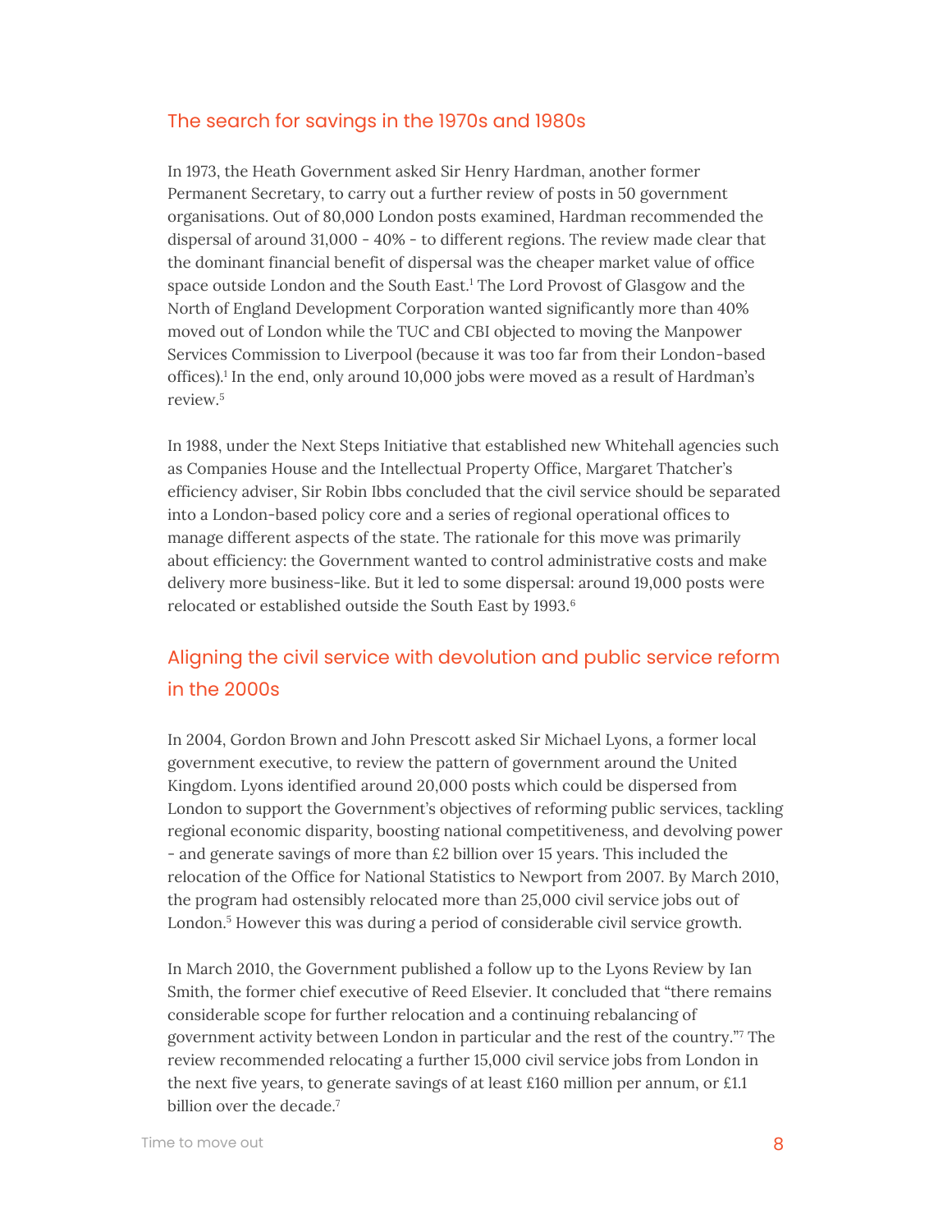## The search for savings in the 1970s and 1980s

In 1973, the Heath Government asked Sir Henry Hardman, another former Permanent Secretary, to carry out a further review of posts in 50 government organisations. Out of 80,000 London posts examined, Hardman recommended the dispersal of around 31,000 - 40% - to different regions. The review made clear that the dominant financial benefit of dispersal was the cheaper market value of office space outside London and the South East.[1] The Lord Provost of Glasgow and the North of England Development Corporation wanted significantly more than 40% moved out of London while the TUC and CBI objected to moving the Manpower Services Commission to Liverpool (because it was too far from their London-based offices).[1] In the end, only around 10,000 jobs were moved as a result of Hardman's review.[5]

In 1988, under the Next Steps Initiative that established new Whitehall agencies such as Companies House and the Intellectual Property Office, Margaret Thatcher's efficiency adviser, Sir Robin Ibbs concluded that the civil service should be separated into a London-based policy core and a series of regional operational offices to manage different aspects of the state. The rationale for this move was primarily about efficiency: the Government wanted to control administrative costs and make delivery more business-like. But it led to some dispersal: around 19,000 posts were relocated or established outside the South East by 1993.[6]

## Aligning the civil service with devolution and public service reform in the 2000s

In 2004, Gordon Brown and John Prescott asked Sir Michael Lyons, a former local government executive, to review the pattern of government around the United Kingdom. Lyons identified around 20,000 posts which could be dispersed from London to support the Government's objectives of reforming public services, tackling regional economic disparity, boosting national competitiveness, and devolving power - and generate savings of more than £2 billion over 15 years. This included the relocation of the Office for National Statistics to Newport from 2007. By March 2010, the program had ostensibly relocated more than 25,000 civil service jobs out of London.[5] However this was during a period of considerable civil service growth.

In March 2010, the Government published a follow up to the Lyons Review by Ian Smith, the former chief executive of Reed Elsevier. It concluded that "there remains considerable scope for further relocation and a continuing rebalancing of government activity between London in particular and the rest of the country."[7] The review recommended relocating a further 15,000 civil service jobs from London in the next five years, to generate savings of at least £160 million per annum, or £1.1 billion over the decade.[7]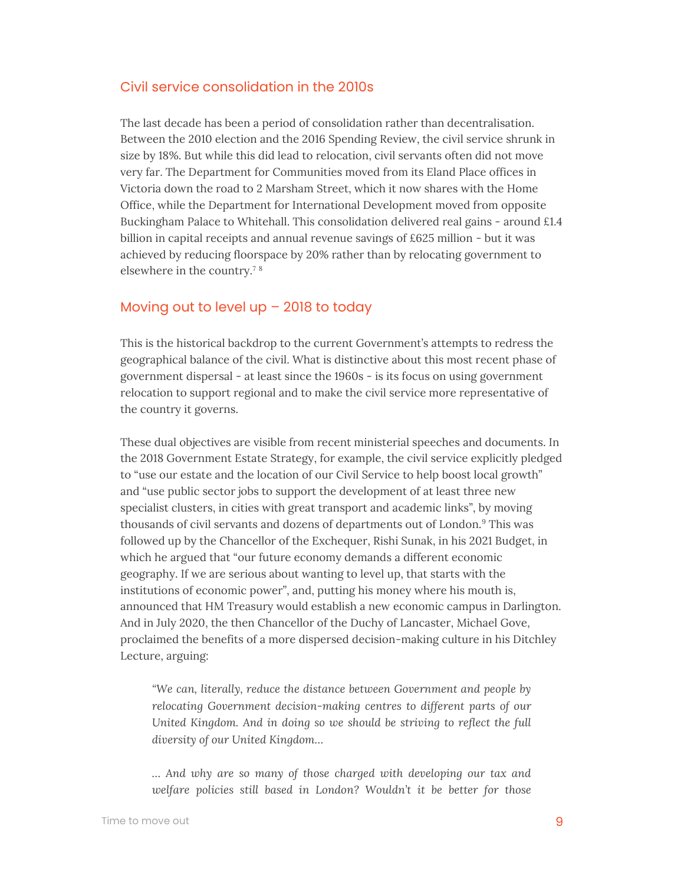## Civil service consolidation in the 2010s

The last decade has been a period of consolidation rather than decentralisation. Between the 2010 election and the 2016 Spending Review, the civil service shrunk in size by 18%. But while this did lead to relocation, civil servants often did not move very far. The Department for Communities moved from its Eland Place offices in Victoria down the road to 2 Marsham Street, which it now shares with the Home Office, while the Department for International Development moved from opposite Buckingham Palace to Whitehall. This consolidation delivered real gains - around £1.4 billion in capital receipts and annual revenue savings of £625 million - but it was achieved by reducing floorspace by 20% rather than by relocating government to elsewhere in the country.[7 8]

## Moving out to level up – 2018 to today

This is the historical backdrop to the current Government's attempts to redress the geographical balance of the civil. What is distinctive about this most recent phase of government dispersal - at least since the 1960s - is its focus on using government relocation to support regional and to make the civil service more representative of the country it governs.

These dual objectives are visible from recent ministerial speeches and documents. In the 2018 Government Estate Strategy, for example, the civil service explicitly pledged to "use our estate and the location of our Civil Service to help boost local growth" and "use public sector jobs to support the development of at least three new specialist clusters, in cities with great transport and academic links", by moving thousands of civil servants and dozens of departments out of London.[9] This was followed up by the Chancellor of the Exchequer, Rishi Sunak, in his 2021 Budget, in which he argued that "our future economy demands a different economic geography. If we are serious about wanting to level up, that starts with the institutions of economic power", and, putting his money where his mouth is, announced that HM Treasury would establish a new economic campus in Darlington. And in July 2020, the then Chancellor of the Duchy of Lancaster, Michael Gove, proclaimed the benefits of a more dispersed decision-making culture in his Ditchley Lecture, arguing:

> *"We can, literally, reduce the distance between Government and people by relocating Government decision-making centres to different parts of our United Kingdom. And in doing so we should be striving to reflect the full diversity of our United Kingdom…*
>
> *… And why are so many of those charged with developing our tax and welfare policies still based in London? Wouldn't it be better for those*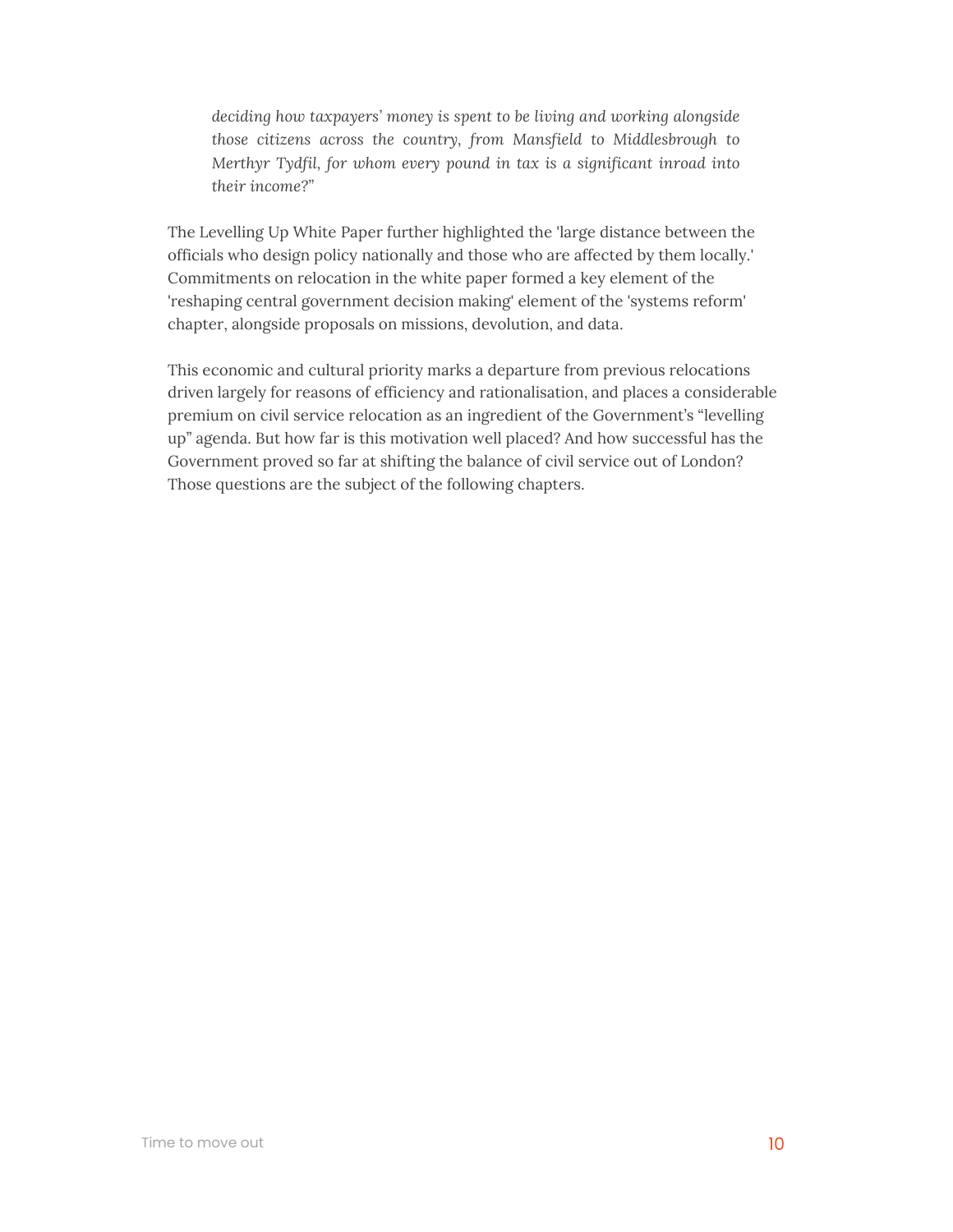> *deciding how taxpayers' money is spent to be living and working alongside those citizens across the country, from Mansfield to Middlesbrough to Merthyr Tydfil, for whom every pound in tax is a significant inroad into their income?"*

The Levelling Up White Paper further highlighted the 'large distance between the officials who design policy nationally and those who are affected by them locally.' Commitments on relocation in the white paper formed a key element of the 'reshaping central government decision making' element of the 'systems reform' chapter, alongside proposals on missions, devolution, and data.

This economic and cultural priority marks a departure from previous relocations driven largely for reasons of efficiency and rationalisation, and places a considerable premium on civil service relocation as an ingredient of the Government's "levelling up" agenda. But how far is this motivation well placed? And how successful has the Government proved so far at shifting the balance of civil service out of London? Those questions are the subject of the following chapters.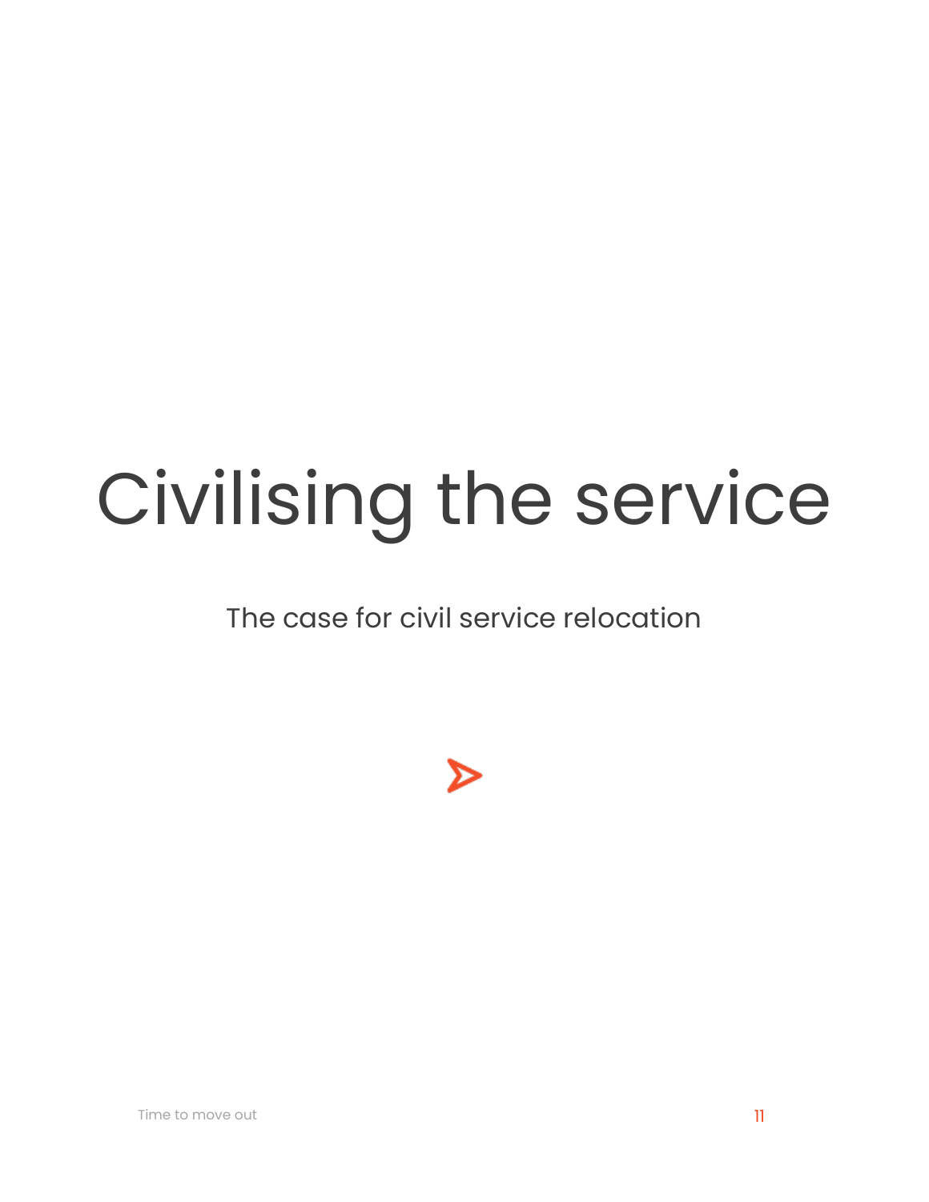# Civilising the service

The case for civil service relocation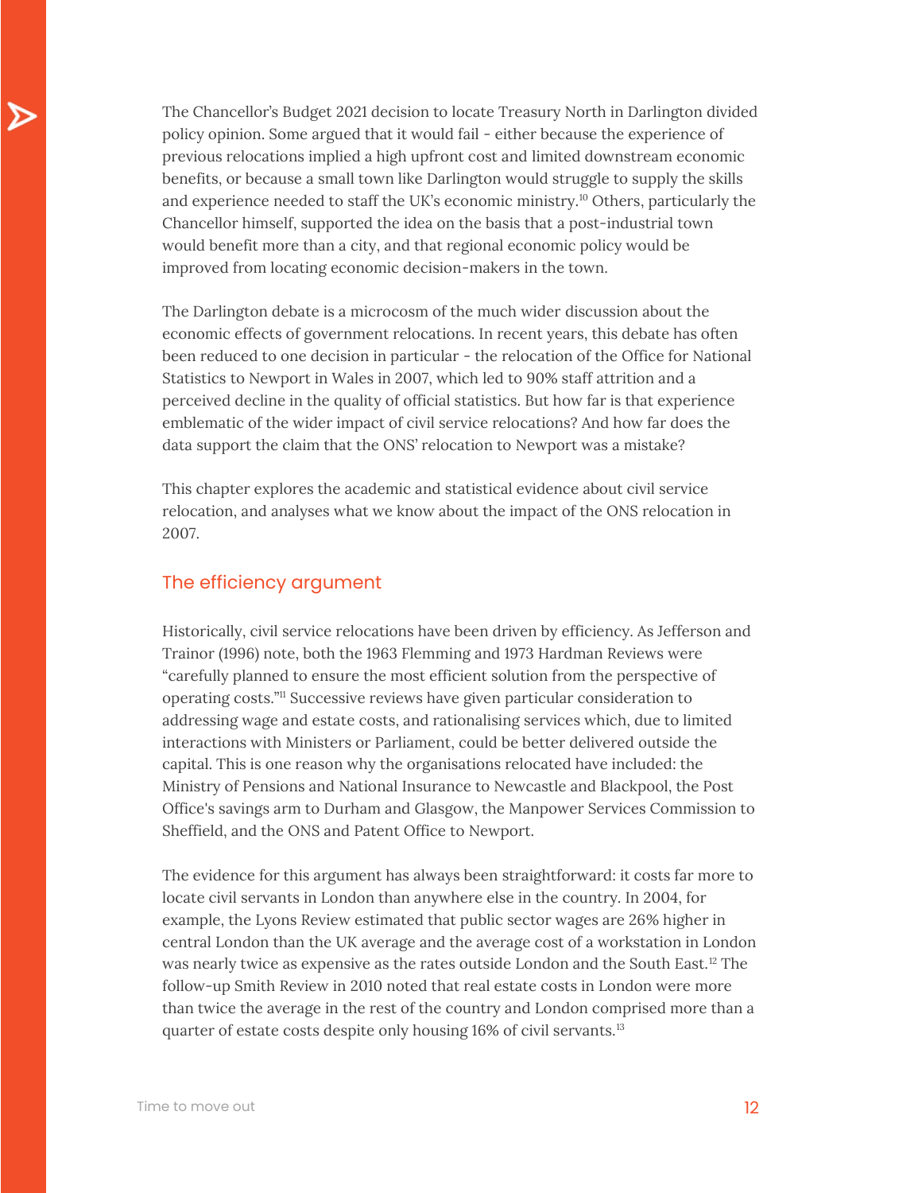The Chancellor's Budget 2021 decision to locate Treasury North in Darlington divided policy opinion. Some argued that it would fail - either because the experience of previous relocations implied a high upfront cost and limited downstream economic benefits, or because a small town like Darlington would struggle to supply the skills and experience needed to staff the UK's economic ministry.[10] Others, particularly the Chancellor himself, supported the idea on the basis that a post-industrial town would benefit more than a city, and that regional economic policy would be improved from locating economic decision-makers in the town.

The Darlington debate is a microcosm of the much wider discussion about the economic effects of government relocations. In recent years, this debate has often been reduced to one decision in particular - the relocation of the Office for National Statistics to Newport in Wales in 2007, which led to 90% staff attrition and a perceived decline in the quality of official statistics. But how far is that experience emblematic of the wider impact of civil service relocations? And how far does the data support the claim that the ONS' relocation to Newport was a mistake?

This chapter explores the academic and statistical evidence about civil service relocation, and analyses what we know about the impact of the ONS relocation in 2007.

## The efficiency argument

Historically, civil service relocations have been driven by efficiency. As Jefferson and Trainor (1996) note, both the 1963 Flemming and 1973 Hardman Reviews were "carefully planned to ensure the most efficient solution from the perspective of operating costs."[11] Successive reviews have given particular consideration to addressing wage and estate costs, and rationalising services which, due to limited interactions with Ministers or Parliament, could be better delivered outside the capital. This is one reason why the organisations relocated have included: the Ministry of Pensions and National Insurance to Newcastle and Blackpool, the Post Office's savings arm to Durham and Glasgow, the Manpower Services Commission to Sheffield, and the ONS and Patent Office to Newport.

The evidence for this argument has always been straightforward: it costs far more to locate civil servants in London than anywhere else in the country. In 2004, for example, the Lyons Review estimated that public sector wages are 26% higher in central London than the UK average and the average cost of a workstation in London was nearly twice as expensive as the rates outside London and the South East.[12] The follow-up Smith Review in 2010 noted that real estate costs in London were more than twice the average in the rest of the country and London comprised more than a quarter of estate costs despite only housing 16% of civil servants.[13]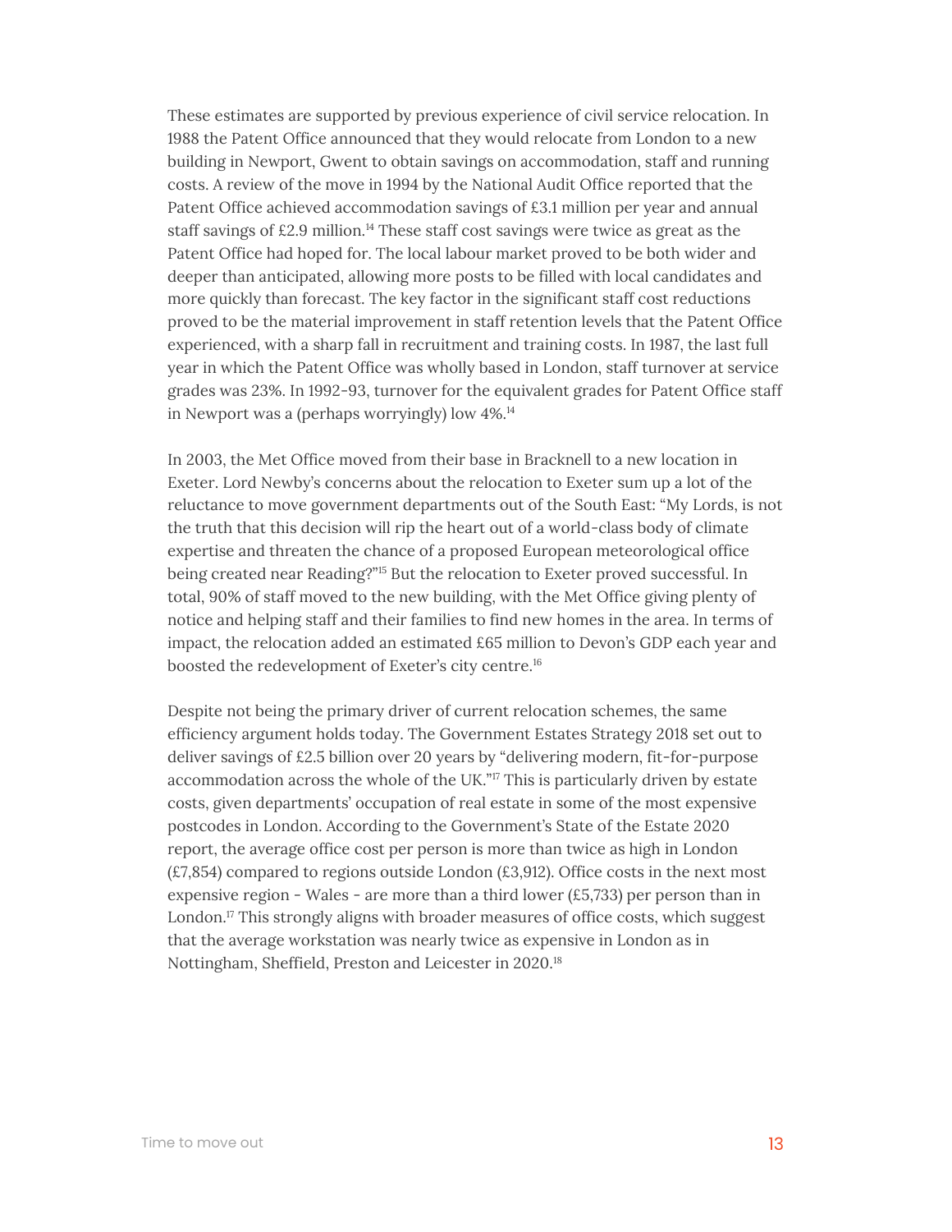These estimates are supported by previous experience of civil service relocation. In 1988 the Patent Office announced that they would relocate from London to a new building in Newport, Gwent to obtain savings on accommodation, staff and running costs. A review of the move in 1994 by the National Audit Office reported that the Patent Office achieved accommodation savings of £3.1 million per year and annual staff savings of £2.9 million.[14] These staff cost savings were twice as great as the Patent Office had hoped for. The local labour market proved to be both wider and deeper than anticipated, allowing more posts to be filled with local candidates and more quickly than forecast. The key factor in the significant staff cost reductions proved to be the material improvement in staff retention levels that the Patent Office experienced, with a sharp fall in recruitment and training costs. In 1987, the last full year in which the Patent Office was wholly based in London, staff turnover at service grades was 23%. In 1992-93, turnover for the equivalent grades for Patent Office staff in Newport was a (perhaps worryingly) low 4%.[14]

In 2003, the Met Office moved from their base in Bracknell to a new location in Exeter. Lord Newby's concerns about the relocation to Exeter sum up a lot of the reluctance to move government departments out of the South East: "My Lords, is not the truth that this decision will rip the heart out of a world-class body of climate expertise and threaten the chance of a proposed European meteorological office being created near Reading?"[15] But the relocation to Exeter proved successful. In total, 90% of staff moved to the new building, with the Met Office giving plenty of notice and helping staff and their families to find new homes in the area. In terms of impact, the relocation added an estimated £65 million to Devon's GDP each year and boosted the redevelopment of Exeter's city centre.[16]

Despite not being the primary driver of current relocation schemes, the same efficiency argument holds today. The Government Estates Strategy 2018 set out to deliver savings of £2.5 billion over 20 years by "delivering modern, fit-for-purpose accommodation across the whole of the UK."[17] This is particularly driven by estate costs, given departments' occupation of real estate in some of the most expensive postcodes in London. According to the Government's State of the Estate 2020 report, the average office cost per person is more than twice as high in London (£7,854) compared to regions outside London (£3,912). Office costs in the next most expensive region - Wales - are more than a third lower (£5,733) per person than in London.[17] This strongly aligns with broader measures of office costs, which suggest that the average workstation was nearly twice as expensive in London as in Nottingham, Sheffield, Preston and Leicester in 2020.[18]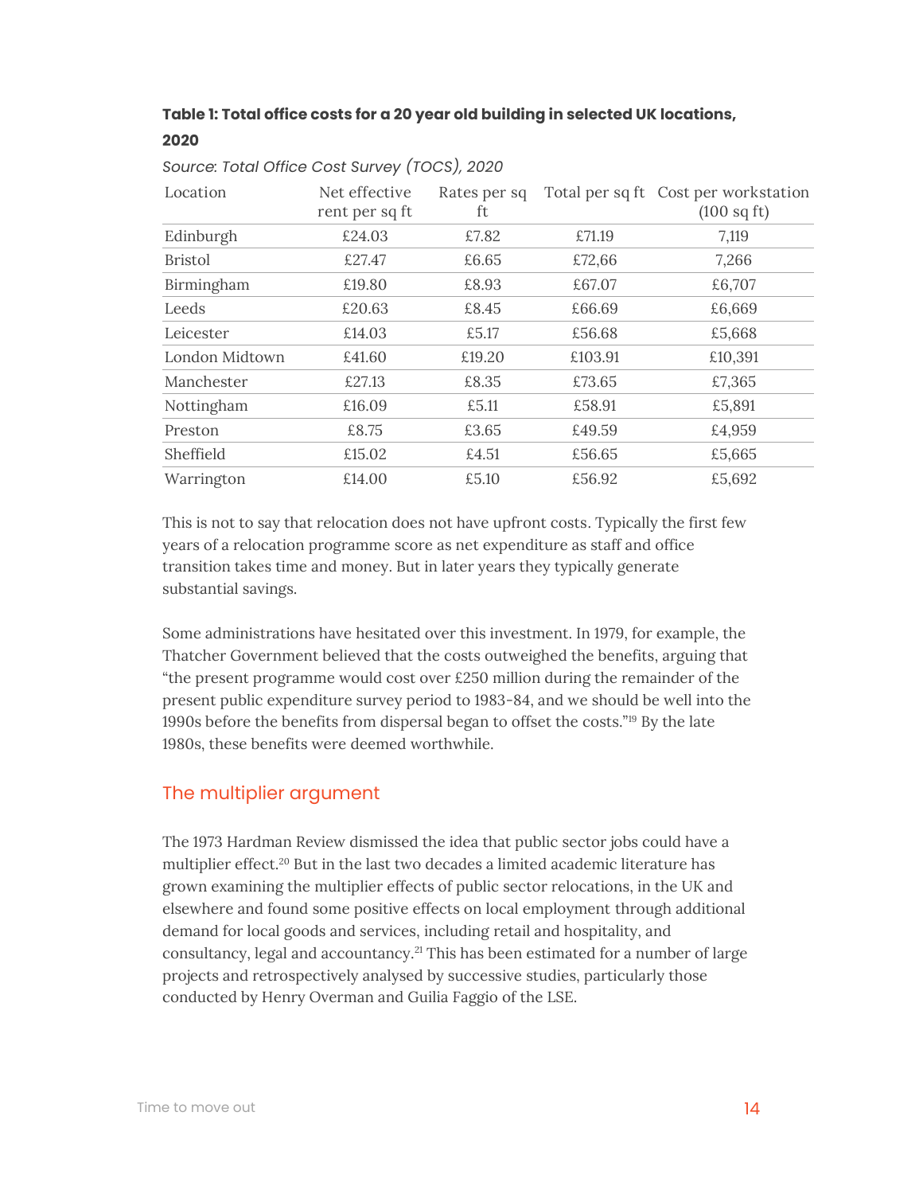**Table 1: Total office costs for a 20 year old building in selected UK locations, 2020**

*Source: Total Office Cost Survey (TOCS), 2020*

| Location | Net effective rent per sq ft | Rates per sq ft | Total per sq ft | Cost per workstation (100 sq ft) |
|---|---|---|---|---|
| Edinburgh | £24.03 | £7.82 | £71.19 | 7,119 |
| Bristol | £27.47 | £6.65 | £72,66 | 7,266 |
| Birmingham | £19.80 | £8.93 | £67.07 | £6,707 |
| Leeds | £20.63 | £8.45 | £66.69 | £6,669 |
| Leicester | £14.03 | £5.17 | £56.68 | £5,668 |
| London Midtown | £41.60 | £19.20 | £103.91 | £10,391 |
| Manchester | £27.13 | £8.35 | £73.65 | £7,365 |
| Nottingham | £16.09 | £5.11 | £58.91 | £5,891 |
| Preston | £8.75 | £3.65 | £49.59 | £4,959 |
| Sheffield | £15.02 | £4.51 | £56.65 | £5,665 |
| Warrington | £14.00 | £5.10 | £56.92 | £5,692 |

This is not to say that relocation does not have upfront costs. Typically the first few years of a relocation programme score as net expenditure as staff and office transition takes time and money. But in later years they typically generate substantial savings.

Some administrations have hesitated over this investment. In 1979, for example, the Thatcher Government believed that the costs outweighed the benefits, arguing that "the present programme would cost over £250 million during the remainder of the present public expenditure survey period to 1983-84, and we should be well into the 1990s before the benefits from dispersal began to offset the costs."[19] By the late 1980s, these benefits were deemed worthwhile.

## The multiplier argument

The 1973 Hardman Review dismissed the idea that public sector jobs could have a multiplier effect.[20] But in the last two decades a limited academic literature has grown examining the multiplier effects of public sector relocations, in the UK and elsewhere and found some positive effects on local employment through additional demand for local goods and services, including retail and hospitality, and consultancy, legal and accountancy.[21] This has been estimated for a number of large projects and retrospectively analysed by successive studies, particularly those conducted by Henry Overman and Guilia Faggio of the LSE.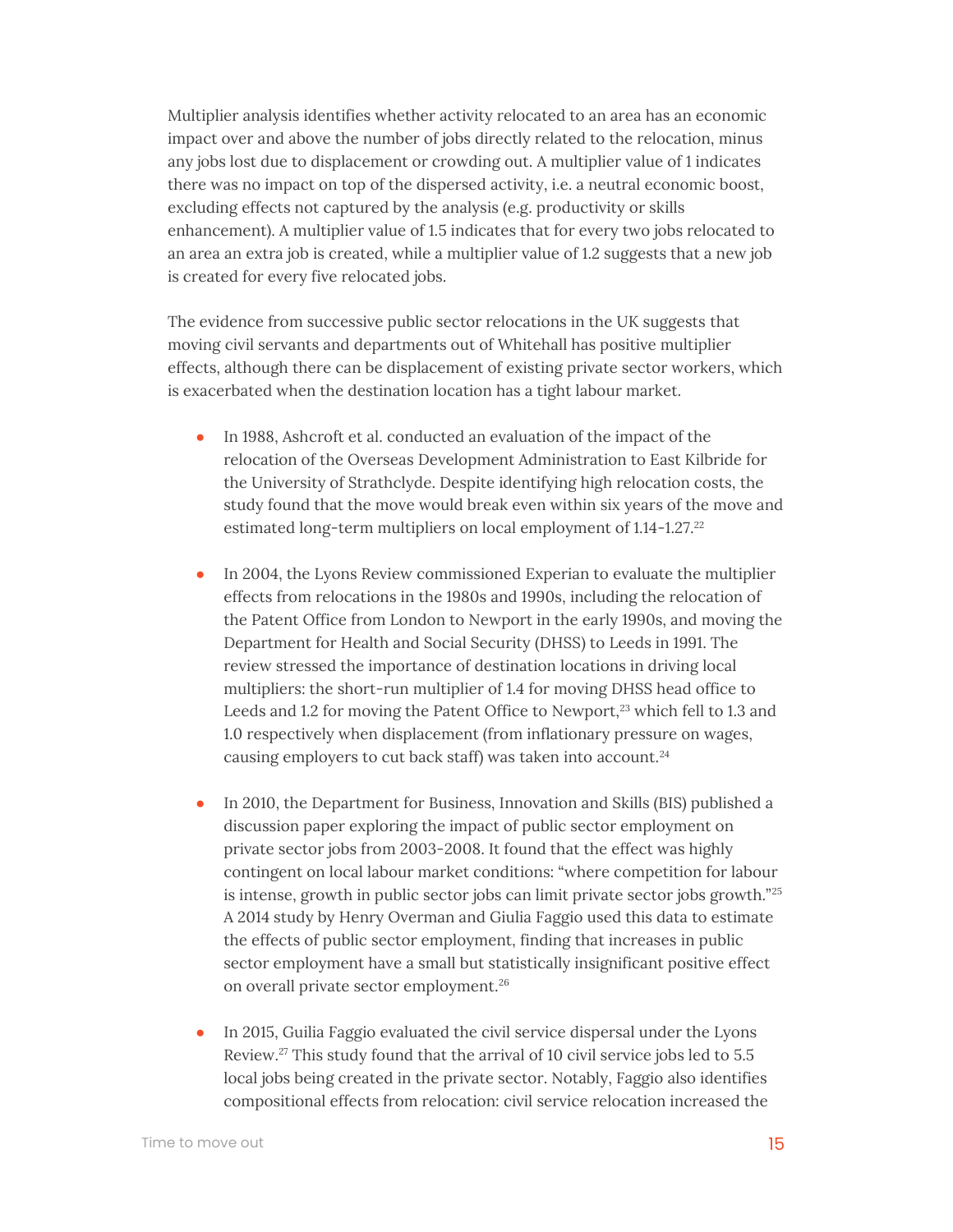Multiplier analysis identifies whether activity relocated to an area has an economic impact over and above the number of jobs directly related to the relocation, minus any jobs lost due to displacement or crowding out. A multiplier value of 1 indicates there was no impact on top of the dispersed activity, i.e. a neutral economic boost, excluding effects not captured by the analysis (e.g. productivity or skills enhancement). A multiplier value of 1.5 indicates that for every two jobs relocated to an area an extra job is created, while a multiplier value of 1.2 suggests that a new job is created for every five relocated jobs.

The evidence from successive public sector relocations in the UK suggests that moving civil servants and departments out of Whitehall has positive multiplier effects, although there can be displacement of existing private sector workers, which is exacerbated when the destination location has a tight labour market.

- In 1988, Ashcroft et al. conducted an evaluation of the impact of the relocation of the Overseas Development Administration to East Kilbride for the University of Strathclyde. Despite identifying high relocation costs, the study found that the move would break even within six years of the move and estimated long-term multipliers on local employment of 1.14-1.27.[22]

- In 2004, the Lyons Review commissioned Experian to evaluate the multiplier effects from relocations in the 1980s and 1990s, including the relocation of the Patent Office from London to Newport in the early 1990s, and moving the Department for Health and Social Security (DHSS) to Leeds in 1991. The review stressed the importance of destination locations in driving local multipliers: the short-run multiplier of 1.4 for moving DHSS head office to Leeds and 1.2 for moving the Patent Office to Newport,[23] which fell to 1.3 and 1.0 respectively when displacement (from inflationary pressure on wages, causing employers to cut back staff) was taken into account.[24]

- In 2010, the Department for Business, Innovation and Skills (BIS) published a discussion paper exploring the impact of public sector employment on private sector jobs from 2003-2008. It found that the effect was highly contingent on local labour market conditions: "where competition for labour is intense, growth in public sector jobs can limit private sector jobs growth."[25] A 2014 study by Henry Overman and Giulia Faggio used this data to estimate the effects of public sector employment, finding that increases in public sector employment have a small but statistically insignificant positive effect on overall private sector employment.[26]

- In 2015, Guilia Faggio evaluated the civil service dispersal under the Lyons Review.[27] This study found that the arrival of 10 civil service jobs led to 5.5 local jobs being created in the private sector. Notably, Faggio also identifies compositional effects from relocation: civil service relocation increased the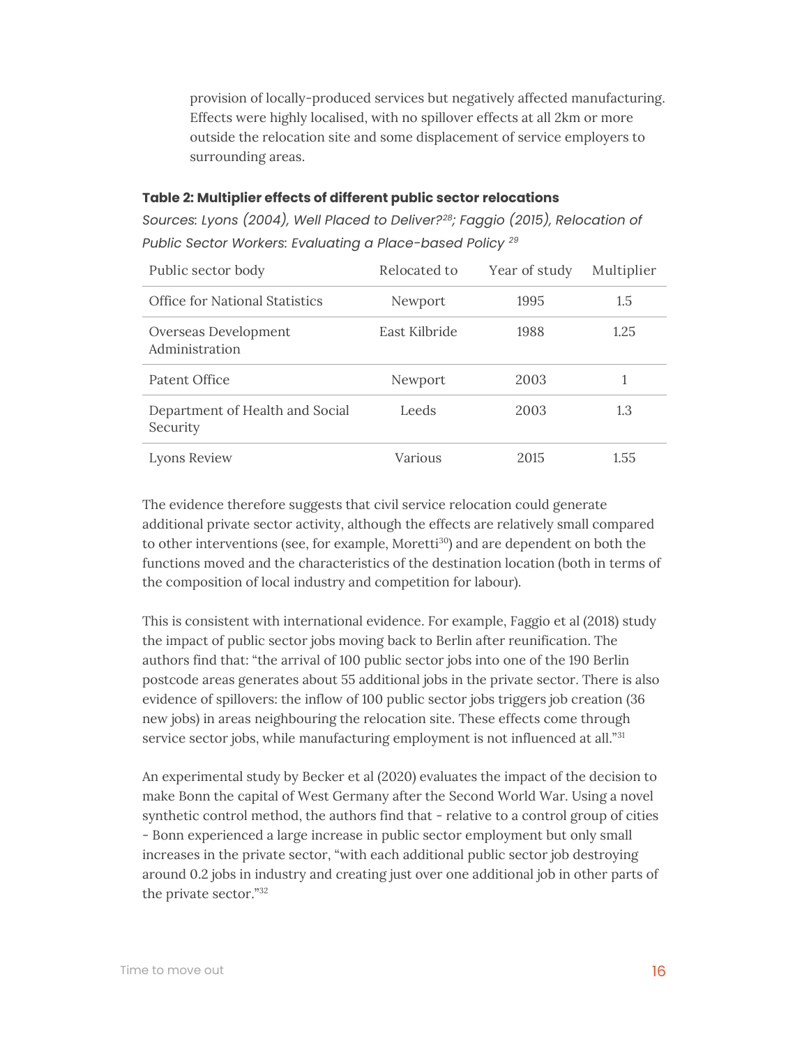provision of locally-produced services but negatively affected manufacturing. Effects were highly localised, with no spillover effects at all 2km or more outside the relocation site and some displacement of service employers to surrounding areas.

**Table 2: Multiplier effects of different public sector relocations**

*Sources: Lyons (2004), Well Placed to Deliver?[28]; Faggio (2015), Relocation of Public Sector Workers: Evaluating a Place-based Policy [29]*

| Public sector body | Relocated to | Year of study | Multiplier |
|---|---|---|---|
| Office for National Statistics | Newport | 1995 | 1.5 |
| Overseas Development Administration | East Kilbride | 1988 | 1.25 |
| Patent Office | Newport | 2003 | 1 |
| Department of Health and Social Security | Leeds | 2003 | 1.3 |
| Lyons Review | Various | 2015 | 1.55 |

The evidence therefore suggests that civil service relocation could generate additional private sector activity, although the effects are relatively small compared to other interventions (see, for example, Moretti[30]) and are dependent on both the functions moved and the characteristics of the destination location (both in terms of the composition of local industry and competition for labour).

This is consistent with international evidence. For example, Faggio et al (2018) study the impact of public sector jobs moving back to Berlin after reunification. The authors find that: "the arrival of 100 public sector jobs into one of the 190 Berlin postcode areas generates about 55 additional jobs in the private sector. There is also evidence of spillovers: the inflow of 100 public sector jobs triggers job creation (36 new jobs) in areas neighbouring the relocation site. These effects come through service sector jobs, while manufacturing employment is not influenced at all."[31]

An experimental study by Becker et al (2020) evaluates the impact of the decision to make Bonn the capital of West Germany after the Second World War. Using a novel synthetic control method, the authors find that - relative to a control group of cities - Bonn experienced a large increase in public sector employment but only small increases in the private sector, "with each additional public sector job destroying around 0.2 jobs in industry and creating just over one additional job in other parts of the private sector."[32]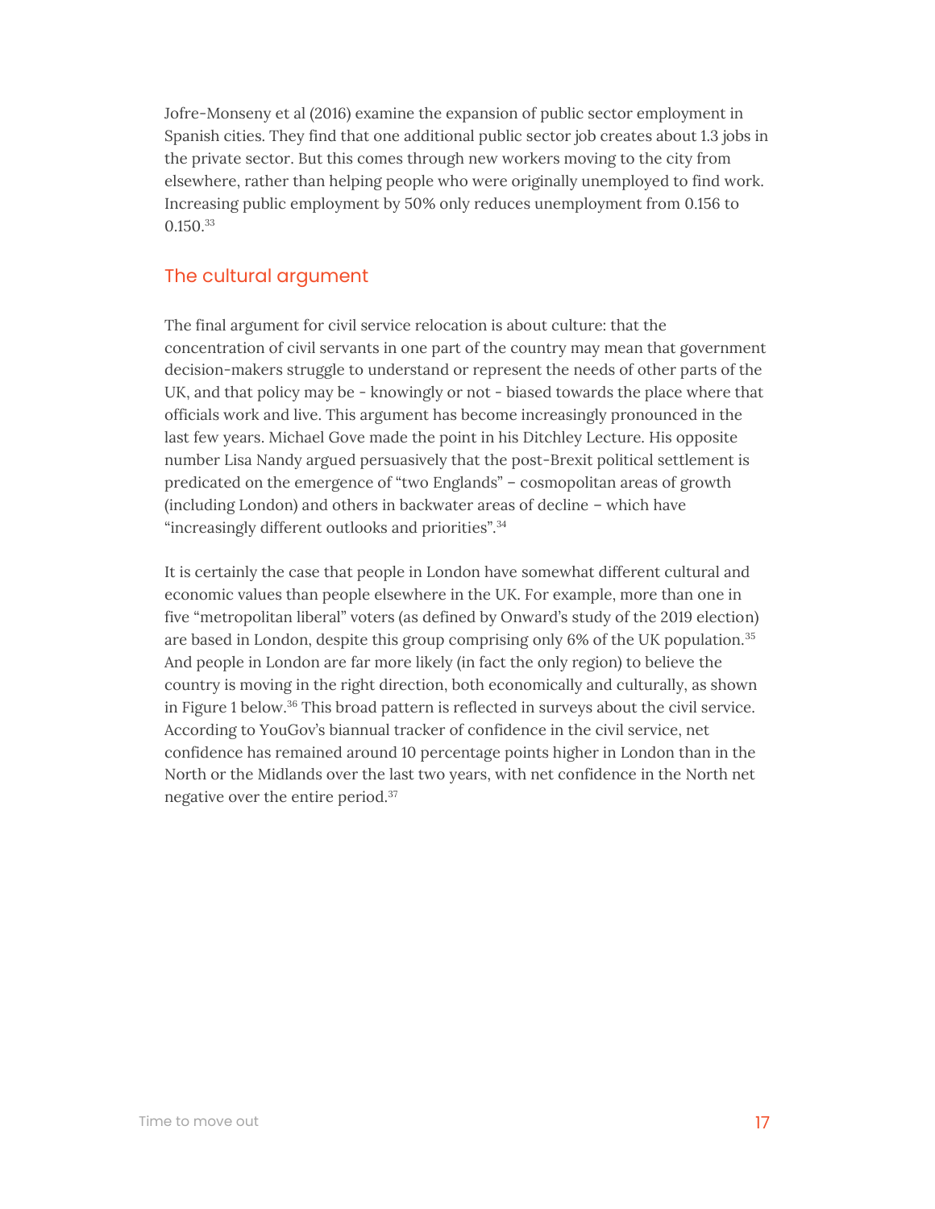Jofre-Monseny et al (2016) examine the expansion of public sector employment in Spanish cities. They find that one additional public sector job creates about 1.3 jobs in the private sector. But this comes through new workers moving to the city from elsewhere, rather than helping people who were originally unemployed to find work. Increasing public employment by 50% only reduces unemployment from 0.156 to 0.150.[33]

## The cultural argument

The final argument for civil service relocation is about culture: that the concentration of civil servants in one part of the country may mean that government decision-makers struggle to understand or represent the needs of other parts of the UK, and that policy may be - knowingly or not - biased towards the place where that officials work and live. This argument has become increasingly pronounced in the last few years. Michael Gove made the point in his Ditchley Lecture. His opposite number Lisa Nandy argued persuasively that the post-Brexit political settlement is predicated on the emergence of "two Englands" – cosmopolitan areas of growth (including London) and others in backwater areas of decline – which have "increasingly different outlooks and priorities".[34]

It is certainly the case that people in London have somewhat different cultural and economic values than people elsewhere in the UK. For example, more than one in five "metropolitan liberal" voters (as defined by Onward's study of the 2019 election) are based in London, despite this group comprising only 6% of the UK population.[35] And people in London are far more likely (in fact the only region) to believe the country is moving in the right direction, both economically and culturally, as shown in Figure 1 below.[36] This broad pattern is reflected in surveys about the civil service. According to YouGov's biannual tracker of confidence in the civil service, net confidence has remained around 10 percentage points higher in London than in the North or the Midlands over the last two years, with net confidence in the North net negative over the entire period.[37]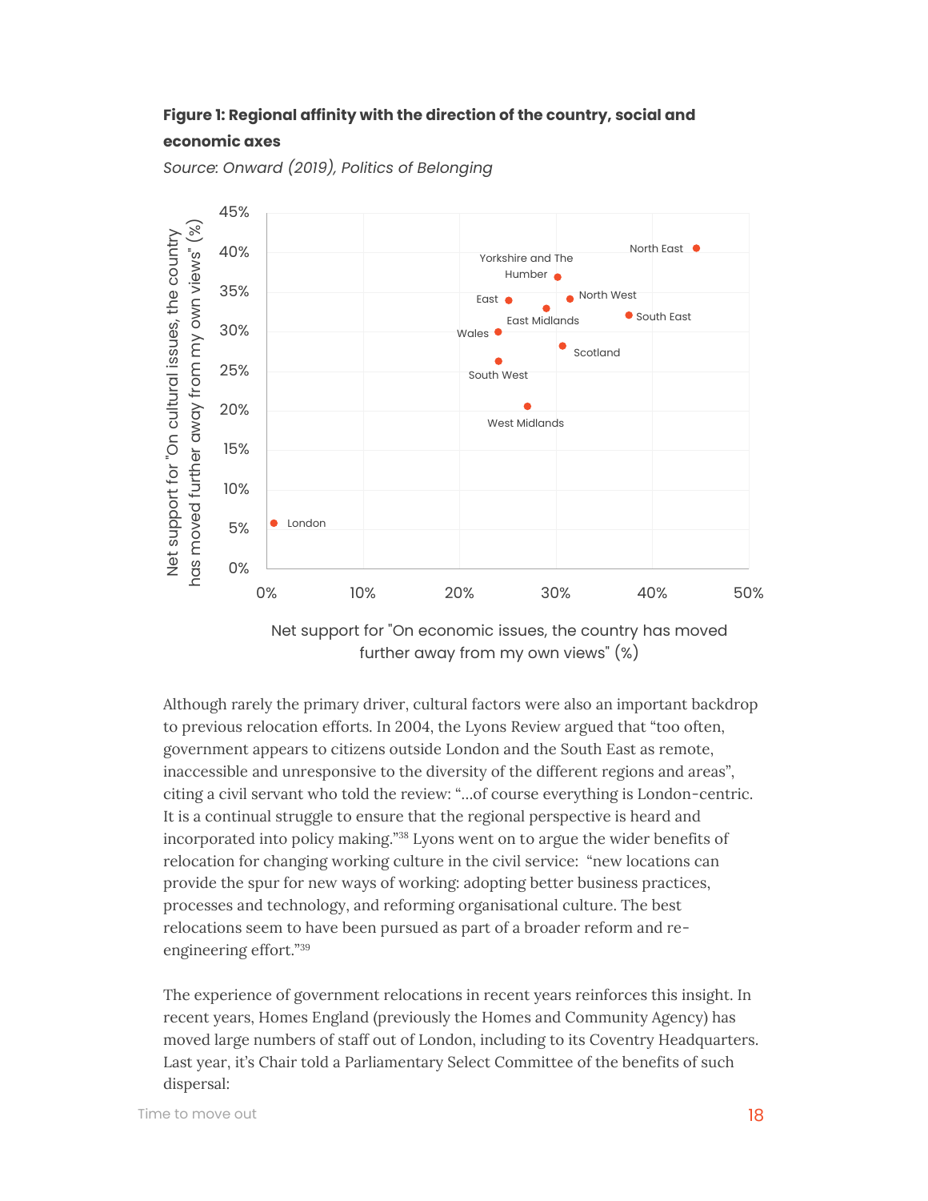**Figure 1: Regional affinity with the direction of the country, social and economic axes**

*Source: Onward (2019), Politics of Belonging*

Although rarely the primary driver, cultural factors were also an important backdrop to previous relocation efforts. In 2004, the Lyons Review argued that "too often, government appears to citizens outside London and the South East as remote, inaccessible and unresponsive to the diversity of the different regions and areas", citing a civil servant who told the review: "...of course everything is London-centric. It is a continual struggle to ensure that the regional perspective is heard and incorporated into policy making."[38] Lyons went on to argue the wider benefits of relocation for changing working culture in the civil service: "new locations can provide the spur for new ways of working: adopting better business practices, processes and technology, and reforming organisational culture. The best relocations seem to have been pursued as part of a broader reform and re-engineering effort."[39]

The experience of government relocations in recent years reinforces this insight. In recent years, Homes England (previously the Homes and Community Agency) has moved large numbers of staff out of London, including to its Coventry Headquarters. Last year, it's Chair told a Parliamentary Select Committee of the benefits of such dispersal: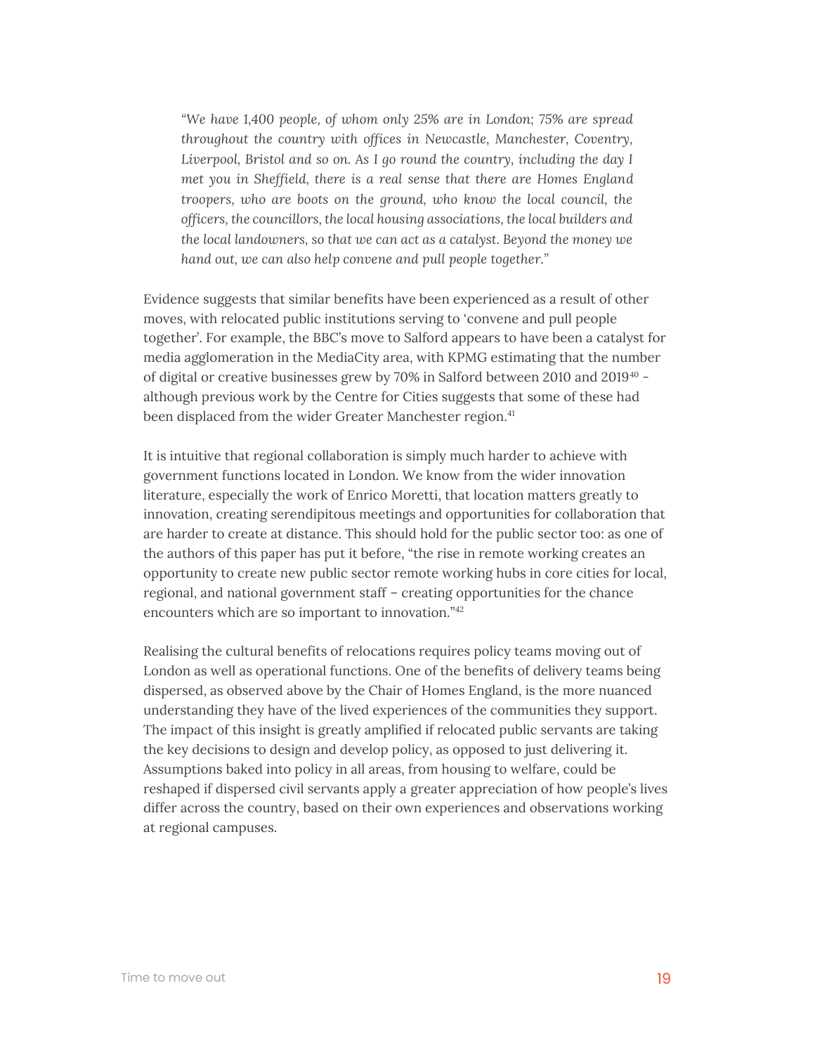*"We have 1,400 people, of whom only 25% are in London; 75% are spread throughout the country with offices in Newcastle, Manchester, Coventry, Liverpool, Bristol and so on. As I go round the country, including the day I met you in Sheffield, there is a real sense that there are Homes England troopers, who are boots on the ground, who know the local council, the officers, the councillors, the local housing associations, the local builders and the local landowners, so that we can act as a catalyst. Beyond the money we hand out, we can also help convene and pull people together."*

Evidence suggests that similar benefits have been experienced as a result of other moves, with relocated public institutions serving to 'convene and pull people together'. For example, the BBC's move to Salford appears to have been a catalyst for media agglomeration in the MediaCity area, with KPMG estimating that the number of digital or creative businesses grew by 70% in Salford between 2010 and 2019[40] - although previous work by the Centre for Cities suggests that some of these had been displaced from the wider Greater Manchester region.[41]

It is intuitive that regional collaboration is simply much harder to achieve with government functions located in London. We know from the wider innovation literature, especially the work of Enrico Moretti, that location matters greatly to innovation, creating serendipitous meetings and opportunities for collaboration that are harder to create at distance. This should hold for the public sector too: as one of the authors of this paper has put it before, "the rise in remote working creates an opportunity to create new public sector remote working hubs in core cities for local, regional, and national government staff – creating opportunities for the chance encounters which are so important to innovation."[42]

Realising the cultural benefits of relocations requires policy teams moving out of London as well as operational functions. One of the benefits of delivery teams being dispersed, as observed above by the Chair of Homes England, is the more nuanced understanding they have of the lived experiences of the communities they support. The impact of this insight is greatly amplified if relocated public servants are taking the key decisions to design and develop policy, as opposed to just delivering it. Assumptions baked into policy in all areas, from housing to welfare, could be reshaped if dispersed civil servants apply a greater appreciation of how people's lives differ across the country, based on their own experiences and observations working at regional campuses.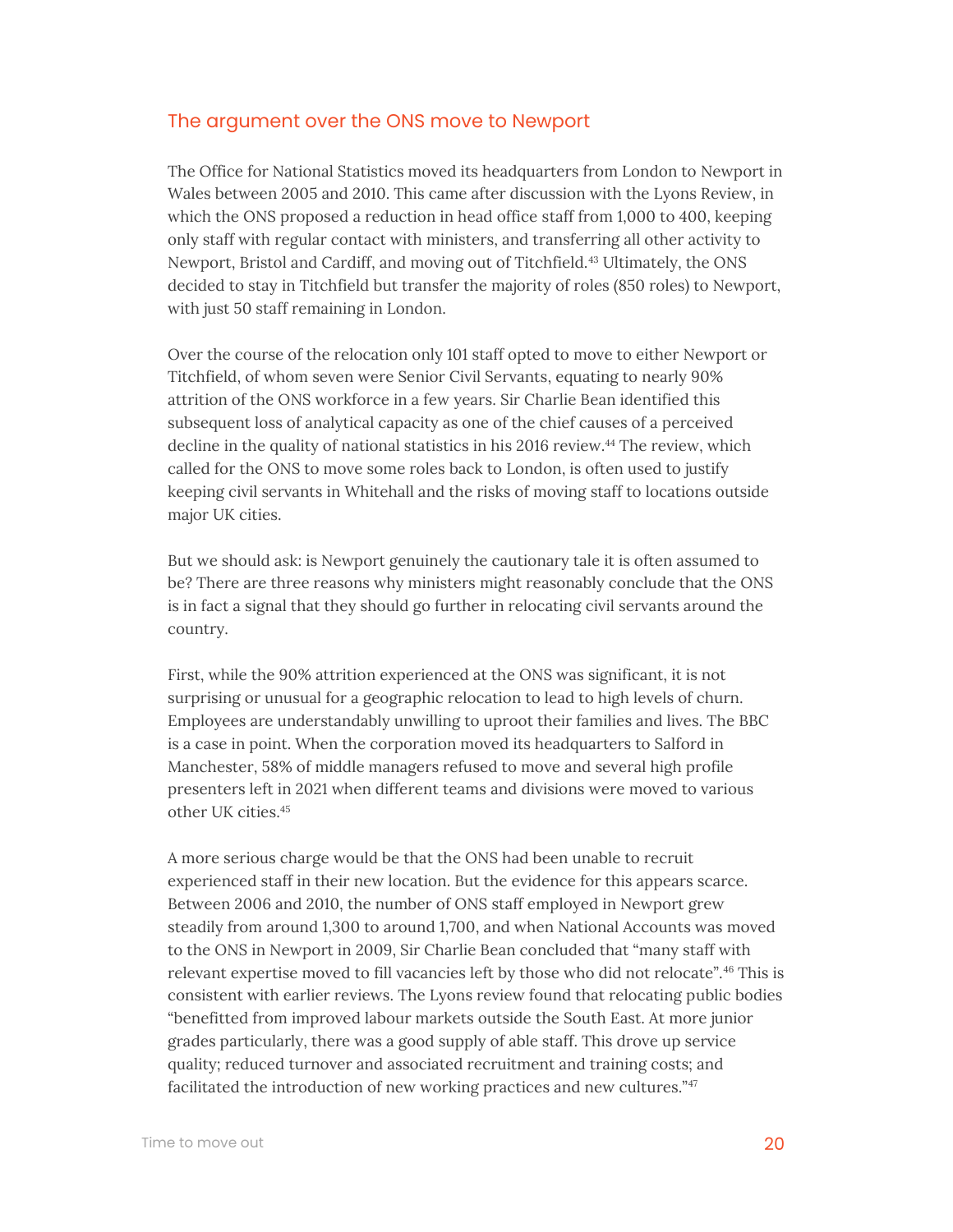## The argument over the ONS move to Newport

The Office for National Statistics moved its headquarters from London to Newport in Wales between 2005 and 2010. This came after discussion with the Lyons Review, in which the ONS proposed a reduction in head office staff from 1,000 to 400, keeping only staff with regular contact with ministers, and transferring all other activity to Newport, Bristol and Cardiff, and moving out of Titchfield.[43] Ultimately, the ONS decided to stay in Titchfield but transfer the majority of roles (850 roles) to Newport, with just 50 staff remaining in London.

Over the course of the relocation only 101 staff opted to move to either Newport or Titchfield, of whom seven were Senior Civil Servants, equating to nearly 90% attrition of the ONS workforce in a few years. Sir Charlie Bean identified this subsequent loss of analytical capacity as one of the chief causes of a perceived decline in the quality of national statistics in his 2016 review.[44] The review, which called for the ONS to move some roles back to London, is often used to justify keeping civil servants in Whitehall and the risks of moving staff to locations outside major UK cities.

But we should ask: is Newport genuinely the cautionary tale it is often assumed to be? There are three reasons why ministers might reasonably conclude that the ONS is in fact a signal that they should go further in relocating civil servants around the country.

First, while the 90% attrition experienced at the ONS was significant, it is not surprising or unusual for a geographic relocation to lead to high levels of churn. Employees are understandably unwilling to uproot their families and lives. The BBC is a case in point. When the corporation moved its headquarters to Salford in Manchester, 58% of middle managers refused to move and several high profile presenters left in 2021 when different teams and divisions were moved to various other UK cities.[45]

A more serious charge would be that the ONS had been unable to recruit experienced staff in their new location. But the evidence for this appears scarce. Between 2006 and 2010, the number of ONS staff employed in Newport grew steadily from around 1,300 to around 1,700, and when National Accounts was moved to the ONS in Newport in 2009, Sir Charlie Bean concluded that "many staff with relevant expertise moved to fill vacancies left by those who did not relocate".[46] This is consistent with earlier reviews. The Lyons review found that relocating public bodies "benefitted from improved labour markets outside the South East. At more junior grades particularly, there was a good supply of able staff. This drove up service quality; reduced turnover and associated recruitment and training costs; and facilitated the introduction of new working practices and new cultures."[47]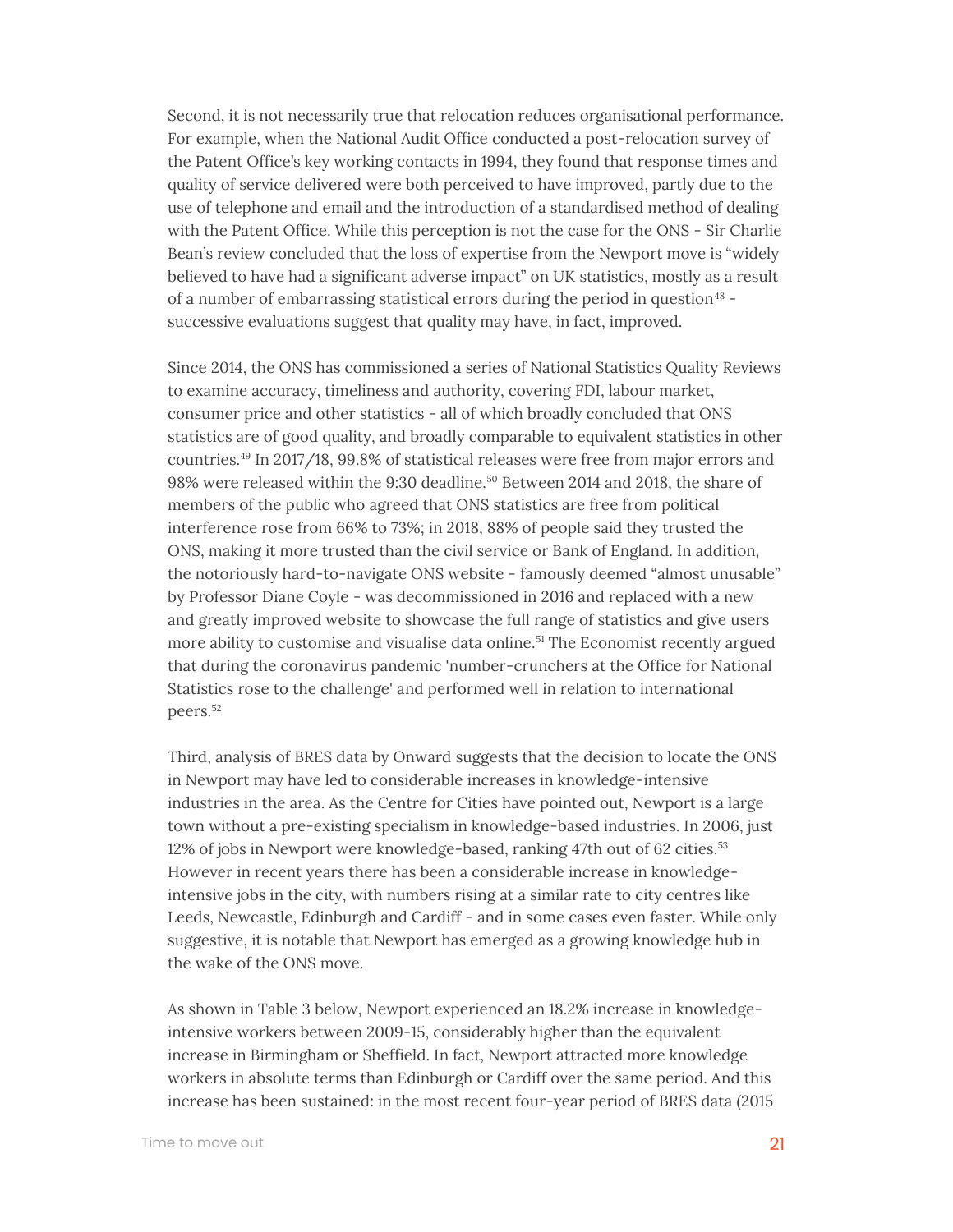Second, it is not necessarily true that relocation reduces organisational performance. For example, when the National Audit Office conducted a post-relocation survey of the Patent Office's key working contacts in 1994, they found that response times and quality of service delivered were both perceived to have improved, partly due to the use of telephone and email and the introduction of a standardised method of dealing with the Patent Office. While this perception is not the case for the ONS - Sir Charlie Bean's review concluded that the loss of expertise from the Newport move is "widely believed to have had a significant adverse impact" on UK statistics, mostly as a result of a number of embarrassing statistical errors during the period in question[48] - successive evaluations suggest that quality may have, in fact, improved.

Since 2014, the ONS has commissioned a series of National Statistics Quality Reviews to examine accuracy, timeliness and authority, covering FDI, labour market, consumer price and other statistics - all of which broadly concluded that ONS statistics are of good quality, and broadly comparable to equivalent statistics in other countries.[49] In 2017/18, 99.8% of statistical releases were free from major errors and 98% were released within the 9:30 deadline.[50] Between 2014 and 2018, the share of members of the public who agreed that ONS statistics are free from political interference rose from 66% to 73%; in 2018, 88% of people said they trusted the ONS, making it more trusted than the civil service or Bank of England. In addition, the notoriously hard-to-navigate ONS website - famously deemed "almost unusable" by Professor Diane Coyle - was decommissioned in 2016 and replaced with a new and greatly improved website to showcase the full range of statistics and give users more ability to customise and visualise data online.[51] The Economist recently argued that during the coronavirus pandemic 'number-crunchers at the Office for National Statistics rose to the challenge' and performed well in relation to international peers.[52]

Third, analysis of BRES data by Onward suggests that the decision to locate the ONS in Newport may have led to considerable increases in knowledge-intensive industries in the area. As the Centre for Cities have pointed out, Newport is a large town without a pre-existing specialism in knowledge-based industries. In 2006, just 12% of jobs in Newport were knowledge-based, ranking 47th out of 62 cities.[53] However in recent years there has been a considerable increase in knowledge-intensive jobs in the city, with numbers rising at a similar rate to city centres like Leeds, Newcastle, Edinburgh and Cardiff - and in some cases even faster. While only suggestive, it is notable that Newport has emerged as a growing knowledge hub in the wake of the ONS move.

As shown in Table 3 below, Newport experienced an 18.2% increase in knowledge-intensive workers between 2009-15, considerably higher than the equivalent increase in Birmingham or Sheffield. In fact, Newport attracted more knowledge workers in absolute terms than Edinburgh or Cardiff over the same period. And this increase has been sustained: in the most recent four-year period of BRES data (2015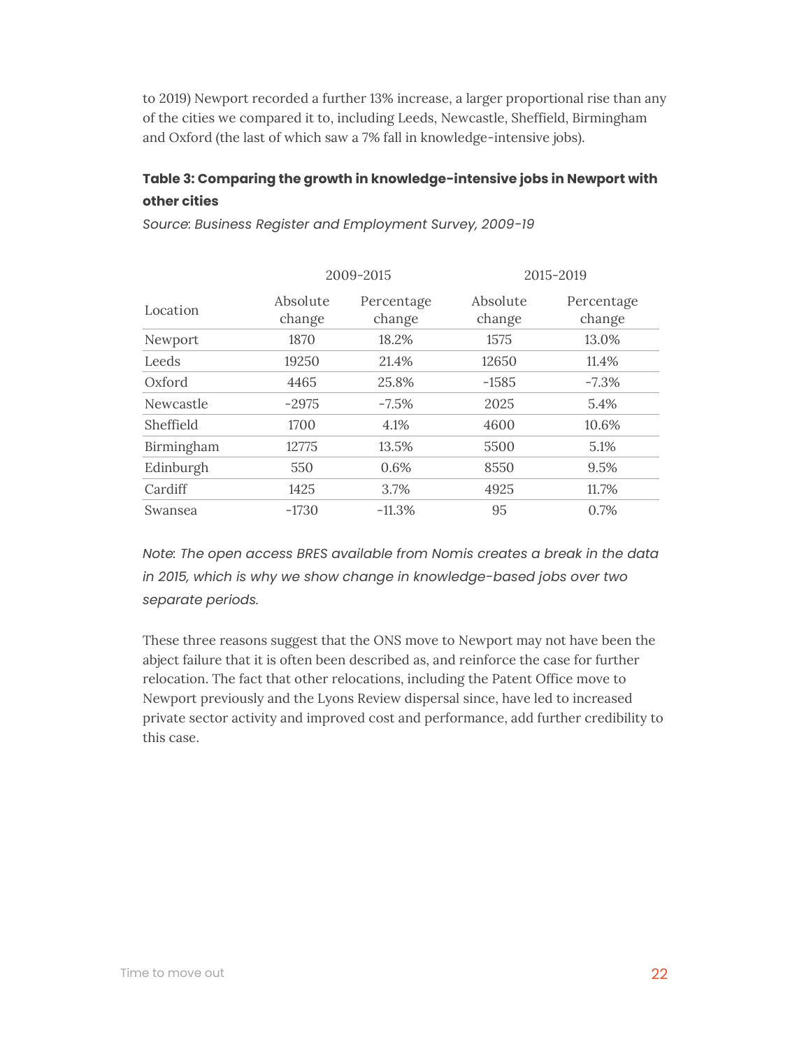to 2019) Newport recorded a further 13% increase, a larger proportional rise than any of the cities we compared it to, including Leeds, Newcastle, Sheffield, Birmingham and Oxford (the last of which saw a 7% fall in knowledge-intensive jobs).

**Table 3: Comparing the growth in knowledge-intensive jobs in Newport with other cities**

*Source: Business Register and Employment Survey, 2009-19*

| | 2009-2015 | | 2015-2019 | |
|---|---|---|---|---|
| Location | Absolute change | Percentage change | Absolute change | Percentage change |
| Newport | 1870 | 18.2% | 1575 | 13.0% |
| Leeds | 19250 | 21.4% | 12650 | 11.4% |
| Oxford | 4465 | 25.8% | -1585 | -7.3% |
| Newcastle | -2975 | -7.5% | 2025 | 5.4% |
| Sheffield | 1700 | 4.1% | 4600 | 10.6% |
| Birmingham | 12775 | 13.5% | 5500 | 5.1% |
| Edinburgh | 550 | 0.6% | 8550 | 9.5% |
| Cardiff | 1425 | 3.7% | 4925 | 11.7% |
| Swansea | -1730 | -11.3% | 95 | 0.7% |

*Note: The open access BRES available from Nomis creates a break in the data in 2015, which is why we show change in knowledge-based jobs over two separate periods.*

These three reasons suggest that the ONS move to Newport may not have been the abject failure that it is often been described as, and reinforce the case for further relocation. The fact that other relocations, including the Patent Office move to Newport previously and the Lyons Review dispersal since, have led to increased private sector activity and improved cost and performance, add further credibility to this case.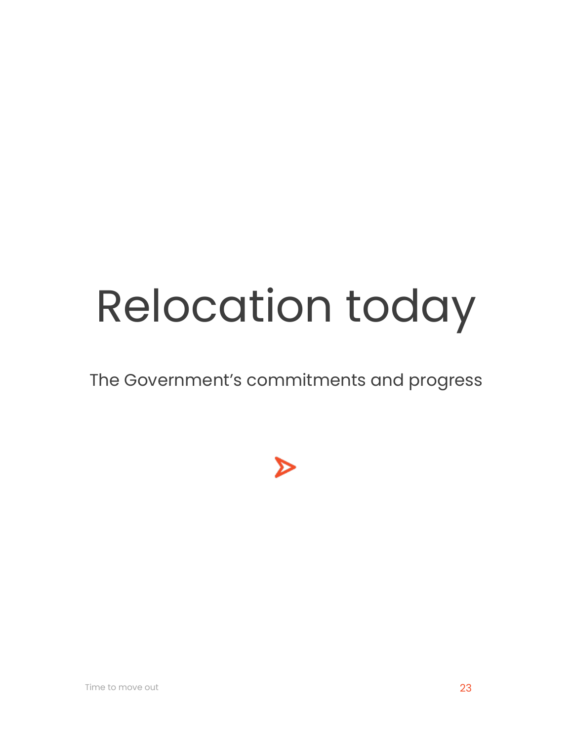# Relocation today

The Government's commitments and progress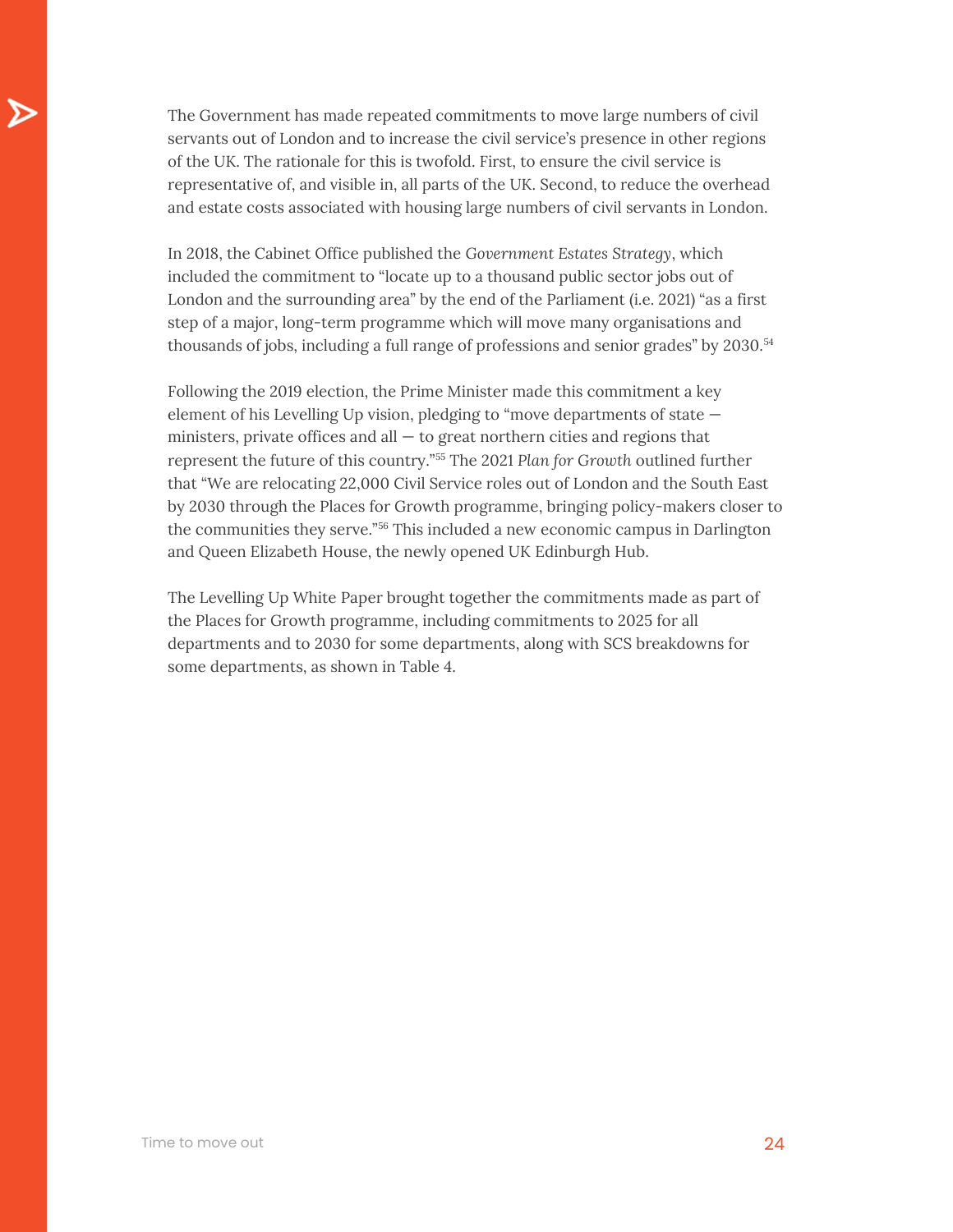The Government has made repeated commitments to move large numbers of civil servants out of London and to increase the civil service's presence in other regions of the UK. The rationale for this is twofold. First, to ensure the civil service is representative of, and visible in, all parts of the UK. Second, to reduce the overhead and estate costs associated with housing large numbers of civil servants in London.

In 2018, the Cabinet Office published the *Government Estates Strategy*, which included the commitment to "locate up to a thousand public sector jobs out of London and the surrounding area" by the end of the Parliament (i.e. 2021) "as a first step of a major, long-term programme which will move many organisations and thousands of jobs, including a full range of professions and senior grades" by 2030.[54]

Following the 2019 election, the Prime Minister made this commitment a key element of his Levelling Up vision, pledging to "move departments of state — ministers, private offices and all — to great northern cities and regions that represent the future of this country."[55] The 2021 *Plan for Growth* outlined further that "We are relocating 22,000 Civil Service roles out of London and the South East by 2030 through the Places for Growth programme, bringing policy-makers closer to the communities they serve."[56] This included a new economic campus in Darlington and Queen Elizabeth House, the newly opened UK Edinburgh Hub.

The Levelling Up White Paper brought together the commitments made as part of the Places for Growth programme, including commitments to 2025 for all departments and to 2030 for some departments, along with SCS breakdowns for some departments, as shown in Table 4.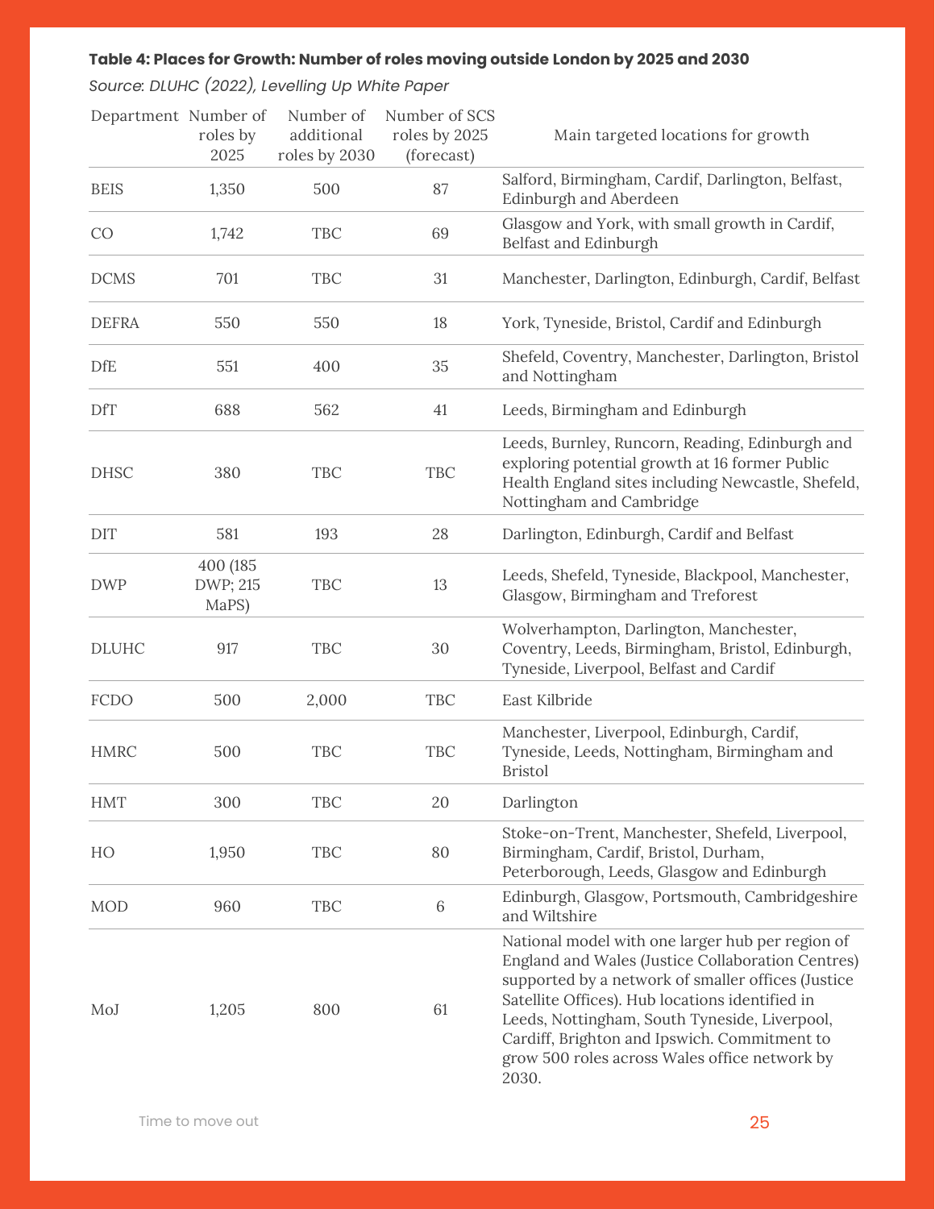**Table 4: Places for Growth: Number of roles moving outside London by 2025 and 2030**

*Source: DLUHC (2022), Levelling Up White Paper*

| Department | Number of roles by 2025 | Number of additional roles by 2030 | Number of SCS roles by 2025 (forecast) | Main targeted locations for growth |
|---|---|---|---|---|
| BEIS | 1,350 | 500 | 87 | Salford, Birmingham, Cardif, Darlington, Belfast, Edinburgh and Aberdeen |
| CO | 1,742 | TBC | 69 | Glasgow and York, with small growth in Cardif, Belfast and Edinburgh |
| DCMS | 701 | TBC | 31 | Manchester, Darlington, Edinburgh, Cardif, Belfast |
| DEFRA | 550 | 550 | 18 | York, Tyneside, Bristol, Cardif and Edinburgh |
| DfE | 551 | 400 | 35 | Shefeld, Coventry, Manchester, Darlington, Bristol and Nottingham |
| DfT | 688 | 562 | 41 | Leeds, Birmingham and Edinburgh |
| DHSC | 380 | TBC | TBC | Leeds, Burnley, Runcorn, Reading, Edinburgh and exploring potential growth at 16 former Public Health England sites including Newcastle, Shefeld, Nottingham and Cambridge |
| DIT | 581 | 193 | 28 | Darlington, Edinburgh, Cardif and Belfast |
| DWP | 400 (185 DWP; 215 MaPS) | TBC | 13 | Leeds, Shefeld, Tyneside, Blackpool, Manchester, Glasgow, Birmingham and Treforest |
| DLUHC | 917 | TBC | 30 | Wolverhampton, Darlington, Manchester, Coventry, Leeds, Birmingham, Bristol, Edinburgh, Tyneside, Liverpool, Belfast and Cardif |
| FCDO | 500 | 2,000 | TBC | East Kilbride |
| HMRC | 500 | TBC | TBC | Manchester, Liverpool, Edinburgh, Cardif, Tyneside, Leeds, Nottingham, Birmingham and Bristol |
| HMT | 300 | TBC | 20 | Darlington |
| HO | 1,950 | TBC | 80 | Stoke-on-Trent, Manchester, Shefeld, Liverpool, Birmingham, Cardif, Bristol, Durham, Peterborough, Leeds, Glasgow and Edinburgh |
| MOD | 960 | TBC | 6 | Edinburgh, Glasgow, Portsmouth, Cambridgeshire and Wiltshire |
| MoJ | 1,205 | 800 | 61 | National model with one larger hub per region of England and Wales (Justice Collaboration Centres) supported by a network of smaller offices (Justice Satellite Offices). Hub locations identified in Leeds, Nottingham, South Tyneside, Liverpool, Cardiff, Brighton and Ipswich. Commitment to grow 500 roles across Wales office network by 2030. |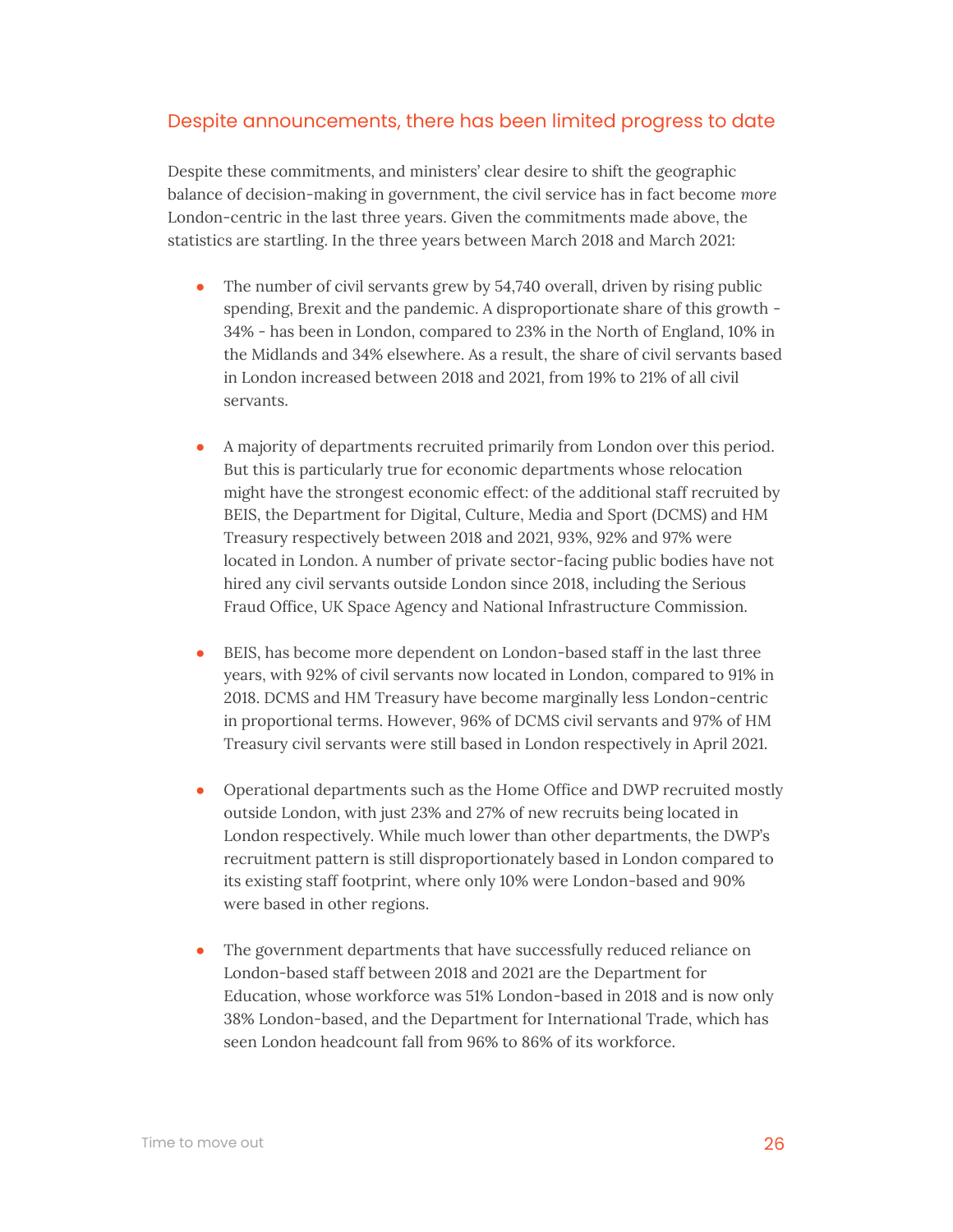## Despite announcements, there has been limited progress to date

Despite these commitments, and ministers' clear desire to shift the geographic balance of decision-making in government, the civil service has in fact become *more* London-centric in the last three years. Given the commitments made above, the statistics are startling. In the three years between March 2018 and March 2021:

- The number of civil servants grew by 54,740 overall, driven by rising public spending, Brexit and the pandemic. A disproportionate share of this growth - 34% - has been in London, compared to 23% in the North of England, 10% in the Midlands and 34% elsewhere. As a result, the share of civil servants based in London increased between 2018 and 2021, from 19% to 21% of all civil servants.

- A majority of departments recruited primarily from London over this period. But this is particularly true for economic departments whose relocation might have the strongest economic effect: of the additional staff recruited by BEIS, the Department for Digital, Culture, Media and Sport (DCMS) and HM Treasury respectively between 2018 and 2021, 93%, 92% and 97% were located in London. A number of private sector-facing public bodies have not hired any civil servants outside London since 2018, including the Serious Fraud Office, UK Space Agency and National Infrastructure Commission.

- BEIS, has become more dependent on London-based staff in the last three years, with 92% of civil servants now located in London, compared to 91% in 2018. DCMS and HM Treasury have become marginally less London-centric in proportional terms. However, 96% of DCMS civil servants and 97% of HM Treasury civil servants were still based in London respectively in April 2021.

- Operational departments such as the Home Office and DWP recruited mostly outside London, with just 23% and 27% of new recruits being located in London respectively. While much lower than other departments, the DWP's recruitment pattern is still disproportionately based in London compared to its existing staff footprint, where only 10% were London-based and 90% were based in other regions.

- The government departments that have successfully reduced reliance on London-based staff between 2018 and 2021 are the Department for Education, whose workforce was 51% London-based in 2018 and is now only 38% London-based, and the Department for International Trade, which has seen London headcount fall from 96% to 86% of its workforce.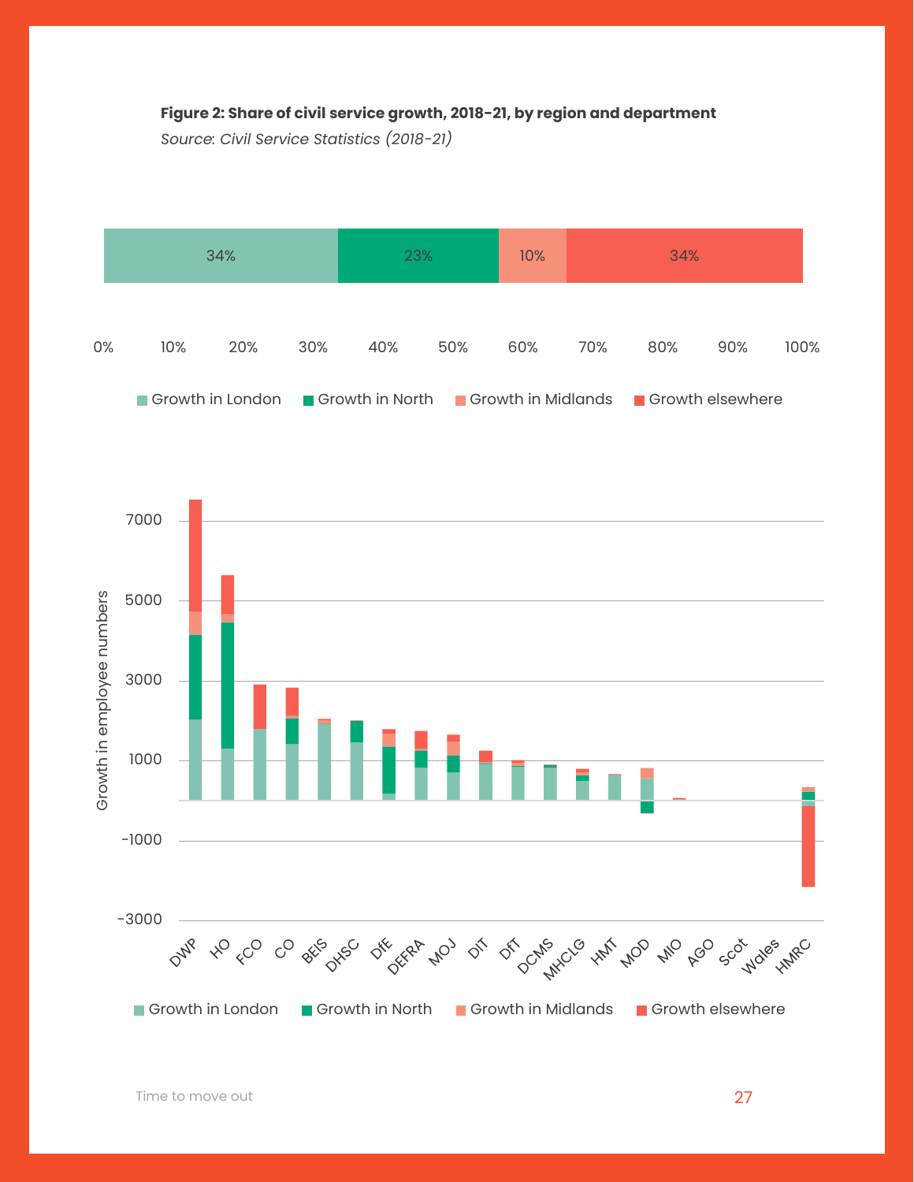**Figure 2: Share of civil service growth, 2018-21, by region and department**

*Source: Civil Service Statistics (2018-21)*

| Growth in London | Growth in North | Growth in Midlands | Growth elsewhere |
|---|---|---|---|
| 34% | 23% | 10% | 34% |

Growth in employee numbers by department: DWP, HO, FCO, CO, BEIS, DHSC, DfE, DEFRA, MOJ, DIT, DfT, DCMS, MHCLG, HMT, MOD, MIO, AGO, Scot, Wales, HMRC

Growth in London | Growth in North | Growth in Midlands | Growth elsewhere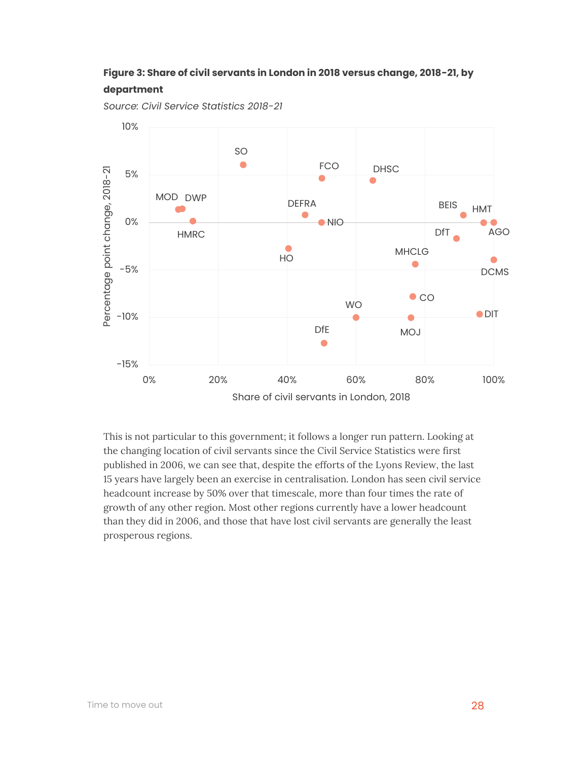**Figure 3: Share of civil servants in London in 2018 versus change, 2018-21, by department**

*Source: Civil Service Statistics 2018-21*

This is not particular to this government; it follows a longer run pattern. Looking at the changing location of civil servants since the Civil Service Statistics were first published in 2006, we can see that, despite the efforts of the Lyons Review, the last 15 years have largely been an exercise in centralisation. London has seen civil service headcount increase by 50% over that timescale, more than four times the rate of growth of any other region. Most other regions currently have a lower headcount than they did in 2006, and those that have lost civil servants are generally the least prosperous regions.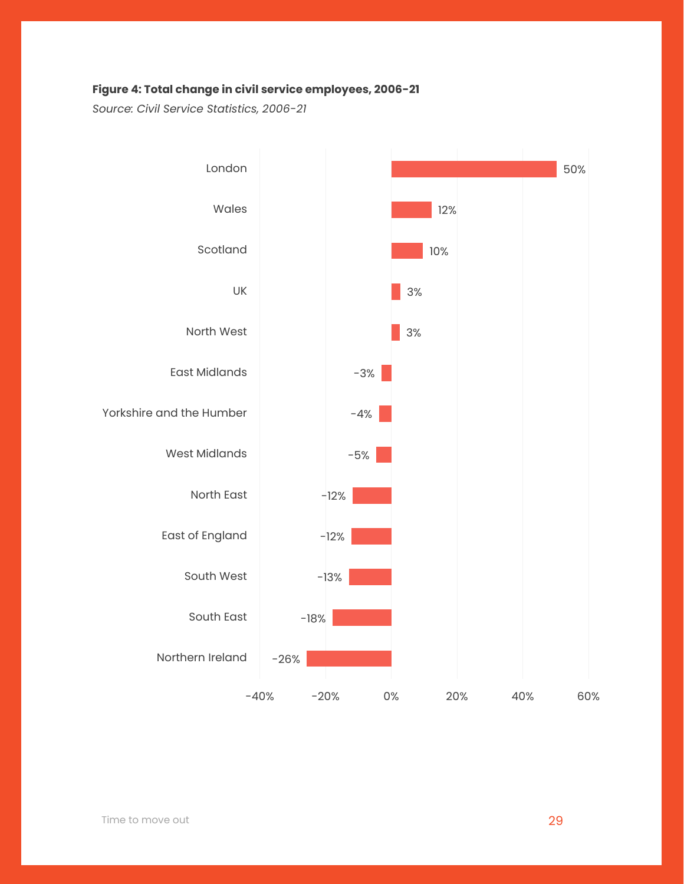**Figure 4: Total change in civil service employees, 2006-21**

*Source: Civil Service Statistics, 2006-21*

| Region | Change |
|---|---|
| London | 50% |
| Wales | 12% |
| Scotland | 10% |
| UK | 3% |
| North West | 3% |
| East Midlands | -3% |
| Yorkshire and the Humber | -4% |
| West Midlands | -5% |
| North East | -12% |
| East of England | -12% |
| South West | -13% |
| South East | -18% |
| Northern Ireland | -26% |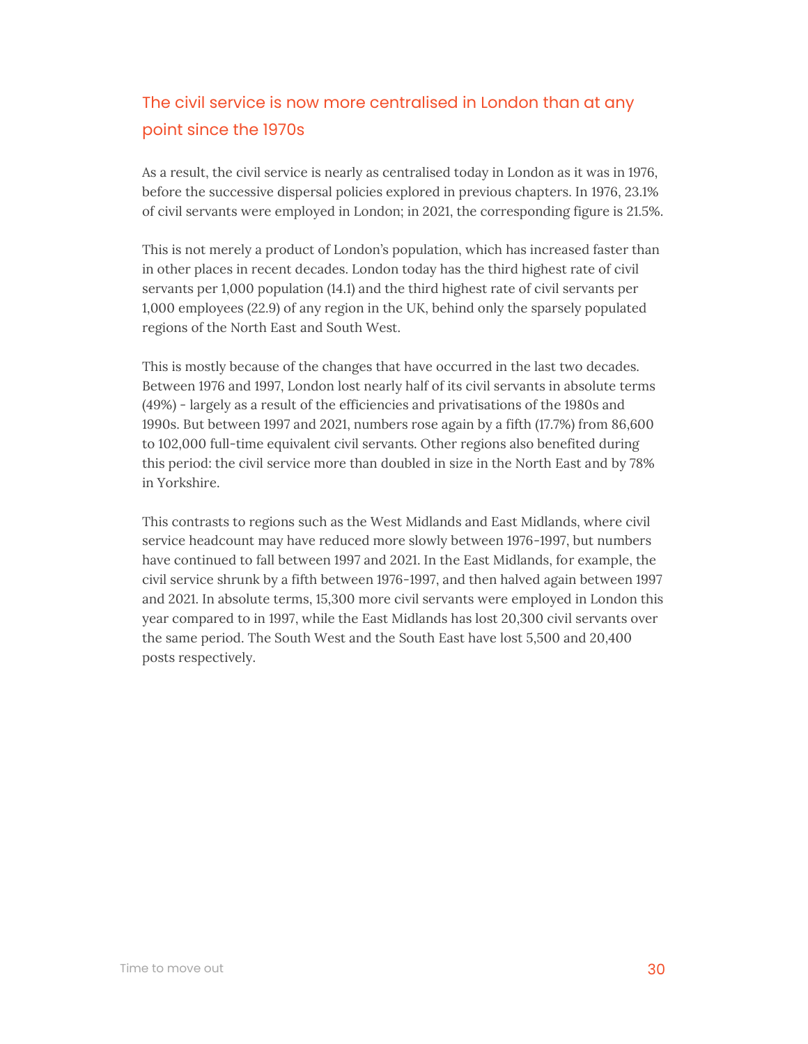## The civil service is now more centralised in London than at any point since the 1970s

As a result, the civil service is nearly as centralised today in London as it was in 1976, before the successive dispersal policies explored in previous chapters. In 1976, 23.1% of civil servants were employed in London; in 2021, the corresponding figure is 21.5%.

This is not merely a product of London's population, which has increased faster than in other places in recent decades. London today has the third highest rate of civil servants per 1,000 population (14.1) and the third highest rate of civil servants per 1,000 employees (22.9) of any region in the UK, behind only the sparsely populated regions of the North East and South West.

This is mostly because of the changes that have occurred in the last two decades. Between 1976 and 1997, London lost nearly half of its civil servants in absolute terms (49%) - largely as a result of the efficiencies and privatisations of the 1980s and 1990s. But between 1997 and 2021, numbers rose again by a fifth (17.7%) from 86,600 to 102,000 full-time equivalent civil servants. Other regions also benefited during this period: the civil service more than doubled in size in the North East and by 78% in Yorkshire.

This contrasts to regions such as the West Midlands and East Midlands, where civil service headcount may have reduced more slowly between 1976-1997, but numbers have continued to fall between 1997 and 2021. In the East Midlands, for example, the civil service shrunk by a fifth between 1976-1997, and then halved again between 1997 and 2021. In absolute terms, 15,300 more civil servants were employed in London this year compared to in 1997, while the East Midlands has lost 20,300 civil servants over the same period. The South West and the South East have lost 5,500 and 20,400 posts respectively.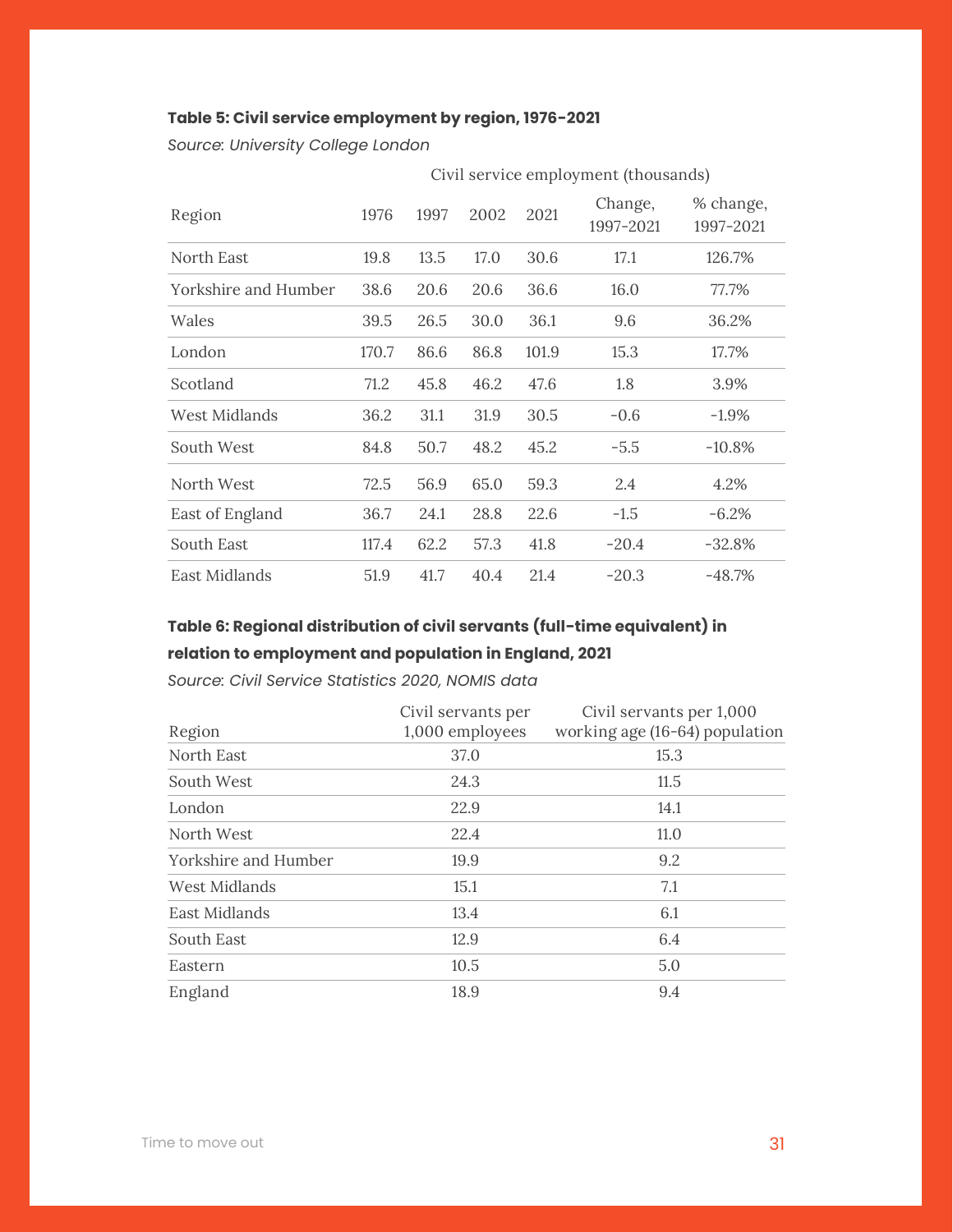**Table 5: Civil service employment by region, 1976-2021**

*Source: University College London*

| | Civil service employment (thousands) | | | | | |
|---|---|---|---|---|---|---|
| Region | 1976 | 1997 | 2002 | 2021 | Change, 1997-2021 | % change, 1997-2021 |
| North East | 19.8 | 13.5 | 17.0 | 30.6 | 17.1 | 126.7% |
| Yorkshire and Humber | 38.6 | 20.6 | 20.6 | 36.6 | 16.0 | 77.7% |
| Wales | 39.5 | 26.5 | 30.0 | 36.1 | 9.6 | 36.2% |
| London | 170.7 | 86.6 | 86.8 | 101.9 | 15.3 | 17.7% |
| Scotland | 71.2 | 45.8 | 46.2 | 47.6 | 1.8 | 3.9% |
| West Midlands | 36.2 | 31.1 | 31.9 | 30.5 | -0.6 | -1.9% |
| South West | 84.8 | 50.7 | 48.2 | 45.2 | -5.5 | -10.8% |
| North West | 72.5 | 56.9 | 65.0 | 59.3 | 2.4 | 4.2% |
| East of England | 36.7 | 24.1 | 28.8 | 22.6 | -1.5 | -6.2% |
| South East | 117.4 | 62.2 | 57.3 | 41.8 | -20.4 | -32.8% |
| East Midlands | 51.9 | 41.7 | 40.4 | 21.4 | -20.3 | -48.7% |

**Table 6: Regional distribution of civil servants (full-time equivalent) in relation to employment and population in England, 2021**

*Source: Civil Service Statistics 2020, NOMIS data*

| Region | Civil servants per 1,000 employees | Civil servants per 1,000 working age (16-64) population |
|---|---|---|
| North East | 37.0 | 15.3 |
| South West | 24.3 | 11.5 |
| London | 22.9 | 14.1 |
| North West | 22.4 | 11.0 |
| Yorkshire and Humber | 19.9 | 9.2 |
| West Midlands | 15.1 | 7.1 |
| East Midlands | 13.4 | 6.1 |
| South East | 12.9 | 6.4 |
| Eastern | 10.5 | 5.0 |
| England | 18.9 | 9.4 |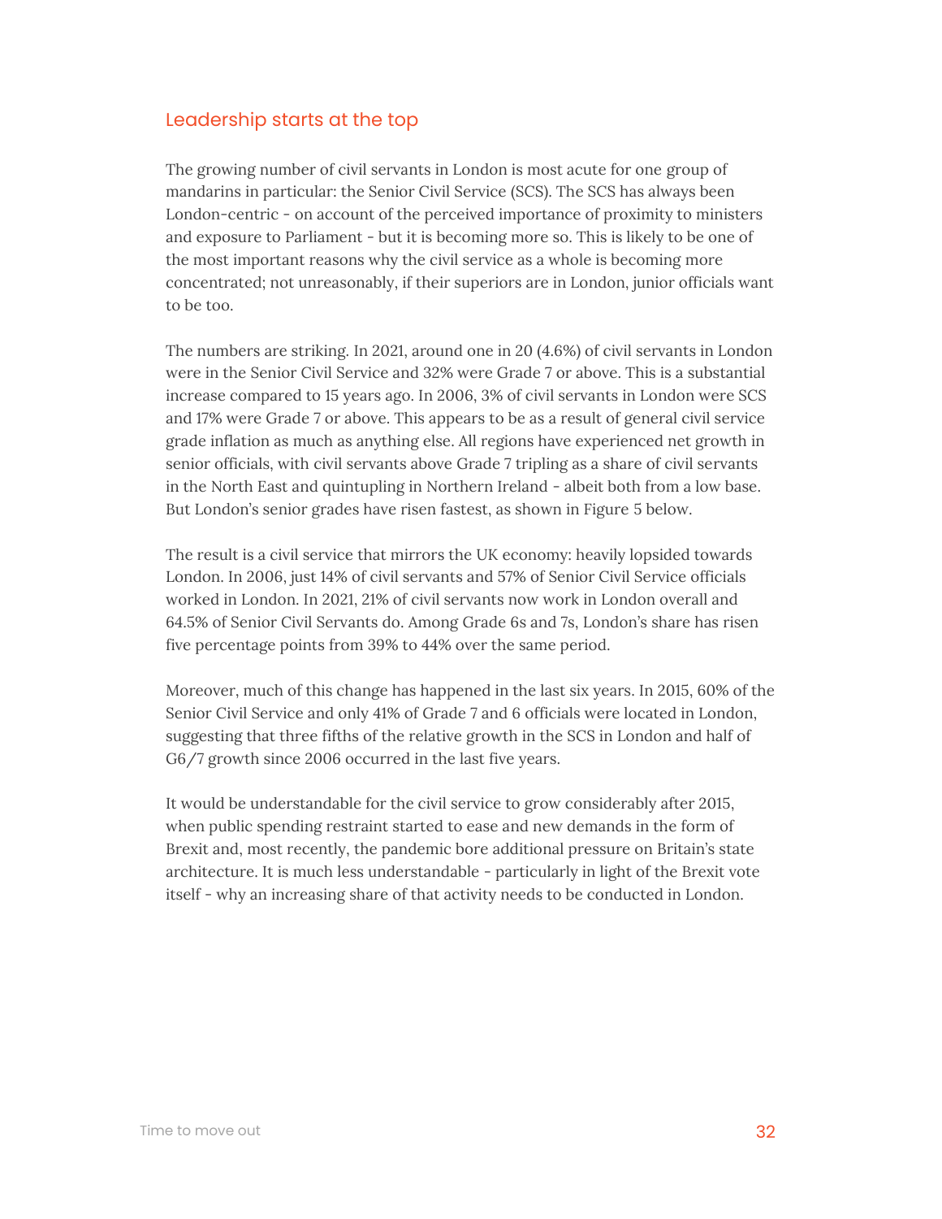## Leadership starts at the top

The growing number of civil servants in London is most acute for one group of mandarins in particular: the Senior Civil Service (SCS). The SCS has always been London-centric - on account of the perceived importance of proximity to ministers and exposure to Parliament - but it is becoming more so. This is likely to be one of the most important reasons why the civil service as a whole is becoming more concentrated; not unreasonably, if their superiors are in London, junior officials want to be too.

The numbers are striking. In 2021, around one in 20 (4.6%) of civil servants in London were in the Senior Civil Service and 32% were Grade 7 or above. This is a substantial increase compared to 15 years ago. In 2006, 3% of civil servants in London were SCS and 17% were Grade 7 or above. This appears to be as a result of general civil service grade inflation as much as anything else. All regions have experienced net growth in senior officials, with civil servants above Grade 7 tripling as a share of civil servants in the North East and quintupling in Northern Ireland - albeit both from a low base. But London's senior grades have risen fastest, as shown in Figure 5 below.

The result is a civil service that mirrors the UK economy: heavily lopsided towards London. In 2006, just 14% of civil servants and 57% of Senior Civil Service officials worked in London. In 2021, 21% of civil servants now work in London overall and 64.5% of Senior Civil Servants do. Among Grade 6s and 7s, London's share has risen five percentage points from 39% to 44% over the same period.

Moreover, much of this change has happened in the last six years. In 2015, 60% of the Senior Civil Service and only 41% of Grade 7 and 6 officials were located in London, suggesting that three fifths of the relative growth in the SCS in London and half of G6/7 growth since 2006 occurred in the last five years.

It would be understandable for the civil service to grow considerably after 2015, when public spending restraint started to ease and new demands in the form of Brexit and, most recently, the pandemic bore additional pressure on Britain's state architecture. It is much less understandable - particularly in light of the Brexit vote itself - why an increasing share of that activity needs to be conducted in London.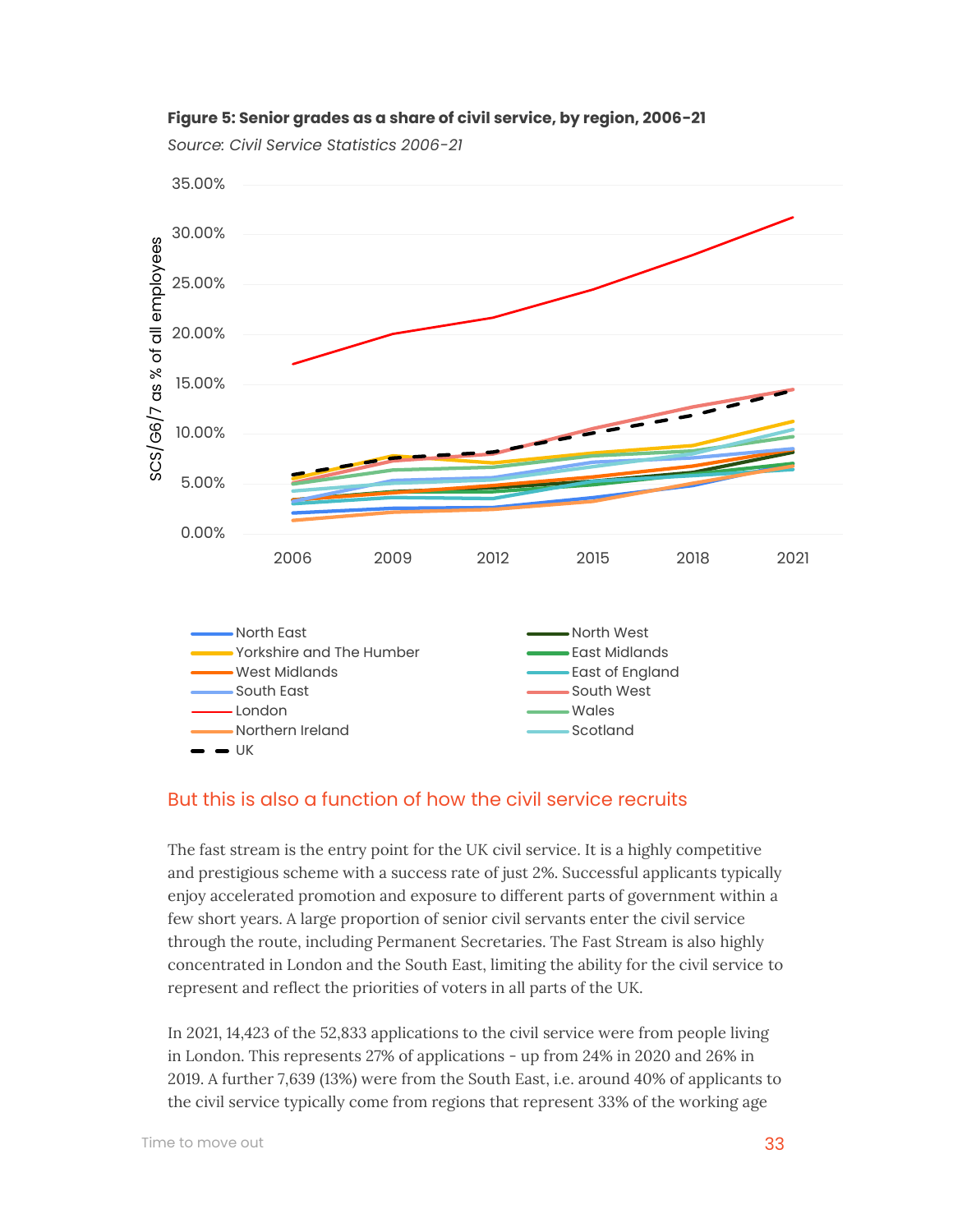**Figure 5: Senior grades as a share of civil service, by region, 2006-21**

*Source: Civil Service Statistics 2006-21*

## But this is also a function of how the civil service recruits

The fast stream is the entry point for the UK civil service. It is a highly competitive and prestigious scheme with a success rate of just 2%. Successful applicants typically enjoy accelerated promotion and exposure to different parts of government within a few short years. A large proportion of senior civil servants enter the civil service through the route, including Permanent Secretaries. The Fast Stream is also highly concentrated in London and the South East, limiting the ability for the civil service to represent and reflect the priorities of voters in all parts of the UK.

In 2021, 14,423 of the 52,833 applications to the civil service were from people living in London. This represents 27% of applications - up from 24% in 2020 and 26% in 2019. A further 7,639 (13%) were from the South East, i.e. around 40% of applicants to the civil service typically come from regions that represent 33% of the working age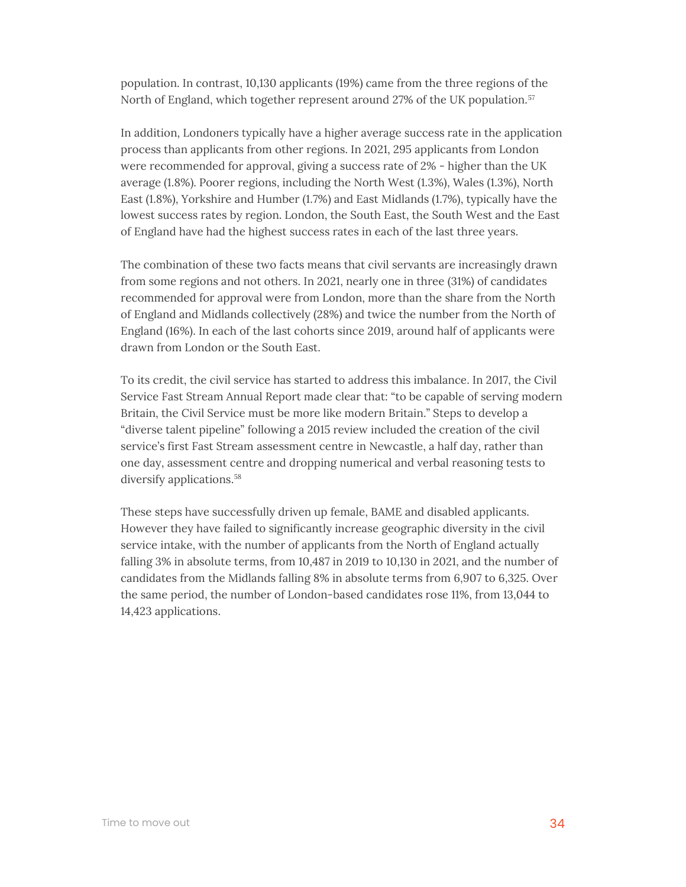population. In contrast, 10,130 applicants (19%) came from the three regions of the North of England, which together represent around 27% of the UK population.[57]

In addition, Londoners typically have a higher average success rate in the application process than applicants from other regions. In 2021, 295 applicants from London were recommended for approval, giving a success rate of 2% - higher than the UK average (1.8%). Poorer regions, including the North West (1.3%), Wales (1.3%), North East (1.8%), Yorkshire and Humber (1.7%) and East Midlands (1.7%), typically have the lowest success rates by region. London, the South East, the South West and the East of England have had the highest success rates in each of the last three years.

The combination of these two facts means that civil servants are increasingly drawn from some regions and not others. In 2021, nearly one in three (31%) of candidates recommended for approval were from London, more than the share from the North of England and Midlands collectively (28%) and twice the number from the North of England (16%). In each of the last cohorts since 2019, around half of applicants were drawn from London or the South East.

To its credit, the civil service has started to address this imbalance. In 2017, the Civil Service Fast Stream Annual Report made clear that: "to be capable of serving modern Britain, the Civil Service must be more like modern Britain." Steps to develop a "diverse talent pipeline" following a 2015 review included the creation of the civil service's first Fast Stream assessment centre in Newcastle, a half day, rather than one day, assessment centre and dropping numerical and verbal reasoning tests to diversify applications.[58]

These steps have successfully driven up female, BAME and disabled applicants. However they have failed to significantly increase geographic diversity in the civil service intake, with the number of applicants from the North of England actually falling 3% in absolute terms, from 10,487 in 2019 to 10,130 in 2021, and the number of candidates from the Midlands falling 8% in absolute terms from 6,907 to 6,325. Over the same period, the number of London-based candidates rose 11%, from 13,044 to 14,423 applications.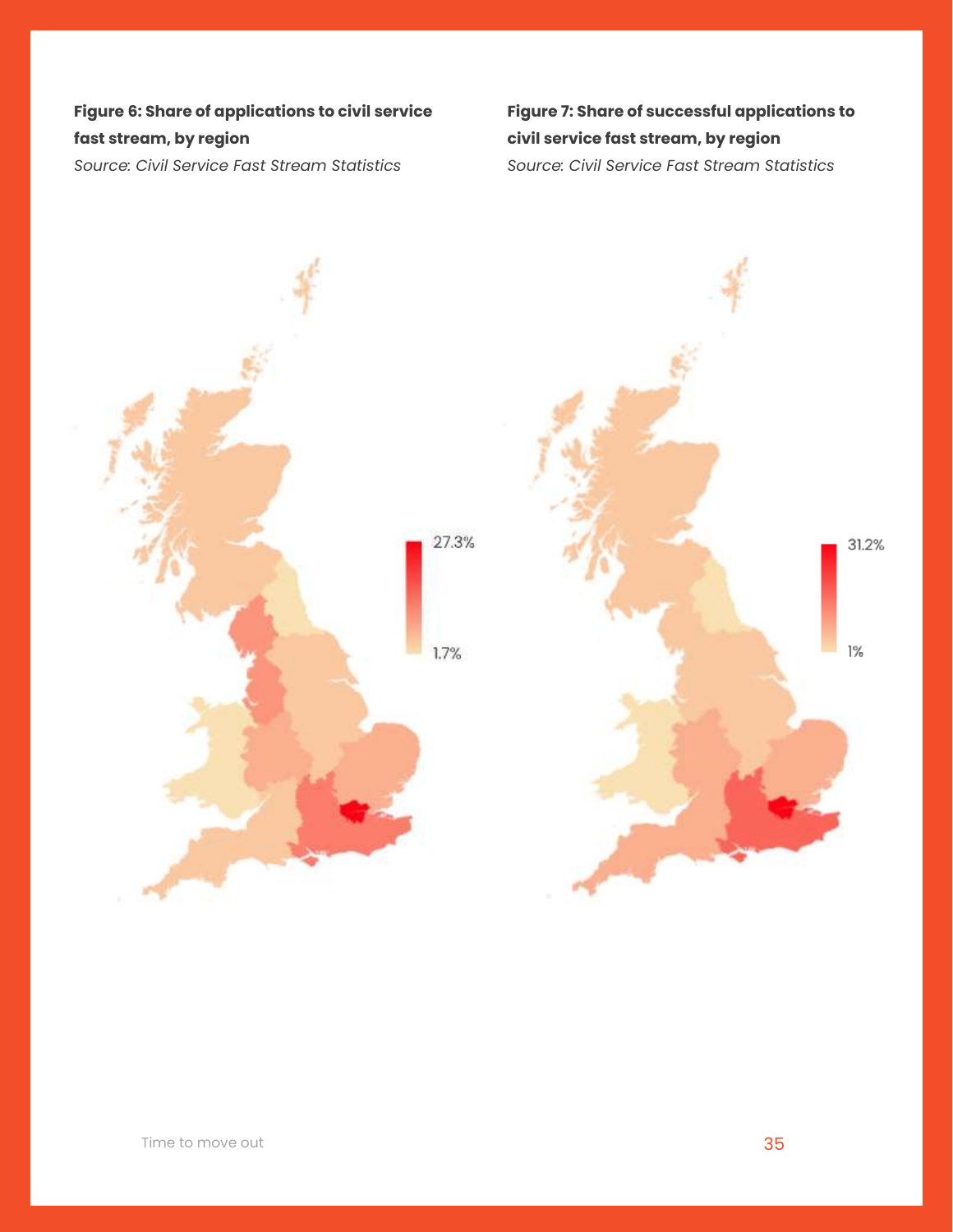**Figure 6: Share of applications to civil service fast stream, by region**

*Source: Civil Service Fast Stream Statistics*

27.3%

1.7%

**Figure 7: Share of successful applications to civil service fast stream, by region**

*Source: Civil Service Fast Stream Statistics*

31.2%

1%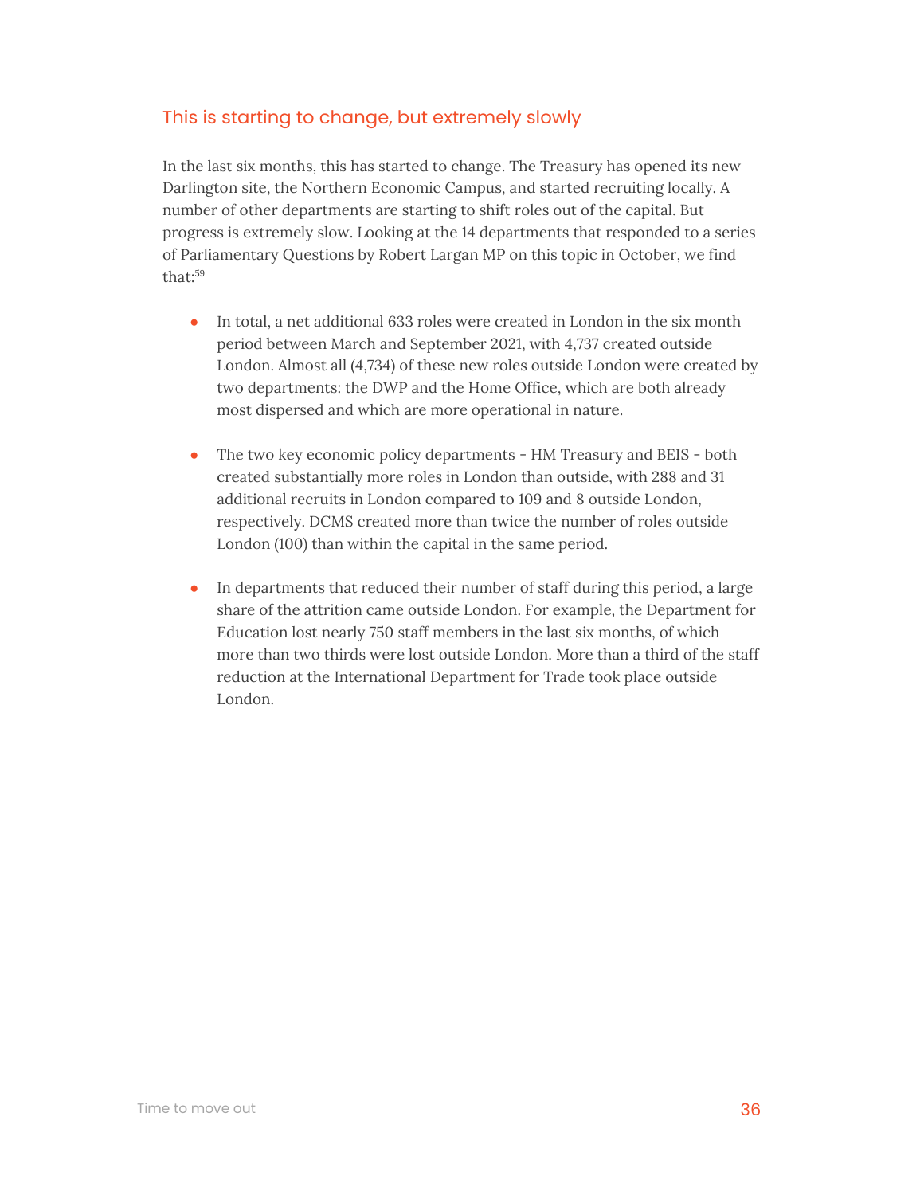## This is starting to change, but extremely slowly

In the last six months, this has started to change. The Treasury has opened its new Darlington site, the Northern Economic Campus, and started recruiting locally. A number of other departments are starting to shift roles out of the capital. But progress is extremely slow. Looking at the 14 departments that responded to a series of Parliamentary Questions by Robert Largan MP on this topic in October, we find that:[59]

- In total, a net additional 633 roles were created in London in the six month period between March and September 2021, with 4,737 created outside London. Almost all (4,734) of these new roles outside London were created by two departments: the DWP and the Home Office, which are both already most dispersed and which are more operational in nature.

- The two key economic policy departments - HM Treasury and BEIS - both created substantially more roles in London than outside, with 288 and 31 additional recruits in London compared to 109 and 8 outside London, respectively. DCMS created more than twice the number of roles outside London (100) than within the capital in the same period.

- In departments that reduced their number of staff during this period, a large share of the attrition came outside London. For example, the Department for Education lost nearly 750 staff members in the last six months, of which more than two thirds were lost outside London. More than a third of the staff reduction at the International Department for Trade took place outside London.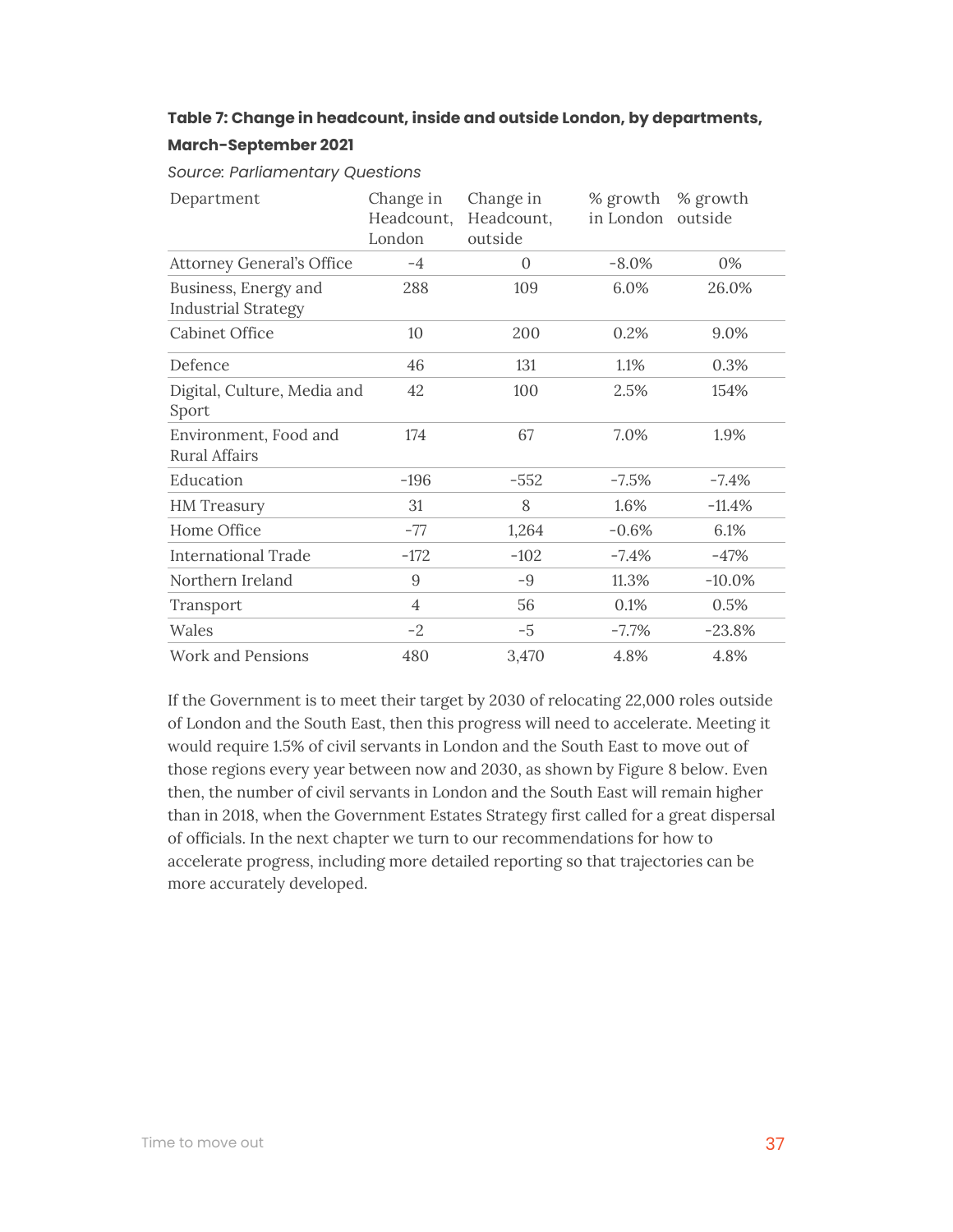**Table 7: Change in headcount, inside and outside London, by departments, March-September 2021**

*Source: Parliamentary Questions*

| Department | Change in Headcount, London | Change in Headcount, outside | % growth in London | % growth outside |
|---|---|---|---|---|
| Attorney General's Office | -4 | 0 | -8.0% | 0% |
| Business, Energy and Industrial Strategy | 288 | 109 | 6.0% | 26.0% |
| Cabinet Office | 10 | 200 | 0.2% | 9.0% |
| Defence | 46 | 131 | 1.1% | 0.3% |
| Digital, Culture, Media and Sport | 42 | 100 | 2.5% | 154% |
| Environment, Food and Rural Affairs | 174 | 67 | 7.0% | 1.9% |
| Education | -196 | -552 | -7.5% | -7.4% |
| HM Treasury | 31 | 8 | 1.6% | -11.4% |
| Home Office | -77 | 1,264 | -0.6% | 6.1% |
| International Trade | -172 | -102 | -7.4% | -47% |
| Northern Ireland | 9 | -9 | 11.3% | -10.0% |
| Transport | 4 | 56 | 0.1% | 0.5% |
| Wales | -2 | -5 | -7.7% | -23.8% |
| Work and Pensions | 480 | 3,470 | 4.8% | 4.8% |

If the Government is to meet their target by 2030 of relocating 22,000 roles outside of London and the South East, then this progress will need to accelerate. Meeting it would require 1.5% of civil servants in London and the South East to move out of those regions every year between now and 2030, as shown by Figure 8 below. Even then, the number of civil servants in London and the South East will remain higher than in 2018, when the Government Estates Strategy first called for a great dispersal of officials. In the next chapter we turn to our recommendations for how to accelerate progress, including more detailed reporting so that trajectories can be more accurately developed.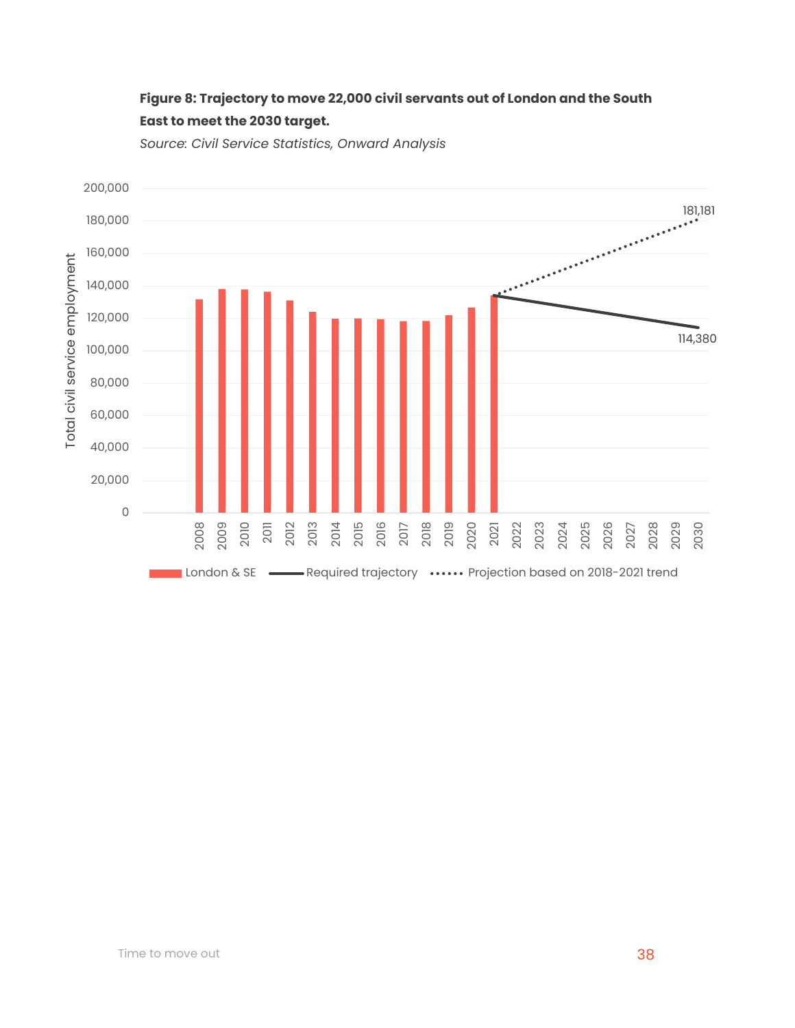**Figure 8: Trajectory to move 22,000 civil servants out of London and the South East to meet the 2030 target.**

*Source: Civil Service Statistics, Onward Analysis*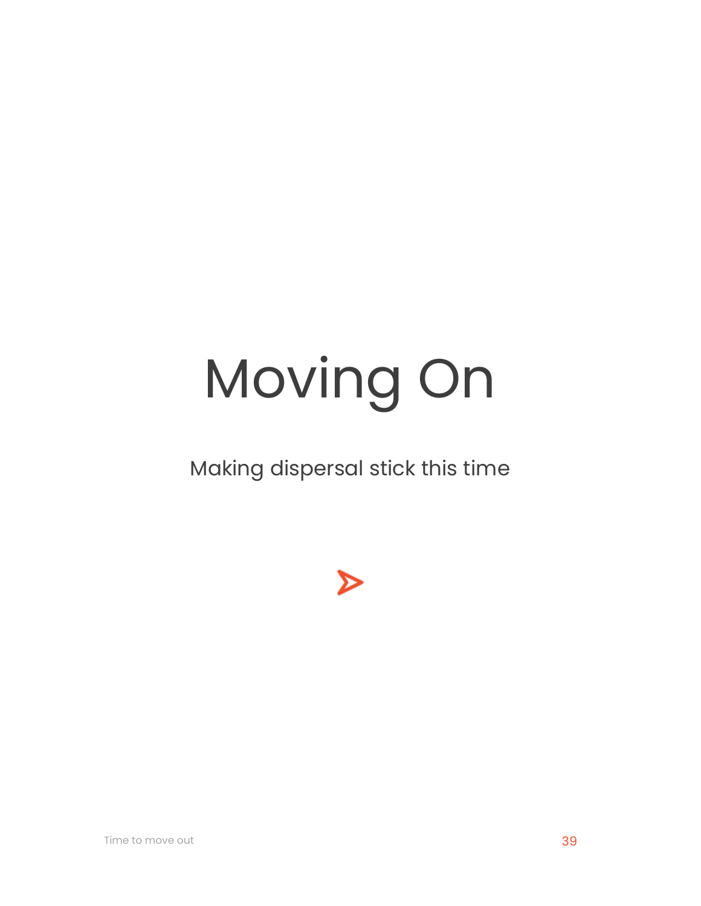# Moving On

Making dispersal stick this time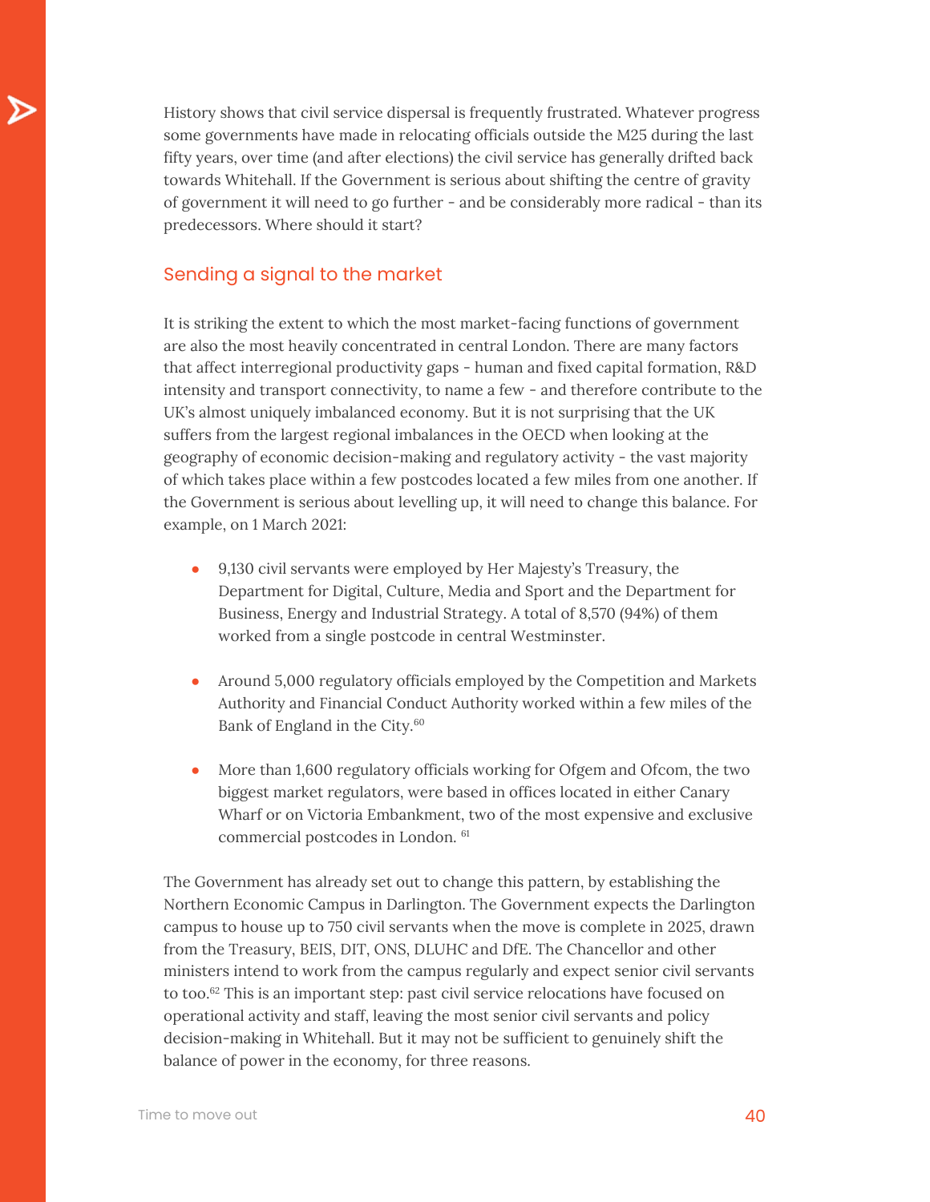History shows that civil service dispersal is frequently frustrated. Whatever progress some governments have made in relocating officials outside the M25 during the last fifty years, over time (and after elections) the civil service has generally drifted back towards Whitehall. If the Government is serious about shifting the centre of gravity of government it will need to go further - and be considerably more radical - than its predecessors. Where should it start?

## Sending a signal to the market

It is striking the extent to which the most market-facing functions of government are also the most heavily concentrated in central London. There are many factors that affect interregional productivity gaps - human and fixed capital formation, R&D intensity and transport connectivity, to name a few - and therefore contribute to the UK's almost uniquely imbalanced economy. But it is not surprising that the UK suffers from the largest regional imbalances in the OECD when looking at the geography of economic decision-making and regulatory activity - the vast majority of which takes place within a few postcodes located a few miles from one another. If the Government is serious about levelling up, it will need to change this balance. For example, on 1 March 2021:

- 9,130 civil servants were employed by Her Majesty's Treasury, the Department for Digital, Culture, Media and Sport and the Department for Business, Energy and Industrial Strategy. A total of 8,570 (94%) of them worked from a single postcode in central Westminster.
- Around 5,000 regulatory officials employed by the Competition and Markets Authority and Financial Conduct Authority worked within a few miles of the Bank of England in the City.[60]
- More than 1,600 regulatory officials working for Ofgem and Ofcom, the two biggest market regulators, were based in offices located in either Canary Wharf or on Victoria Embankment, two of the most expensive and exclusive commercial postcodes in London.[61]

The Government has already set out to change this pattern, by establishing the Northern Economic Campus in Darlington. The Government expects the Darlington campus to house up to 750 civil servants when the move is complete in 2025, drawn from the Treasury, BEIS, DIT, ONS, DLUHC and DfE. The Chancellor and other ministers intend to work from the campus regularly and expect senior civil servants to too.[62] This is an important step: past civil service relocations have focused on operational activity and staff, leaving the most senior civil servants and policy decision-making in Whitehall. But it may not be sufficient to genuinely shift the balance of power in the economy, for three reasons.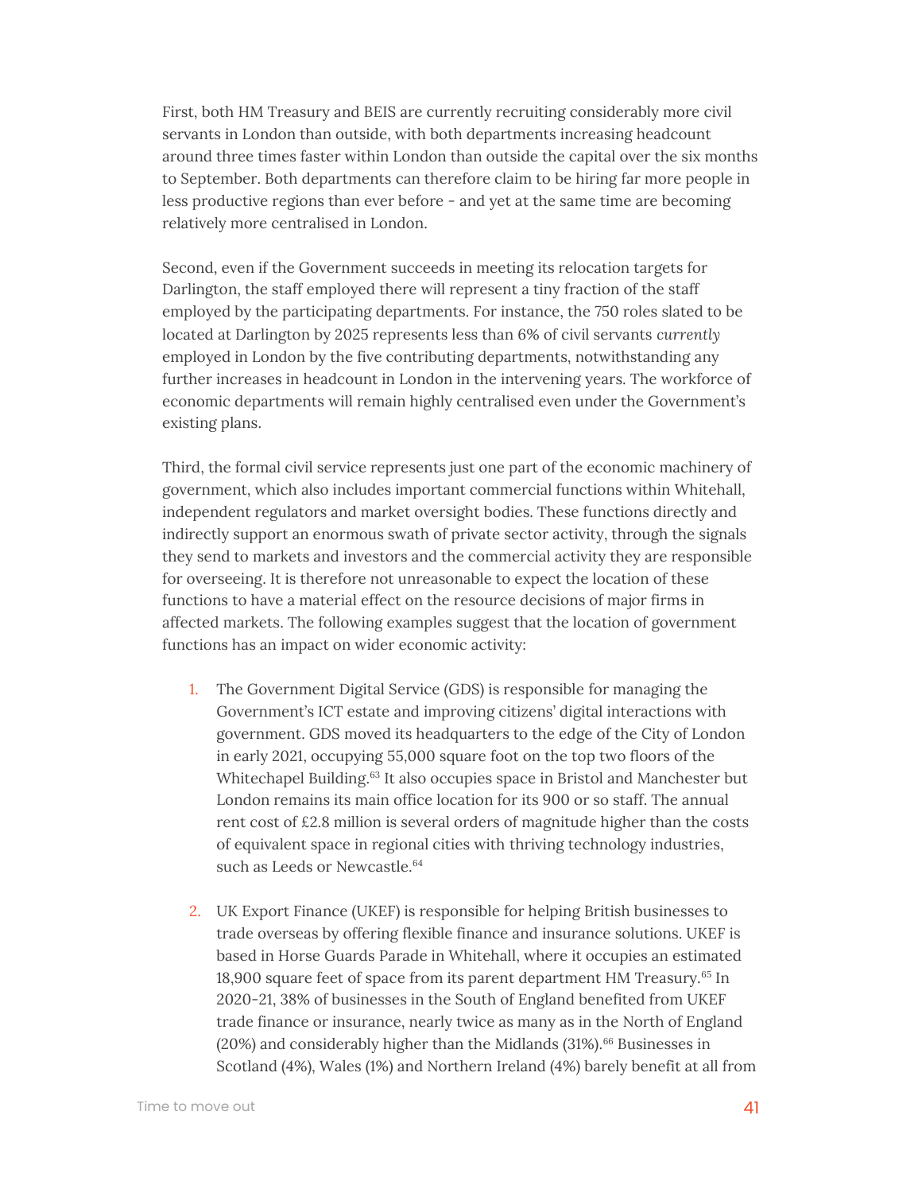First, both HM Treasury and BEIS are currently recruiting considerably more civil servants in London than outside, with both departments increasing headcount around three times faster within London than outside the capital over the six months to September. Both departments can therefore claim to be hiring far more people in less productive regions than ever before - and yet at the same time are becoming relatively more centralised in London.

Second, even if the Government succeeds in meeting its relocation targets for Darlington, the staff employed there will represent a tiny fraction of the staff employed by the participating departments. For instance, the 750 roles slated to be located at Darlington by 2025 represents less than 6% of civil servants *currently* employed in London by the five contributing departments, notwithstanding any further increases in headcount in London in the intervening years. The workforce of economic departments will remain highly centralised even under the Government's existing plans.

Third, the formal civil service represents just one part of the economic machinery of government, which also includes important commercial functions within Whitehall, independent regulators and market oversight bodies. These functions directly and indirectly support an enormous swath of private sector activity, through the signals they send to markets and investors and the commercial activity they are responsible for overseeing. It is therefore not unreasonable to expect the location of these functions to have a material effect on the resource decisions of major firms in affected markets. The following examples suggest that the location of government functions has an impact on wider economic activity:

1. The Government Digital Service (GDS) is responsible for managing the Government's ICT estate and improving citizens' digital interactions with government. GDS moved its headquarters to the edge of the City of London in early 2021, occupying 55,000 square foot on the top two floors of the Whitechapel Building.[63] It also occupies space in Bristol and Manchester but London remains its main office location for its 900 or so staff. The annual rent cost of £2.8 million is several orders of magnitude higher than the costs of equivalent space in regional cities with thriving technology industries, such as Leeds or Newcastle.[64]

2. UK Export Finance (UKEF) is responsible for helping British businesses to trade overseas by offering flexible finance and insurance solutions. UKEF is based in Horse Guards Parade in Whitehall, where it occupies an estimated 18,900 square feet of space from its parent department HM Treasury.[65] In 2020-21, 38% of businesses in the South of England benefited from UKEF trade finance or insurance, nearly twice as many as in the North of England (20%) and considerably higher than the Midlands (31%).[66] Businesses in Scotland (4%), Wales (1%) and Northern Ireland (4%) barely benefit at all from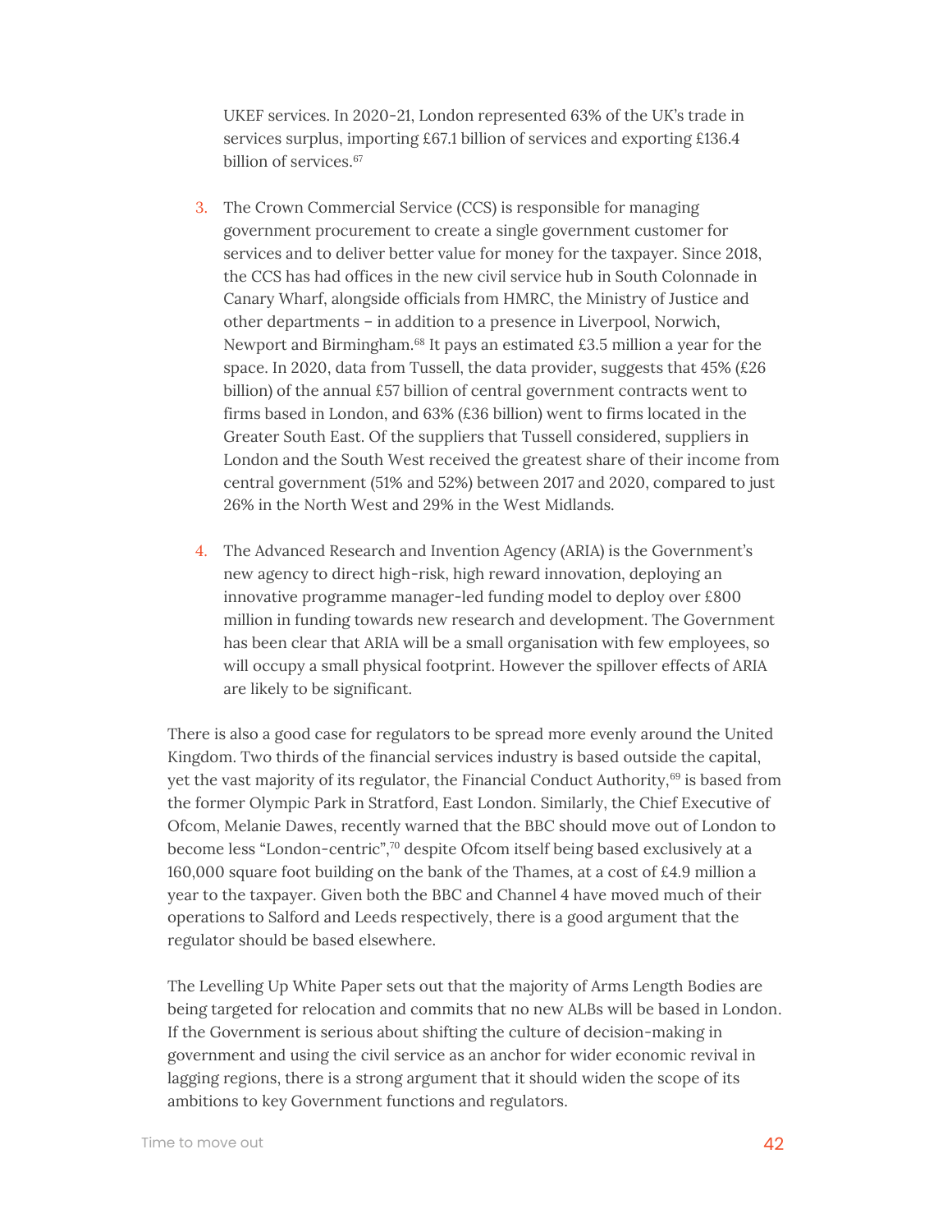UKEF services. In 2020-21, London represented 63% of the UK's trade in services surplus, importing £67.1 billion of services and exporting £136.4 billion of services.[67]

3. The Crown Commercial Service (CCS) is responsible for managing government procurement to create a single government customer for services and to deliver better value for money for the taxpayer. Since 2018, the CCS has had offices in the new civil service hub in South Colonnade in Canary Wharf, alongside officials from HMRC, the Ministry of Justice and other departments – in addition to a presence in Liverpool, Norwich, Newport and Birmingham.[68] It pays an estimated £3.5 million a year for the space. In 2020, data from Tussell, the data provider, suggests that 45% (£26 billion) of the annual £57 billion of central government contracts went to firms based in London, and 63% (£36 billion) went to firms located in the Greater South East. Of the suppliers that Tussell considered, suppliers in London and the South West received the greatest share of their income from central government (51% and 52%) between 2017 and 2020, compared to just 26% in the North West and 29% in the West Midlands.

4. The Advanced Research and Invention Agency (ARIA) is the Government's new agency to direct high-risk, high reward innovation, deploying an innovative programme manager-led funding model to deploy over £800 million in funding towards new research and development. The Government has been clear that ARIA will be a small organisation with few employees, so will occupy a small physical footprint. However the spillover effects of ARIA are likely to be significant.

There is also a good case for regulators to be spread more evenly around the United Kingdom. Two thirds of the financial services industry is based outside the capital, yet the vast majority of its regulator, the Financial Conduct Authority,[69] is based from the former Olympic Park in Stratford, East London. Similarly, the Chief Executive of Ofcom, Melanie Dawes, recently warned that the BBC should move out of London to become less "London-centric",[70] despite Ofcom itself being based exclusively at a 160,000 square foot building on the bank of the Thames, at a cost of £4.9 million a year to the taxpayer. Given both the BBC and Channel 4 have moved much of their operations to Salford and Leeds respectively, there is a good argument that the regulator should be based elsewhere.

The Levelling Up White Paper sets out that the majority of Arms Length Bodies are being targeted for relocation and commits that no new ALBs will be based in London. If the Government is serious about shifting the culture of decision-making in government and using the civil service as an anchor for wider economic revival in lagging regions, there is a strong argument that it should widen the scope of its ambitions to key Government functions and regulators.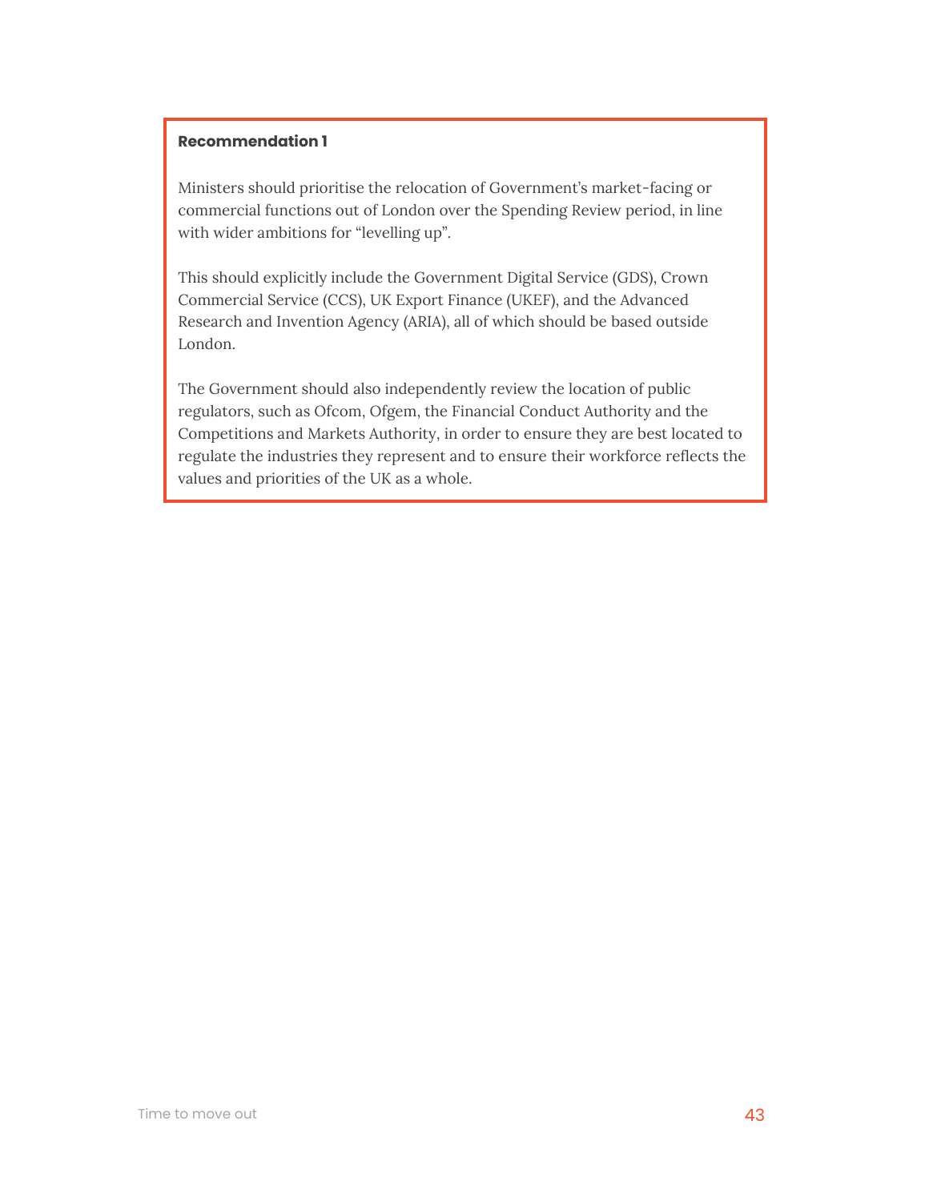**Recommendation 1**

Ministers should prioritise the relocation of Government's market-facing or commercial functions out of London over the Spending Review period, in line with wider ambitions for "levelling up".

This should explicitly include the Government Digital Service (GDS), Crown Commercial Service (CCS), UK Export Finance (UKEF), and the Advanced Research and Invention Agency (ARIA), all of which should be based outside London.

The Government should also independently review the location of public regulators, such as Ofcom, Ofgem, the Financial Conduct Authority and the Competitions and Markets Authority, in order to ensure they are best located to regulate the industries they represent and to ensure their workforce reflects the values and priorities of the UK as a whole.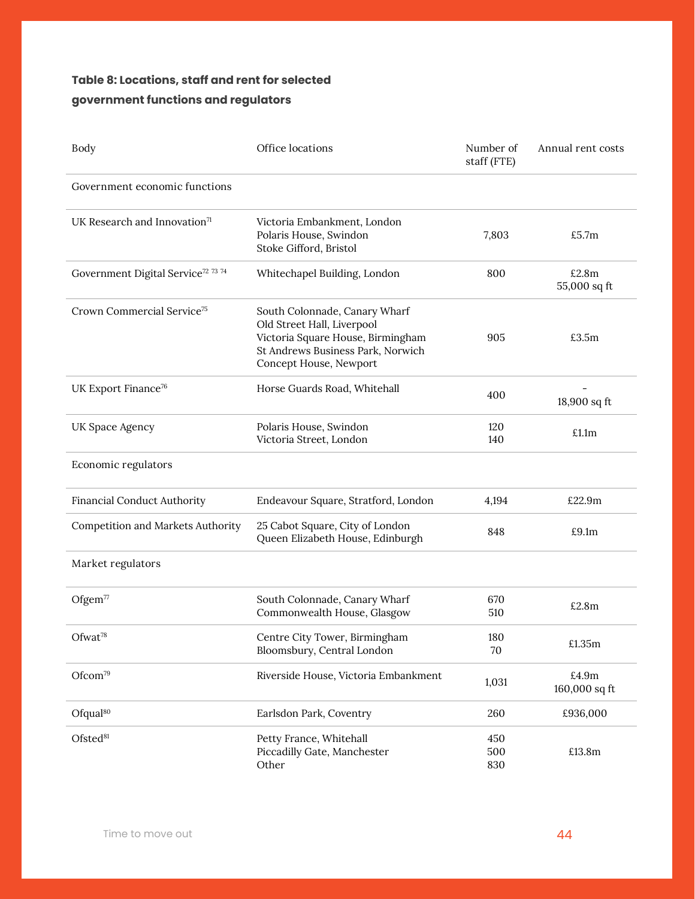**Table 8: Locations, staff and rent for selected government functions and regulators**

| Body | Office locations | Number of staff (FTE) | Annual rent costs |
|---|---|---|---|
| Government economic functions | | | |
| UK Research and Innovation[71] | Victoria Embankment, London<br>Polaris House, Swindon<br>Stoke Gifford, Bristol | 7,803 | £5.7m |
| Government Digital Service[72 73 74] | Whitechapel Building, London | 800 | £2.8m<br>55,000 sq ft |
| Crown Commercial Service[75] | South Colonnade, Canary Wharf<br>Old Street Hall, Liverpool<br>Victoria Square House, Birmingham<br>St Andrews Business Park, Norwich<br>Concept House, Newport | 905 | £3.5m |
| UK Export Finance[76] | Horse Guards Road, Whitehall | 400 | -<br>18,900 sq ft |
| UK Space Agency | Polaris House, Swindon<br>Victoria Street, London | 120<br>140 | £1.1m |
| Economic regulators | | | |
| Financial Conduct Authority | Endeavour Square, Stratford, London | 4,194 | £22.9m |
| Competition and Markets Authority | 25 Cabot Square, City of London<br>Queen Elizabeth House, Edinburgh | 848 | £9.1m |
| Market regulators | | | |
| Ofgem[77] | South Colonnade, Canary Wharf<br>Commonwealth House, Glasgow | 670<br>510 | £2.8m |
| Ofwat[78] | Centre City Tower, Birmingham<br>Bloomsbury, Central London | 180<br>70 | £1.35m |
| Ofcom[79] | Riverside House, Victoria Embankment | 1,031 | £4.9m<br>160,000 sq ft |
| Ofqual[80] | Earlsdon Park, Coventry | 260 | £936,000 |
| Ofsted[81] | Petty France, Whitehall<br>Piccadilly Gate, Manchester<br>Other | 450<br>500<br>830 | £13.8m |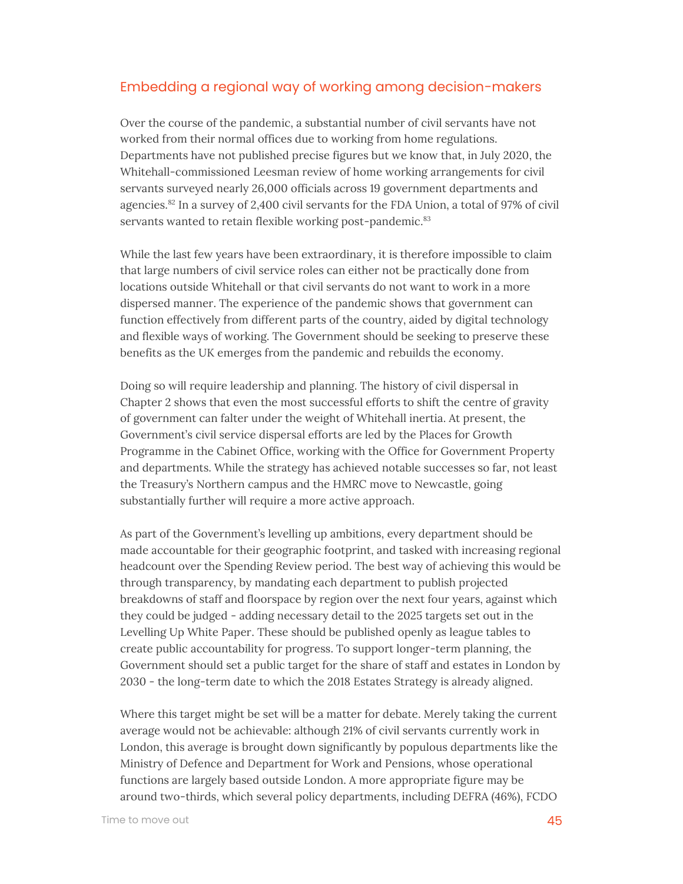## Embedding a regional way of working among decision-makers

Over the course of the pandemic, a substantial number of civil servants have not worked from their normal offices due to working from home regulations. Departments have not published precise figures but we know that, in July 2020, the Whitehall-commissioned Leesman review of home working arrangements for civil servants surveyed nearly 26,000 officials across 19 government departments and agencies.[82] In a survey of 2,400 civil servants for the FDA Union, a total of 97% of civil servants wanted to retain flexible working post-pandemic.[83]

While the last few years have been extraordinary, it is therefore impossible to claim that large numbers of civil service roles can either not be practically done from locations outside Whitehall or that civil servants do not want to work in a more dispersed manner. The experience of the pandemic shows that government can function effectively from different parts of the country, aided by digital technology and flexible ways of working. The Government should be seeking to preserve these benefits as the UK emerges from the pandemic and rebuilds the economy.

Doing so will require leadership and planning. The history of civil dispersal in Chapter 2 shows that even the most successful efforts to shift the centre of gravity of government can falter under the weight of Whitehall inertia. At present, the Government's civil service dispersal efforts are led by the Places for Growth Programme in the Cabinet Office, working with the Office for Government Property and departments. While the strategy has achieved notable successes so far, not least the Treasury's Northern campus and the HMRC move to Newcastle, going substantially further will require a more active approach.

As part of the Government's levelling up ambitions, every department should be made accountable for their geographic footprint, and tasked with increasing regional headcount over the Spending Review period. The best way of achieving this would be through transparency, by mandating each department to publish projected breakdowns of staff and floorspace by region over the next four years, against which they could be judged - adding necessary detail to the 2025 targets set out in the Levelling Up White Paper. These should be published openly as league tables to create public accountability for progress. To support longer-term planning, the Government should set a public target for the share of staff and estates in London by 2030 - the long-term date to which the 2018 Estates Strategy is already aligned.

Where this target might be set will be a matter for debate. Merely taking the current average would not be achievable: although 21% of civil servants currently work in London, this average is brought down significantly by populous departments like the Ministry of Defence and Department for Work and Pensions, whose operational functions are largely based outside London. A more appropriate figure may be around two-thirds, which several policy departments, including DEFRA (46%), FCDO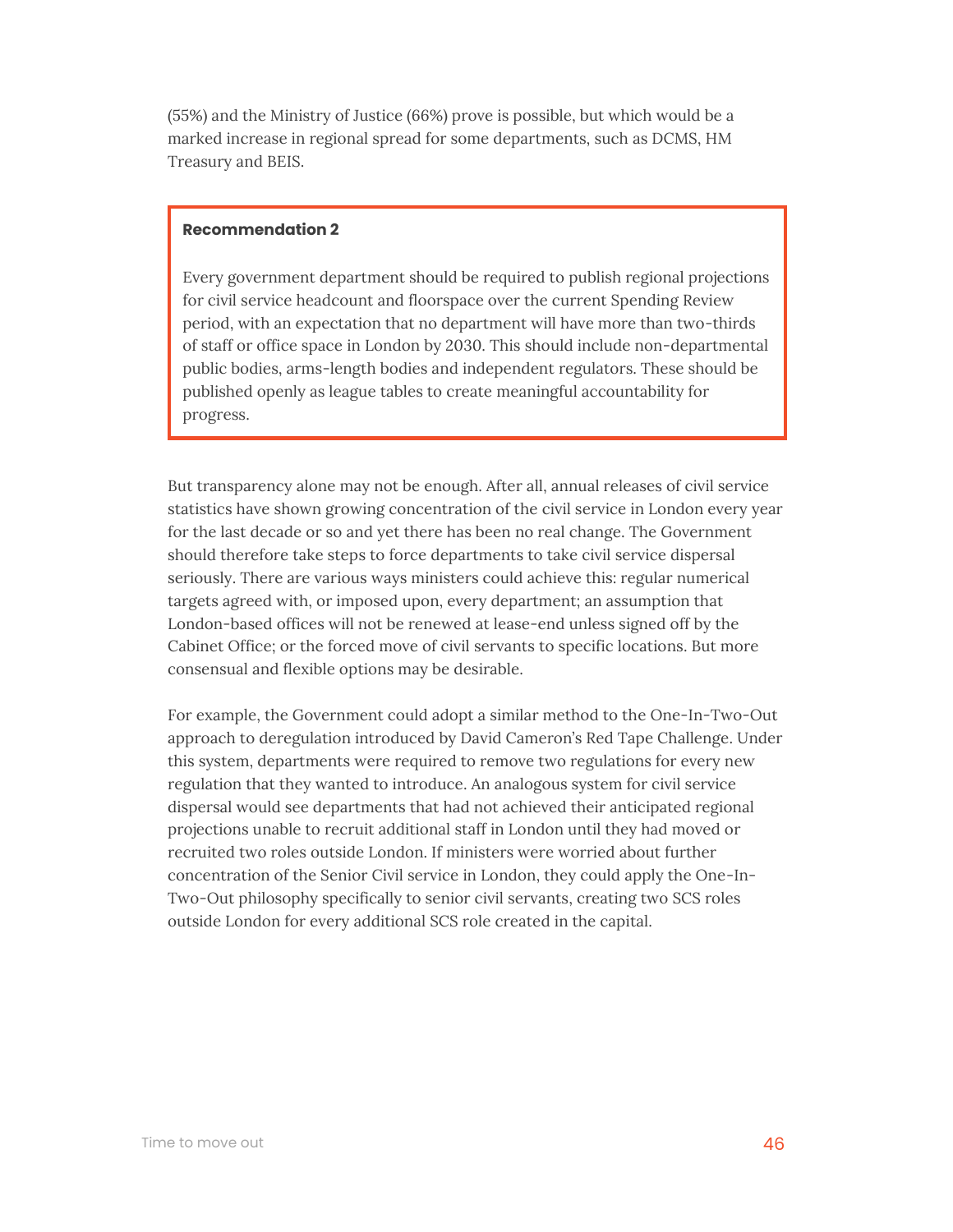(55%) and the Ministry of Justice (66%) prove is possible, but which would be a marked increase in regional spread for some departments, such as DCMS, HM Treasury and BEIS.

> **Recommendation 2**
>
> Every government department should be required to publish regional projections for civil service headcount and floorspace over the current Spending Review period, with an expectation that no department will have more than two-thirds of staff or office space in London by 2030. This should include non-departmental public bodies, arms-length bodies and independent regulators. These should be published openly as league tables to create meaningful accountability for progress.

But transparency alone may not be enough. After all, annual releases of civil service statistics have shown growing concentration of the civil service in London every year for the last decade or so and yet there has been no real change. The Government should therefore take steps to force departments to take civil service dispersal seriously. There are various ways ministers could achieve this: regular numerical targets agreed with, or imposed upon, every department; an assumption that London-based offices will not be renewed at lease-end unless signed off by the Cabinet Office; or the forced move of civil servants to specific locations. But more consensual and flexible options may be desirable.

For example, the Government could adopt a similar method to the One-In-Two-Out approach to deregulation introduced by David Cameron's Red Tape Challenge. Under this system, departments were required to remove two regulations for every new regulation that they wanted to introduce. An analogous system for civil service dispersal would see departments that had not achieved their anticipated regional projections unable to recruit additional staff in London until they had moved or recruited two roles outside London. If ministers were worried about further concentration of the Senior Civil service in London, they could apply the One-In-Two-Out philosophy specifically to senior civil servants, creating two SCS roles outside London for every additional SCS role created in the capital.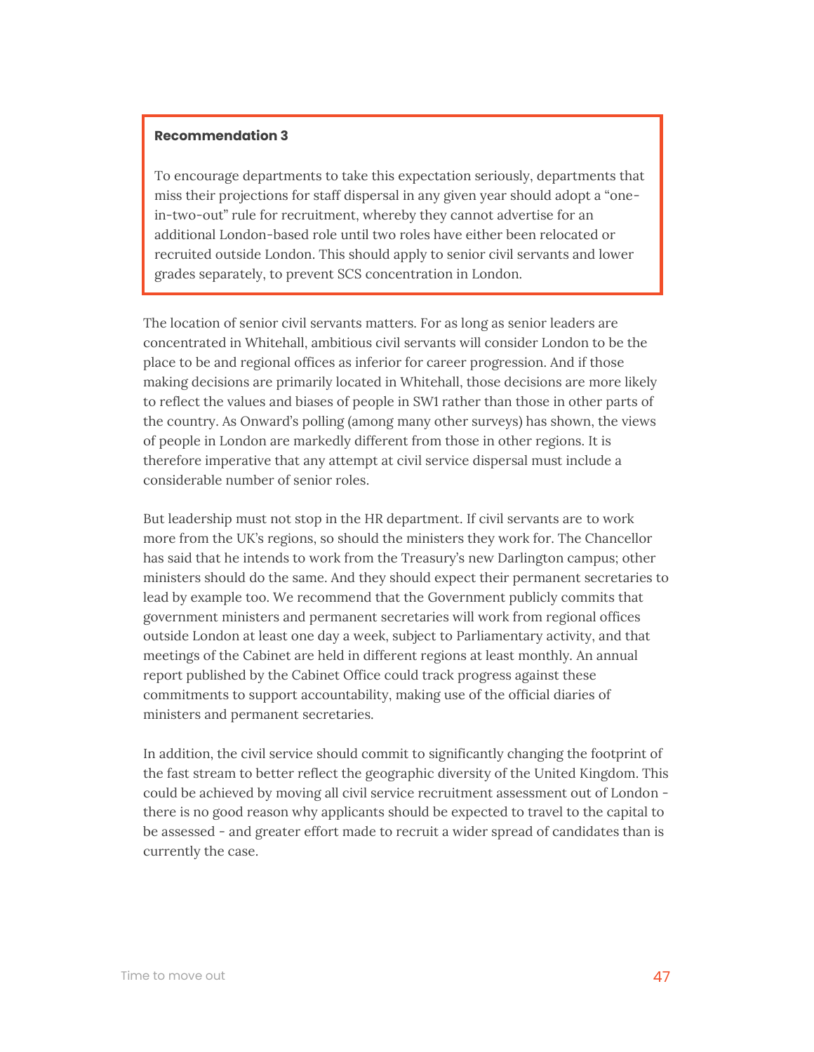**Recommendation 3**

To encourage departments to take this expectation seriously, departments that miss their projections for staff dispersal in any given year should adopt a "one-in-two-out" rule for recruitment, whereby they cannot advertise for an additional London-based role until two roles have either been relocated or recruited outside London. This should apply to senior civil servants and lower grades separately, to prevent SCS concentration in London.

The location of senior civil servants matters. For as long as senior leaders are concentrated in Whitehall, ambitious civil servants will consider London to be the place to be and regional offices as inferior for career progression. And if those making decisions are primarily located in Whitehall, those decisions are more likely to reflect the values and biases of people in SW1 rather than those in other parts of the country. As Onward's polling (among many other surveys) has shown, the views of people in London are markedly different from those in other regions. It is therefore imperative that any attempt at civil service dispersal must include a considerable number of senior roles.

But leadership must not stop in the HR department. If civil servants are to work more from the UK's regions, so should the ministers they work for. The Chancellor has said that he intends to work from the Treasury's new Darlington campus; other ministers should do the same. And they should expect their permanent secretaries to lead by example too. We recommend that the Government publicly commits that government ministers and permanent secretaries will work from regional offices outside London at least one day a week, subject to Parliamentary activity, and that meetings of the Cabinet are held in different regions at least monthly. An annual report published by the Cabinet Office could track progress against these commitments to support accountability, making use of the official diaries of ministers and permanent secretaries.

In addition, the civil service should commit to significantly changing the footprint of the fast stream to better reflect the geographic diversity of the United Kingdom. This could be achieved by moving all civil service recruitment assessment out of London - there is no good reason why applicants should be expected to travel to the capital to be assessed - and greater effort made to recruit a wider spread of candidates than is currently the case.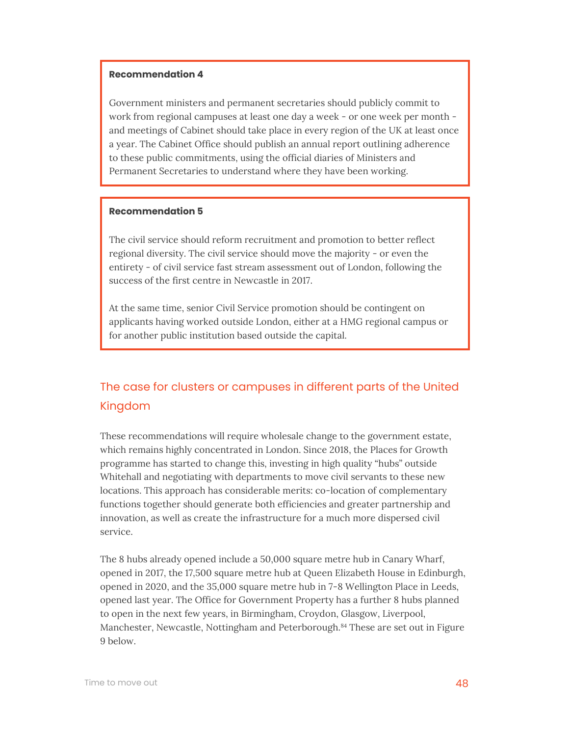**Recommendation 4**

Government ministers and permanent secretaries should publicly commit to work from regional campuses at least one day a week - or one week per month - and meetings of Cabinet should take place in every region of the UK at least once a year. The Cabinet Office should publish an annual report outlining adherence to these public commitments, using the official diaries of Ministers and Permanent Secretaries to understand where they have been working.

**Recommendation 5**

The civil service should reform recruitment and promotion to better reflect regional diversity. The civil service should move the majority - or even the entirety - of civil service fast stream assessment out of London, following the success of the first centre in Newcastle in 2017.

At the same time, senior Civil Service promotion should be contingent on applicants having worked outside London, either at a HMG regional campus or for another public institution based outside the capital.

## The case for clusters or campuses in different parts of the United Kingdom

These recommendations will require wholesale change to the government estate, which remains highly concentrated in London. Since 2018, the Places for Growth programme has started to change this, investing in high quality "hubs" outside Whitehall and negotiating with departments to move civil servants to these new locations. This approach has considerable merits: co-location of complementary functions together should generate both efficiencies and greater partnership and innovation, as well as create the infrastructure for a much more dispersed civil service.

The 8 hubs already opened include a 50,000 square metre hub in Canary Wharf, opened in 2017, the 17,500 square metre hub at Queen Elizabeth House in Edinburgh, opened in 2020, and the 35,000 square metre hub in 7-8 Wellington Place in Leeds, opened last year. The Office for Government Property has a further 8 hubs planned to open in the next few years, in Birmingham, Croydon, Glasgow, Liverpool, Manchester, Newcastle, Nottingham and Peterborough.[84] These are set out in Figure 9 below.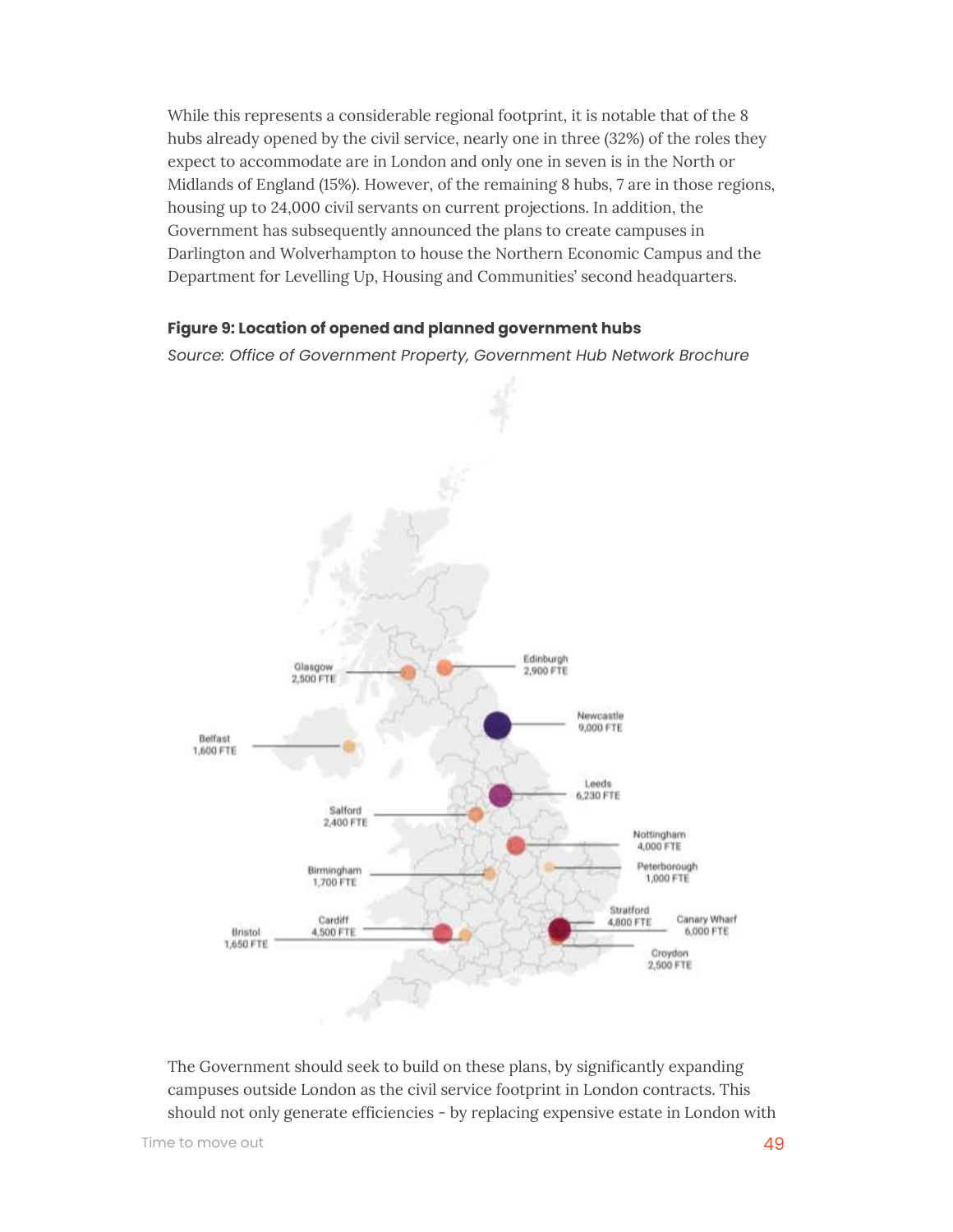While this represents a considerable regional footprint, it is notable that of the 8 hubs already opened by the civil service, nearly one in three (32%) of the roles they expect to accommodate are in London and only one in seven is in the North or Midlands of England (15%). However, of the remaining 8 hubs, 7 are in those regions, housing up to 24,000 civil servants on current projections. In addition, the Government has subsequently announced the plans to create campuses in Darlington and Wolverhampton to house the Northern Economic Campus and the Department for Levelling Up, Housing and Communities' second headquarters.

**Figure 9: Location of opened and planned government hubs**

*Source: Office of Government Property, Government Hub Network Brochure*

Glasgow 2,500 FTE
Edinburgh 2,900 FTE
Newcastle 9,000 FTE
Belfast 1,600 FTE
Leeds 6,230 FTE
Salford 2,400 FTE
Nottingham 4,000 FTE
Birmingham 1,700 FTE
Peterborough 1,000 FTE
Stratford 4,800 FTE
Canary Wharf 6,000 FTE
Cardiff 4,500 FTE
Bristol 1,650 FTE
Croydon 2,500 FTE

The Government should seek to build on these plans, by significantly expanding campuses outside London as the civil service footprint in London contracts. This should not only generate efficiencies - by replacing expensive estate in London with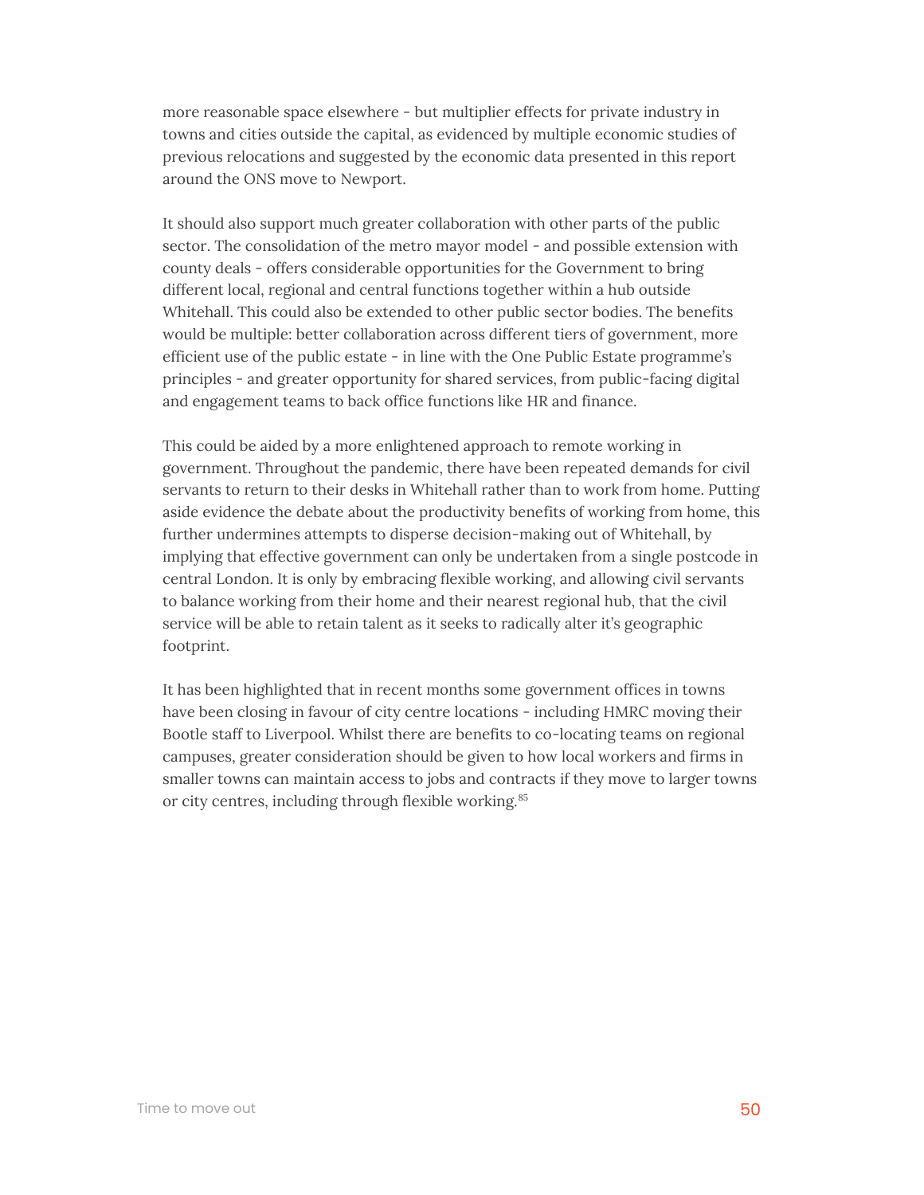more reasonable space elsewhere - but multiplier effects for private industry in towns and cities outside the capital, as evidenced by multiple economic studies of previous relocations and suggested by the economic data presented in this report around the ONS move to Newport.

It should also support much greater collaboration with other parts of the public sector. The consolidation of the metro mayor model - and possible extension with county deals - offers considerable opportunities for the Government to bring different local, regional and central functions together within a hub outside Whitehall. This could also be extended to other public sector bodies. The benefits would be multiple: better collaboration across different tiers of government, more efficient use of the public estate - in line with the One Public Estate programme's principles - and greater opportunity for shared services, from public-facing digital and engagement teams to back office functions like HR and finance.

This could be aided by a more enlightened approach to remote working in government. Throughout the pandemic, there have been repeated demands for civil servants to return to their desks in Whitehall rather than to work from home. Putting aside evidence the debate about the productivity benefits of working from home, this further undermines attempts to disperse decision-making out of Whitehall, by implying that effective government can only be undertaken from a single postcode in central London. It is only by embracing flexible working, and allowing civil servants to balance working from their home and their nearest regional hub, that the civil service will be able to retain talent as it seeks to radically alter it's geographic footprint.

It has been highlighted that in recent months some government offices in towns have been closing in favour of city centre locations - including HMRC moving their Bootle staff to Liverpool. Whilst there are benefits to co-locating teams on regional campuses, greater consideration should be given to how local workers and firms in smaller towns can maintain access to jobs and contracts if they move to larger towns or city centres, including through flexible working.[85]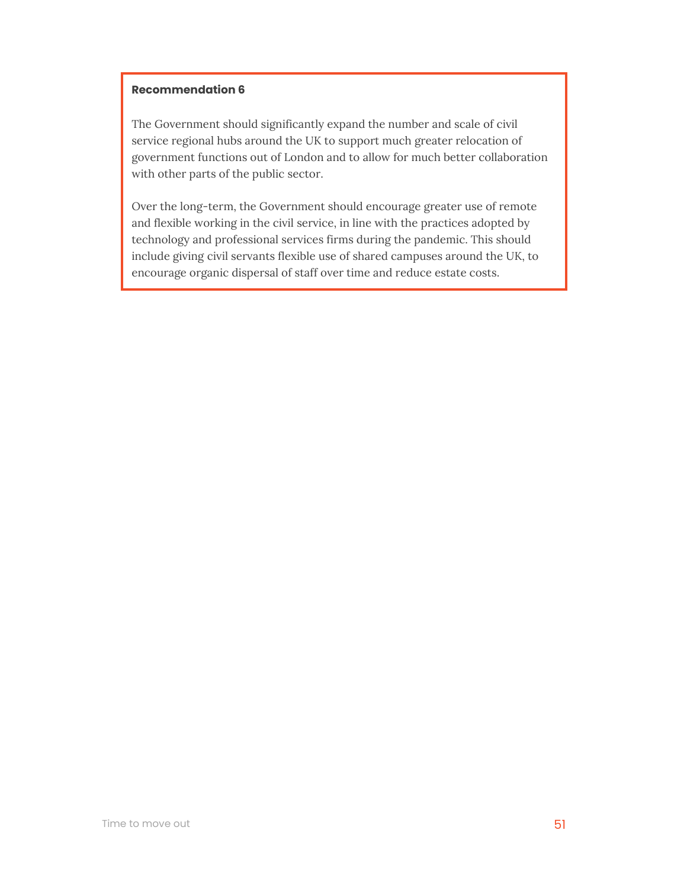**Recommendation 6**

The Government should significantly expand the number and scale of civil service regional hubs around the UK to support much greater relocation of government functions out of London and to allow for much better collaboration with other parts of the public sector.

Over the long-term, the Government should encourage greater use of remote and flexible working in the civil service, in line with the practices adopted by technology and professional services firms during the pandemic. This should include giving civil servants flexible use of shared campuses around the UK, to encourage organic dispersal of staff over time and reduce estate costs.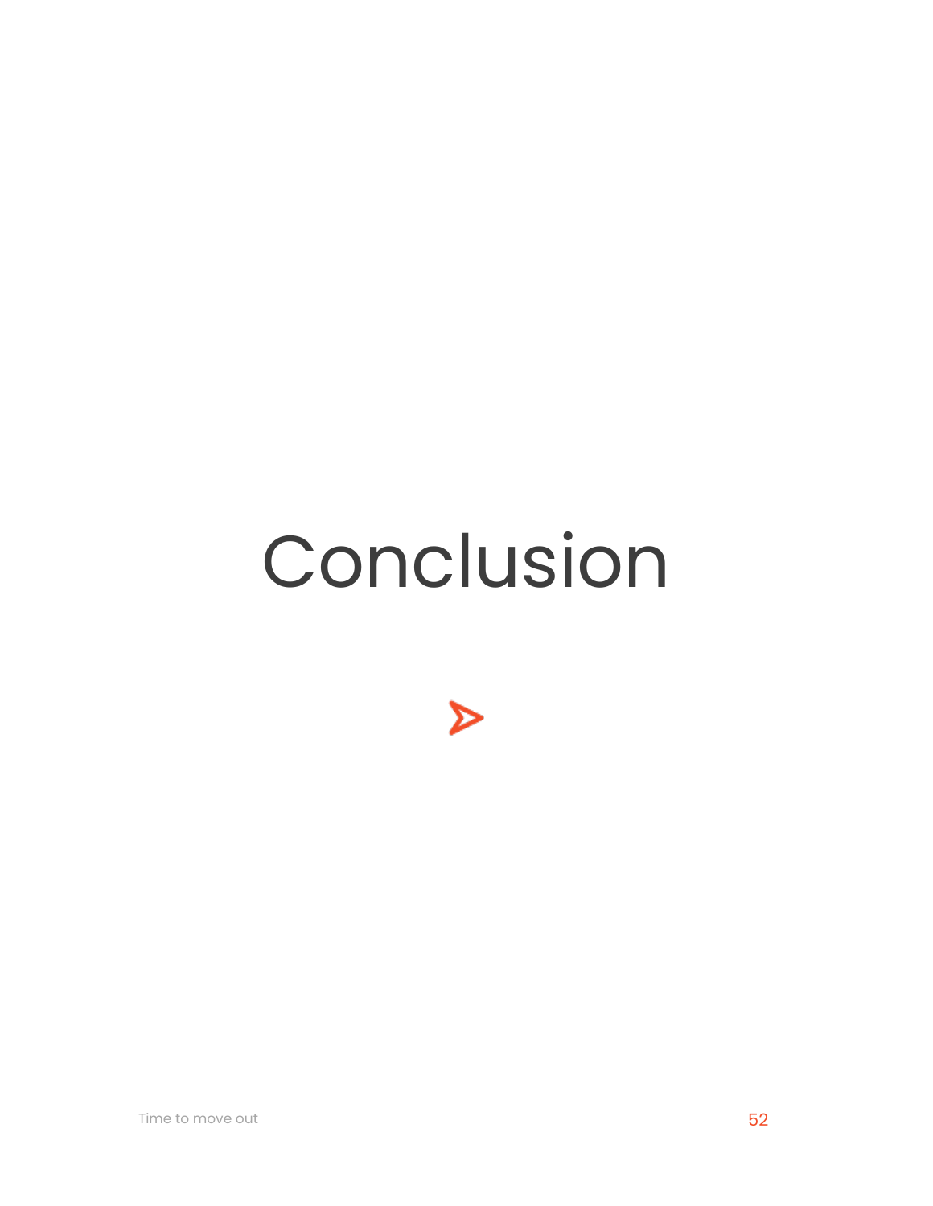# Conclusion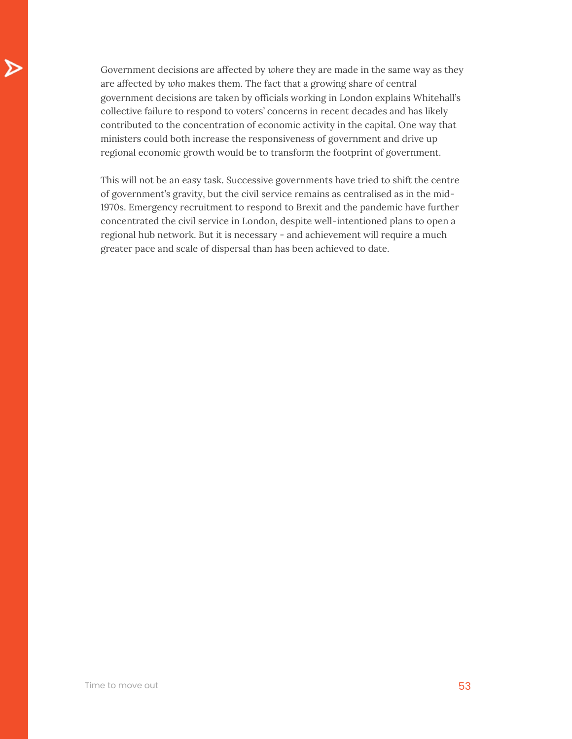Government decisions are affected by *where* they are made in the same way as they are affected by *who* makes them. The fact that a growing share of central government decisions are taken by officials working in London explains Whitehall's collective failure to respond to voters' concerns in recent decades and has likely contributed to the concentration of economic activity in the capital. One way that ministers could both increase the responsiveness of government and drive up regional economic growth would be to transform the footprint of government.

This will not be an easy task. Successive governments have tried to shift the centre of government's gravity, but the civil service remains as centralised as in the mid-1970s. Emergency recruitment to respond to Brexit and the pandemic have further concentrated the civil service in London, despite well-intentioned plans to open a regional hub network. But it is necessary - and achievement will require a much greater pace and scale of dispersal than has been achieved to date.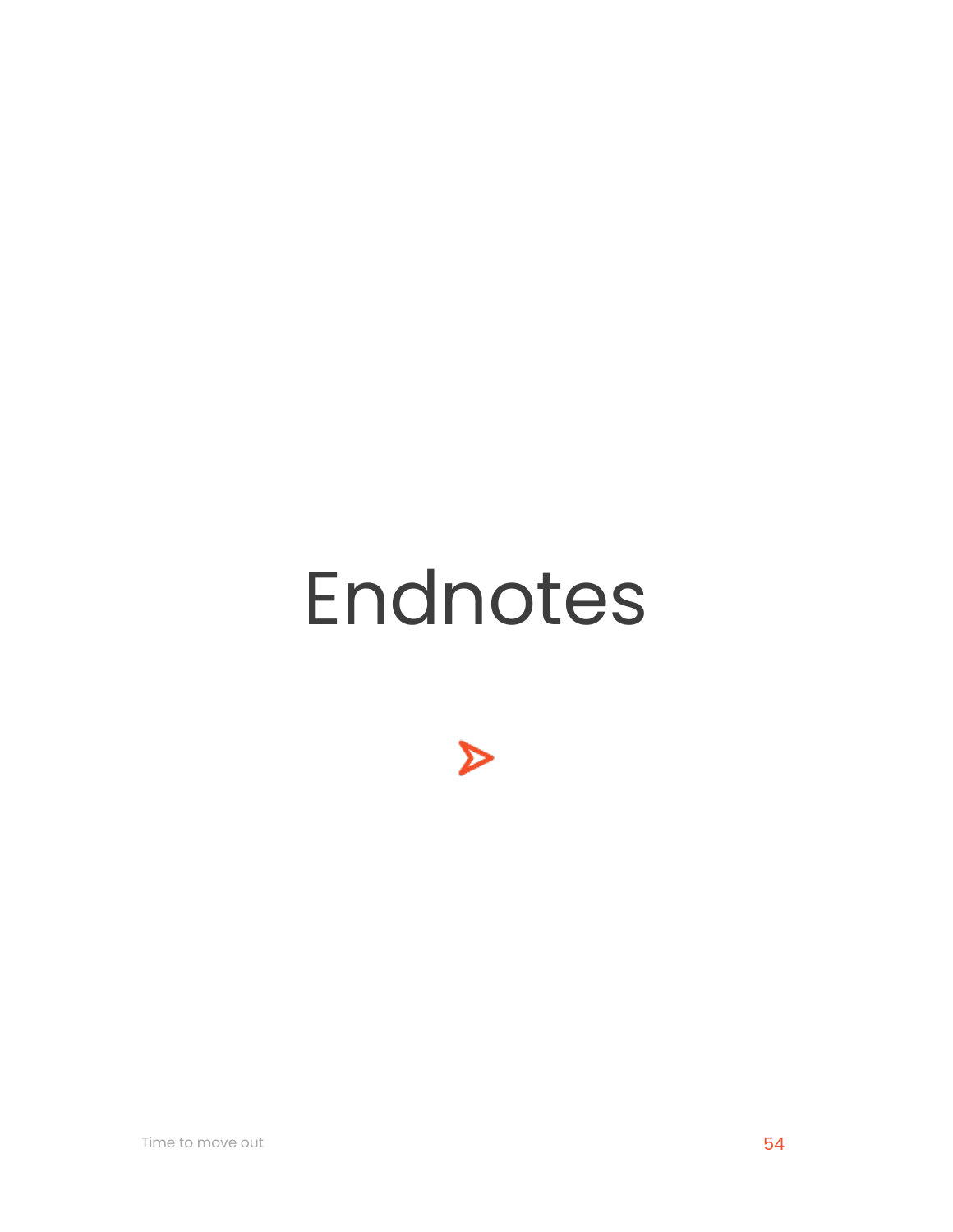# Endnotes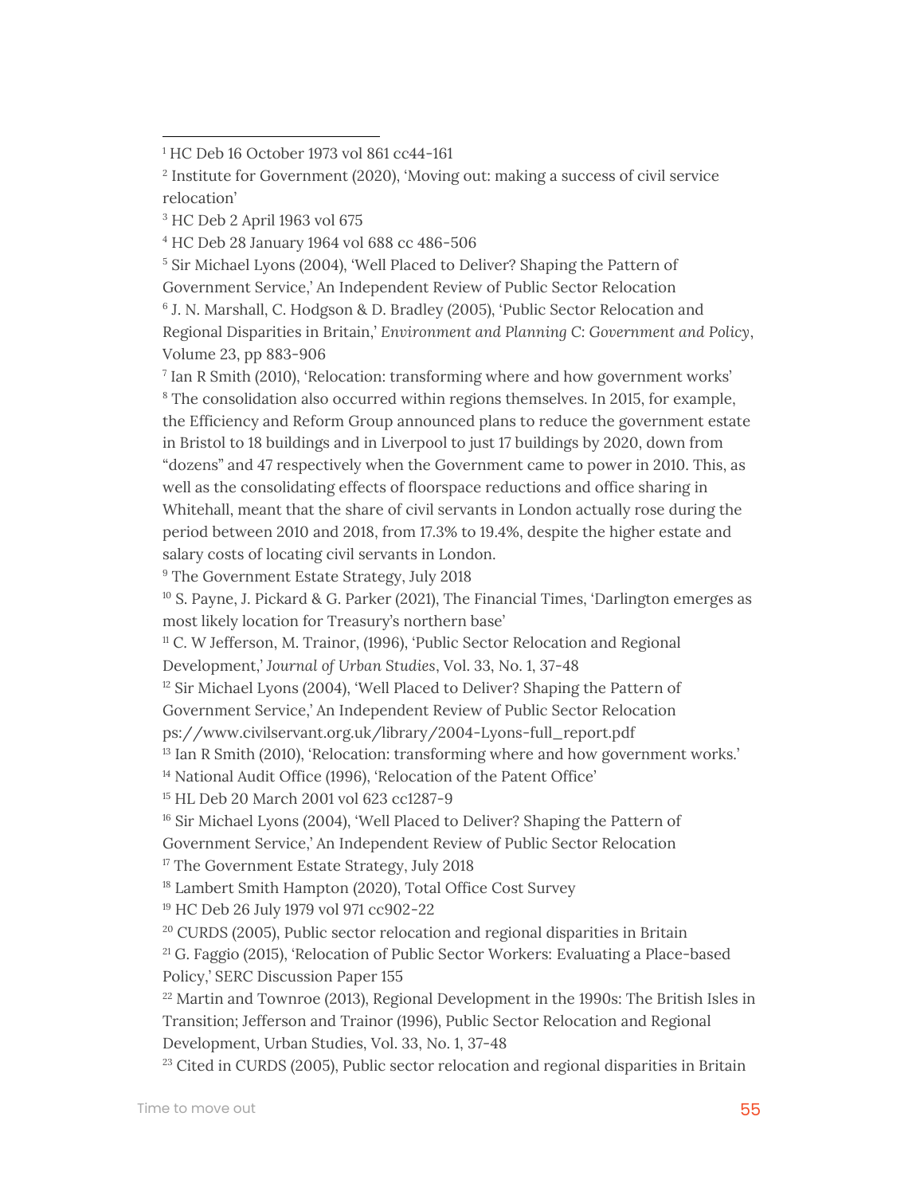[1] HC Deb 16 October 1973 vol 861 cc44-161

[2] Institute for Government (2020), 'Moving out: making a success of civil service relocation'

[3] HC Deb 2 April 1963 vol 675

[4] HC Deb 28 January 1964 vol 688 cc 486-506

[5] Sir Michael Lyons (2004), 'Well Placed to Deliver? Shaping the Pattern of Government Service,' An Independent Review of Public Sector Relocation

[6] J. N. Marshall, C. Hodgson & D. Bradley (2005), 'Public Sector Relocation and Regional Disparities in Britain,' *Environment and Planning C: Government and Policy*, Volume 23, pp 883-906

[7] Ian R Smith (2010), 'Relocation: transforming where and how government works'

[8] The consolidation also occurred within regions themselves. In 2015, for example, the Efficiency and Reform Group announced plans to reduce the government estate in Bristol to 18 buildings and in Liverpool to just 17 buildings by 2020, down from "dozens" and 47 respectively when the Government came to power in 2010. This, as well as the consolidating effects of floorspace reductions and office sharing in Whitehall, meant that the share of civil servants in London actually rose during the period between 2010 and 2018, from 17.3% to 19.4%, despite the higher estate and salary costs of locating civil servants in London.

[9] The Government Estate Strategy, July 2018

[10] S. Payne, J. Pickard & G. Parker (2021), The Financial Times, 'Darlington emerges as most likely location for Treasury's northern base'

[11] C. W Jefferson, M. Trainor, (1996), 'Public Sector Relocation and Regional Development,' *Journal of Urban Studies*, Vol. 33, No. 1, 37-48

[12] Sir Michael Lyons (2004), 'Well Placed to Deliver? Shaping the Pattern of Government Service,' An Independent Review of Public Sector Relocation ps://www.civilservant.org.uk/library/2004-Lyons-full_report.pdf

[13] Ian R Smith (2010), 'Relocation: transforming where and how government works.'

[14] National Audit Office (1996), 'Relocation of the Patent Office'

[15] HL Deb 20 March 2001 vol 623 cc1287-9

[16] Sir Michael Lyons (2004), 'Well Placed to Deliver? Shaping the Pattern of Government Service,' An Independent Review of Public Sector Relocation

[17] The Government Estate Strategy, July 2018

[18] Lambert Smith Hampton (2020), Total Office Cost Survey

[19] HC Deb 26 July 1979 vol 971 cc902-22

[20] CURDS (2005), Public sector relocation and regional disparities in Britain

[21] G. Faggio (2015), 'Relocation of Public Sector Workers: Evaluating a Place-based Policy,' SERC Discussion Paper 155

[22] Martin and Townroe (2013), Regional Development in the 1990s: The British Isles in Transition; Jefferson and Trainor (1996), Public Sector Relocation and Regional Development, Urban Studies, Vol. 33, No. 1, 37-48

[23] Cited in CURDS (2005), Public sector relocation and regional disparities in Britain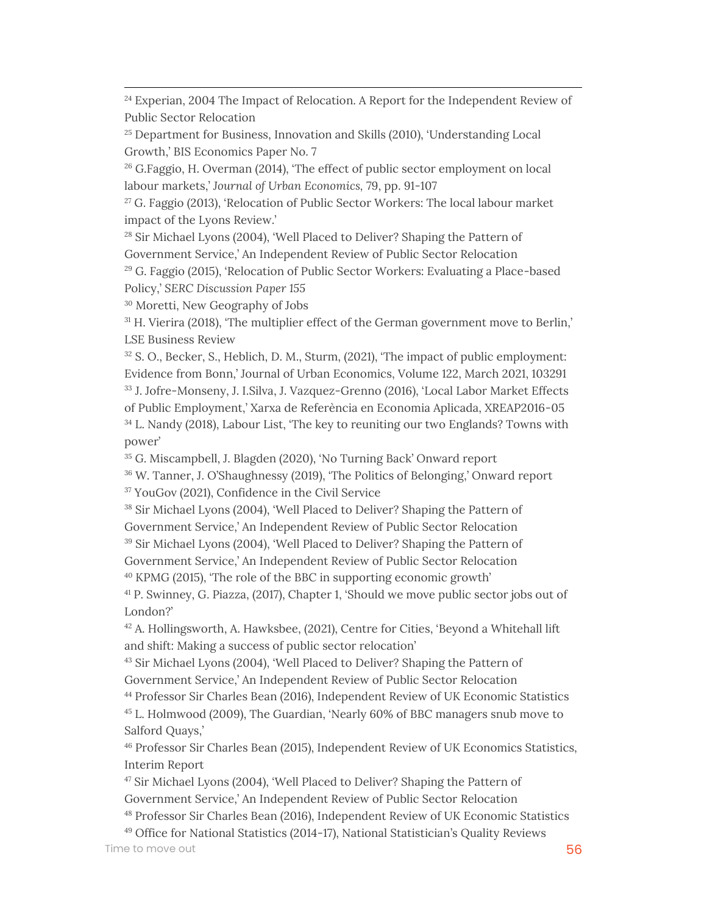[24] Experian, 2004 The Impact of Relocation. A Report for the Independent Review of Public Sector Relocation

[25] Department for Business, Innovation and Skills (2010), 'Understanding Local Growth,' BIS Economics Paper No. 7

[26] G.Faggio, H. Overman (2014), 'The effect of public sector employment on local labour markets,' *Journal of Urban Economics*, 79, pp. 91-107

[27] G. Faggio (2013), 'Relocation of Public Sector Workers: The local labour market impact of the Lyons Review.'

[28] Sir Michael Lyons (2004), 'Well Placed to Deliver? Shaping the Pattern of Government Service,' An Independent Review of Public Sector Relocation

[29] G. Faggio (2015), 'Relocation of Public Sector Workers: Evaluating a Place-based Policy,' *SERC Discussion Paper* 155

[30] Moretti, New Geography of Jobs

[31] H. Vierira (2018), 'The multiplier effect of the German government move to Berlin,' LSE Business Review

[32] S. O., Becker, S., Heblich, D. M., Sturm, (2021), 'The impact of public employment: Evidence from Bonn,' Journal of Urban Economics, Volume 122, March 2021, 103291

[33] J. Jofre-Monseny, J. I.Silva, J. Vazquez-Grenno (2016), 'Local Labor Market Effects of Public Employment,' Xarxa de Referència en Economia Aplicada, XREAP2016-05

[34] L. Nandy (2018), Labour List, 'The key to reuniting our two Englands? Towns with power'

[35] G. Miscampbell, J. Blagden (2020), 'No Turning Back' Onward report

[36] W. Tanner, J. O'Shaughnessy (2019), 'The Politics of Belonging,' Onward report

[37] YouGov (2021), Confidence in the Civil Service

[38] Sir Michael Lyons (2004), 'Well Placed to Deliver? Shaping the Pattern of Government Service,' An Independent Review of Public Sector Relocation

[39] Sir Michael Lyons (2004), 'Well Placed to Deliver? Shaping the Pattern of Government Service,' An Independent Review of Public Sector Relocation

[40] KPMG (2015), 'The role of the BBC in supporting economic growth'

[41] P. Swinney, G. Piazza, (2017), Chapter 1, 'Should we move public sector jobs out of London?'

[42] A. Hollingsworth, A. Hawksbee, (2021), Centre for Cities, 'Beyond a Whitehall lift and shift: Making a success of public sector relocation'

[43] Sir Michael Lyons (2004), 'Well Placed to Deliver? Shaping the Pattern of Government Service,' An Independent Review of Public Sector Relocation

[44] Professor Sir Charles Bean (2016), Independent Review of UK Economic Statistics

[45] L. Holmwood (2009), The Guardian, 'Nearly 60% of BBC managers snub move to Salford Quays,'

[46] Professor Sir Charles Bean (2015), Independent Review of UK Economics Statistics, Interim Report

[47] Sir Michael Lyons (2004), 'Well Placed to Deliver? Shaping the Pattern of Government Service,' An Independent Review of Public Sector Relocation

[48] Professor Sir Charles Bean (2016), Independent Review of UK Economic Statistics

[49] Office for National Statistics (2014-17), National Statistician's Quality Reviews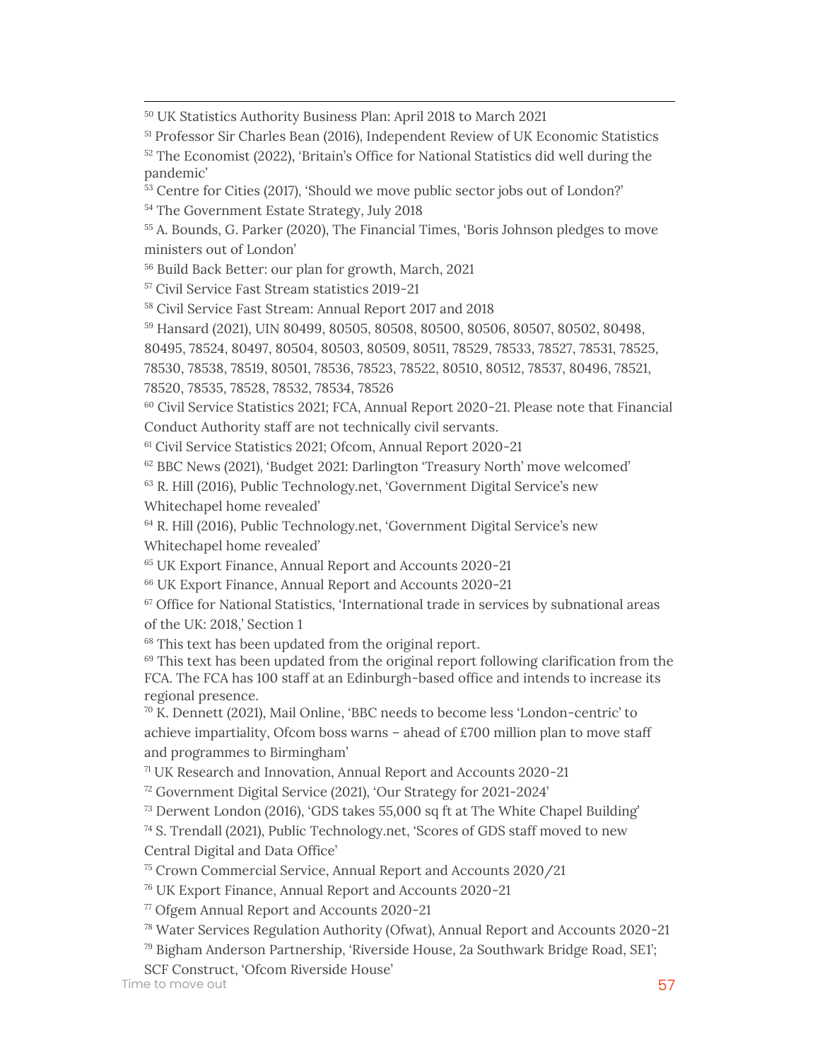[50] UK Statistics Authority Business Plan: April 2018 to March 2021

[51] Professor Sir Charles Bean (2016), Independent Review of UK Economic Statistics

[52] The Economist (2022), 'Britain's Office for National Statistics did well during the pandemic'

[53] Centre for Cities (2017), 'Should we move public sector jobs out of London?'

[54] The Government Estate Strategy, July 2018

[55] A. Bounds, G. Parker (2020), The Financial Times, 'Boris Johnson pledges to move ministers out of London'

[56] Build Back Better: our plan for growth, March, 2021

[57] Civil Service Fast Stream statistics 2019-21

[58] Civil Service Fast Stream: Annual Report 2017 and 2018

[59] Hansard (2021), UIN 80499, 80505, 80508, 80500, 80506, 80507, 80502, 80498, 80495, 78524, 80497, 80504, 80503, 80509, 80511, 78529, 78533, 78527, 78531, 78525, 78530, 78538, 78519, 80501, 78536, 78523, 78522, 80510, 80512, 78537, 80496, 78521, 78520, 78535, 78528, 78532, 78534, 78526

[60] Civil Service Statistics 2021; FCA, Annual Report 2020-21. Please note that Financial Conduct Authority staff are not technically civil servants.

[61] Civil Service Statistics 2021; Ofcom, Annual Report 2020-21

[62] BBC News (2021), 'Budget 2021: Darlington 'Treasury North' move welcomed'

[63] R. Hill (2016), Public Technology.net, 'Government Digital Service's new Whitechapel home revealed'

[64] R. Hill (2016), Public Technology.net, 'Government Digital Service's new Whitechapel home revealed'

[65] UK Export Finance, Annual Report and Accounts 2020-21

[66] UK Export Finance, Annual Report and Accounts 2020-21

[67] Office for National Statistics, 'International trade in services by subnational areas of the UK: 2018,' Section 1

[68] This text has been updated from the original report.

[69] This text has been updated from the original report following clarification from the FCA. The FCA has 100 staff at an Edinburgh-based office and intends to increase its regional presence.

[70] K. Dennett (2021), Mail Online, 'BBC needs to become less 'London-centric' to achieve impartiality, Ofcom boss warns – ahead of £700 million plan to move staff and programmes to Birmingham'

[71] UK Research and Innovation, Annual Report and Accounts 2020-21

[72] Government Digital Service (2021), 'Our Strategy for 2021-2024'

[73] Derwent London (2016), 'GDS takes 55,000 sq ft at The White Chapel Building'

[74] S. Trendall (2021), Public Technology.net, 'Scores of GDS staff moved to new Central Digital and Data Office'

[75] Crown Commercial Service, Annual Report and Accounts 2020/21

[76] UK Export Finance, Annual Report and Accounts 2020-21

[77] Ofgem Annual Report and Accounts 2020-21

[78] Water Services Regulation Authority (Ofwat), Annual Report and Accounts 2020-21

[79] Bigham Anderson Partnership, 'Riverside House, 2a Southwark Bridge Road, SE1'; SCF Construct, 'Ofcom Riverside House'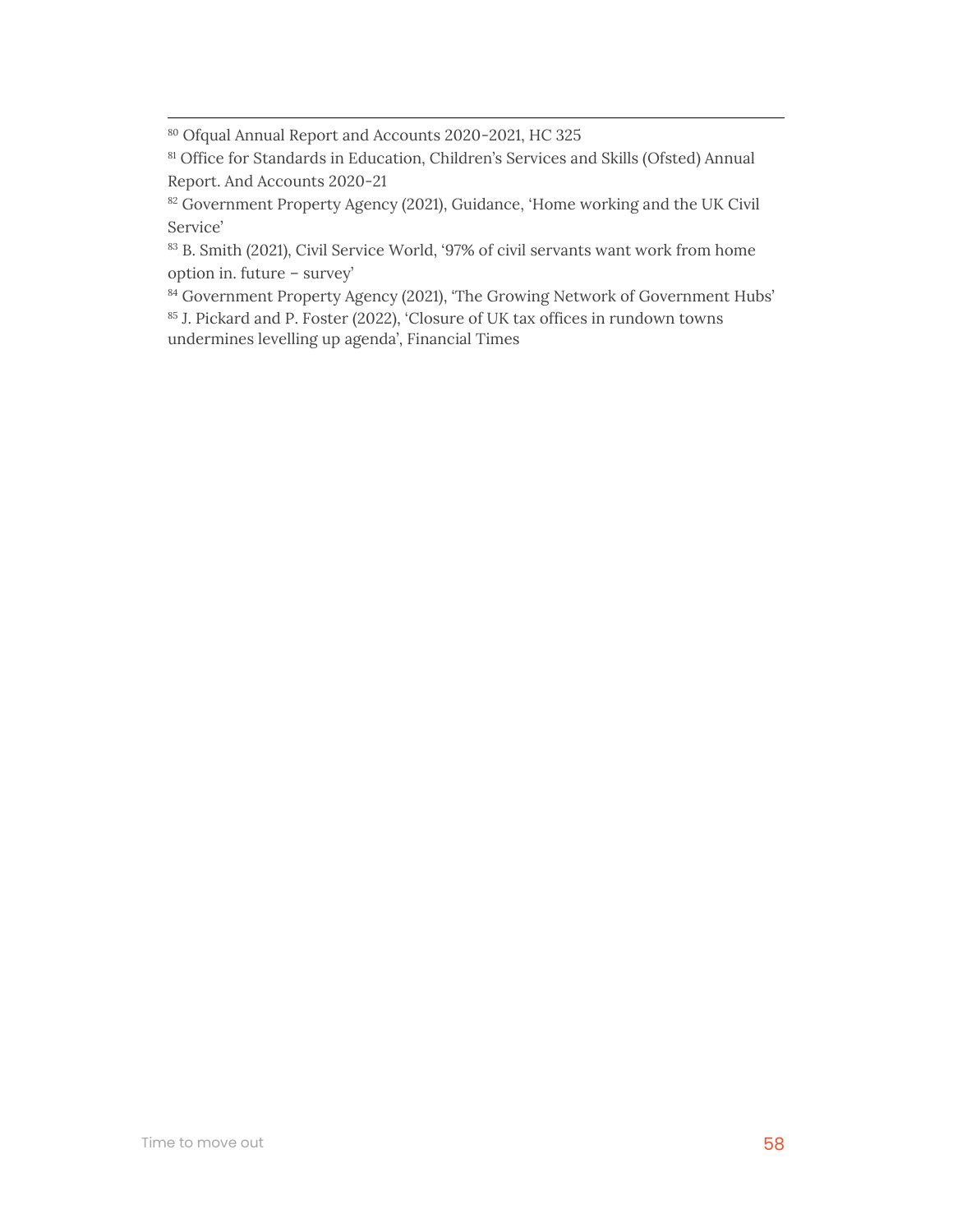[80] Ofqual Annual Report and Accounts 2020-2021, HC 325

[81] Office for Standards in Education, Children's Services and Skills (Ofsted) Annual Report. And Accounts 2020-21

[82] Government Property Agency (2021), Guidance, 'Home working and the UK Civil Service'

[83] B. Smith (2021), Civil Service World, '97% of civil servants want work from home option in. future – survey'

[84] Government Property Agency (2021), 'The Growing Network of Government Hubs'

[85] J. Pickard and P. Foster (2022), 'Closure of UK tax offices in rundown towns undermines levelling up agenda', Financial Times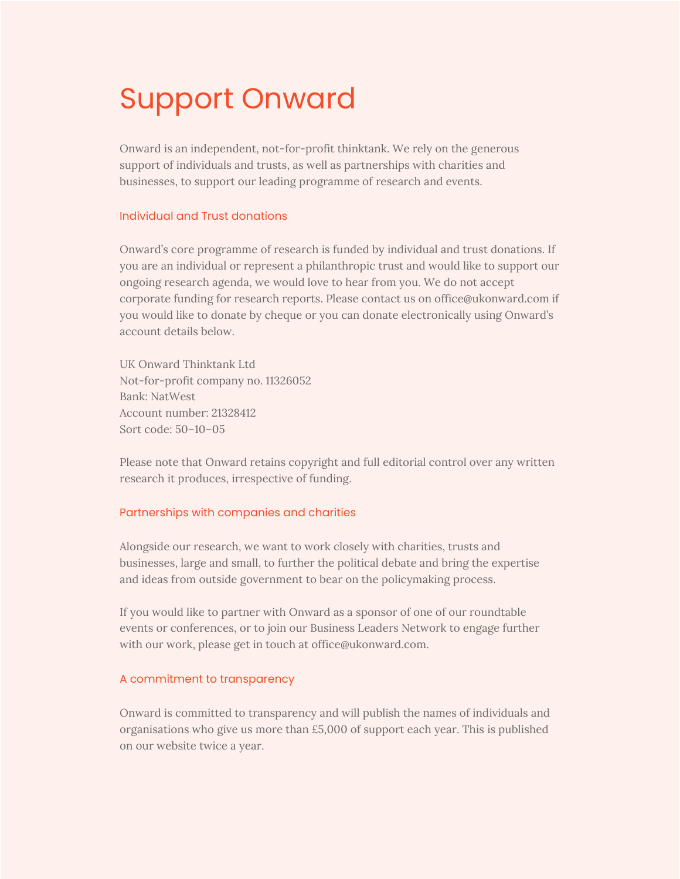# Support Onward

Onward is an independent, not-for-profit thinktank. We rely on the generous support of individuals and trusts, as well as partnerships with charities and businesses, to support our leading programme of research and events.

## Individual and Trust donations

Onward's core programme of research is funded by individual and trust donations. If you are an individual or represent a philanthropic trust and would like to support our ongoing research agenda, we would love to hear from you. We do not accept corporate funding for research reports. Please contact us on office@ukonward.com if you would like to donate by cheque or you can donate electronically using Onward's account details below.

UK Onward Thinktank Ltd
Not-for-profit company no. 11326052
Bank: NatWest
Account number: 21328412
Sort code: 50–10–05

Please note that Onward retains copyright and full editorial control over any written research it produces, irrespective of funding.

## Partnerships with companies and charities

Alongside our research, we want to work closely with charities, trusts and businesses, large and small, to further the political debate and bring the expertise and ideas from outside government to bear on the policymaking process.

If you would like to partner with Onward as a sponsor of one of our roundtable events or conferences, or to join our Business Leaders Network to engage further with our work, please get in touch at office@ukonward.com.

## A commitment to transparency

Onward is committed to transparency and will publish the names of individuals and organisations who give us more than £5,000 of support each year. This is published on our website twice a year.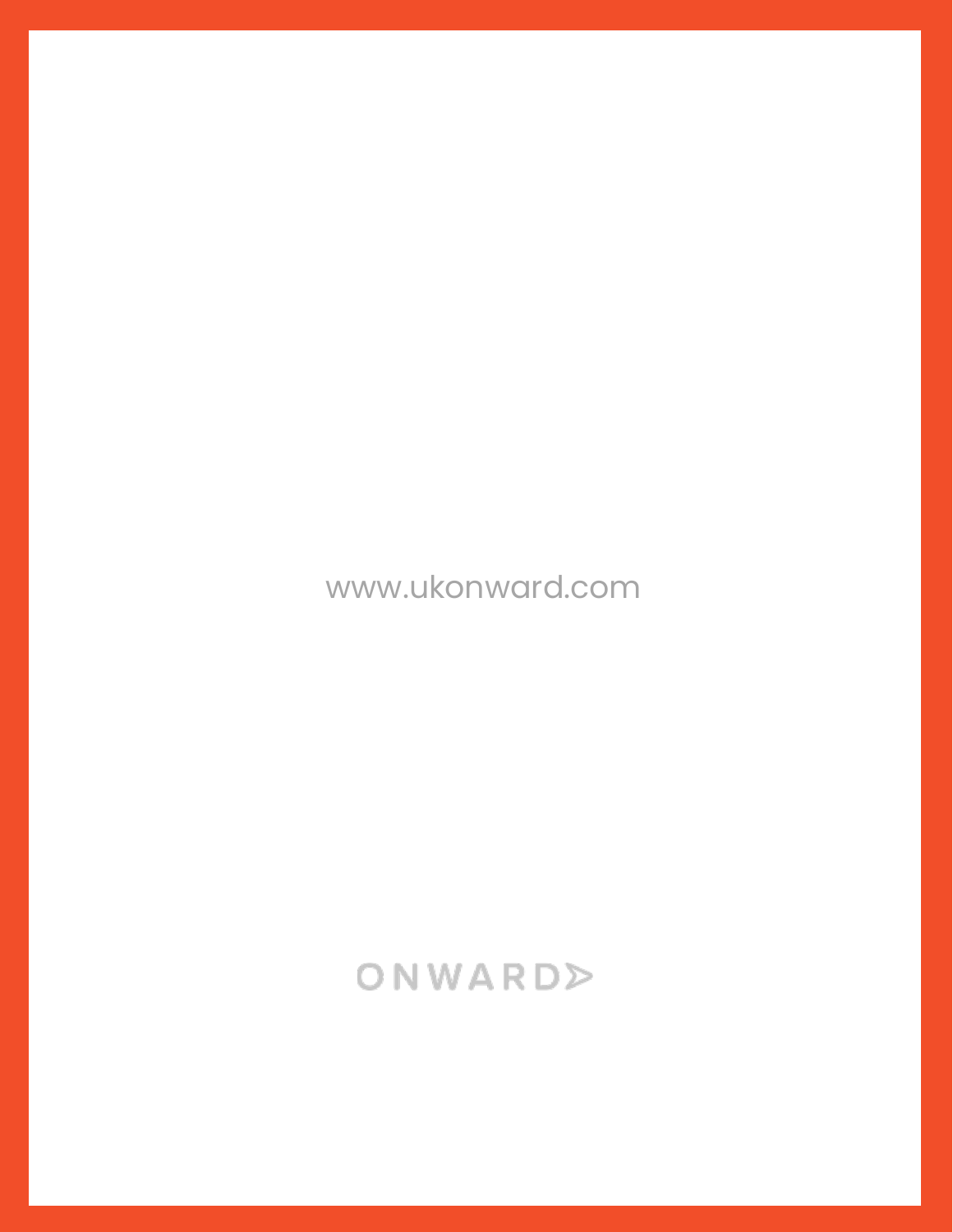www.ukonward.com

ONWARD